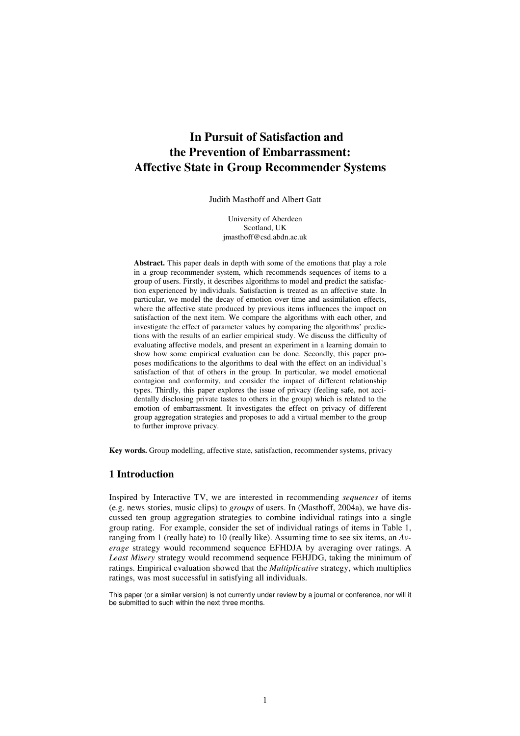# In Pursuit of Satisfaction and the Prevention of Embarrassment: Affective State in Group Recommender Systems

Judith Masthoff and Albert Gatt

University of Aberdeen
Scotland, UK
jmasthoff@csd.abdn.ac.uk

**Abstract.** This paper deals in depth with some of the emotions that play a role in a group recommender system, which recommends sequences of items to a group of users. Firstly, it describes algorithms to model and predict the satisfaction experienced by individuals. Satisfaction is treated as an affective state. In particular, we model the decay of emotion over time and assimilation effects, where the affective state produced by previous items influences the impact on satisfaction of the next item. We compare the algorithms with each other, and investigate the effect of parameter values by comparing the algorithms' predictions with the results of an earlier empirical study. We discuss the difficulty of evaluating affective models, and present an experiment in a learning domain to show how some empirical evaluation can be done. Secondly, this paper proposes modifications to the algorithms to deal with the effect on an individual's satisfaction of that of others in the group. In particular, we model emotional contagion and conformity, and consider the impact of different relationship types. Thirdly, this paper explores the issue of privacy (feeling safe, not accidentally disclosing private tastes to others in the group) which is related to the emotion of embarrassment. It investigates the effect on privacy of different group aggregation strategies and proposes to add a virtual member to the group to further improve privacy.

**Key words.** Group modelling, affective state, satisfaction, recommender systems, privacy

## 1 Introduction

Inspired by Interactive TV, we are interested in recommending *sequences* of items (e.g. news stories, music clips) to *groups* of users. In (Masthoff, 2004a), we have discussed ten group aggregation strategies to combine individual ratings into a single group rating. For example, consider the set of individual ratings of items in Table 1, ranging from 1 (really hate) to 10 (really like). Assuming time to see six items, an *Average* strategy would recommend sequence EFHDJA by averaging over ratings. A *Least Misery* strategy would recommend sequence FEHJDG, taking the minimum of ratings. Empirical evaluation showed that the *Multiplicative* strategy, which multiplies ratings, was most successful in satisfying all individuals.

This paper (or a similar version) is not currently under review by a journal or conference, nor will it be submitted to such within the next three months.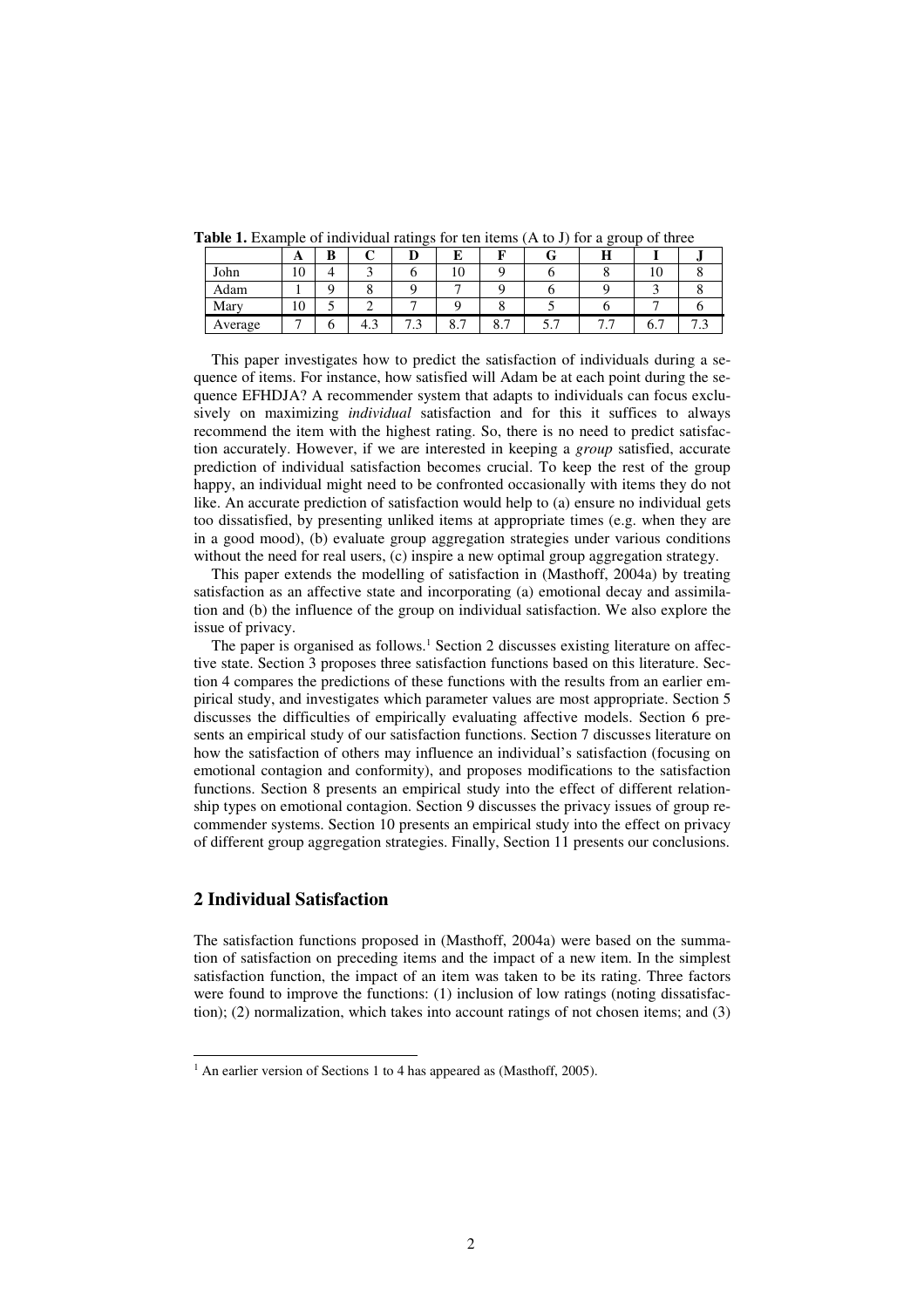**Table 1.** Example of individual ratings for ten items (A to J) for a group of three

| | A | B | C | D | E | F | G | H | I | J |
|---|---|---|---|---|---|---|---|---|---|---|
| John | 10 | 4 | 3 | 6 | 10 | 9 | 6 | 8 | 10 | 8 |
| Adam | 1 | 9 | 8 | 9 | 7 | 9 | 6 | 9 | 3 | 8 |
| Mary | 10 | 5 | 2 | 7 | 9 | 8 | 5 | 6 | 7 | 6 |
| Average | 7 | 6 | 4.3 | 7.3 | 8.7 | 8.7 | 5.7 | 7.7 | 6.7 | 7.3 |

This paper investigates how to predict the satisfaction of individuals during a sequence of items. For instance, how satisfied will Adam be at each point during the sequence EFHDJA? A recommender system that adapts to individuals can focus exclusively on maximizing *individual* satisfaction and for this it suffices to always recommend the item with the highest rating. So, there is no need to predict satisfaction accurately. However, if we are interested in keeping a *group* satisfied, accurate prediction of individual satisfaction becomes crucial. To keep the rest of the group happy, an individual might need to be confronted occasionally with items they do not like. An accurate prediction of satisfaction would help to (a) ensure no individual gets too dissatisfied, by presenting unliked items at appropriate times (e.g. when they are in a good mood), (b) evaluate group aggregation strategies under various conditions without the need for real users, (c) inspire a new optimal group aggregation strategy.

This paper extends the modelling of satisfaction in (Masthoff, 2004a) by treating satisfaction as an affective state and incorporating (a) emotional decay and assimilation and (b) the influence of the group on individual satisfaction. We also explore the issue of privacy.

The paper is organised as follows.[1] Section 2 discusses existing literature on affective state. Section 3 proposes three satisfaction functions based on this literature. Section 4 compares the predictions of these functions with the results from an earlier empirical study, and investigates which parameter values are most appropriate. Section 5 discusses the difficulties of empirically evaluating affective models. Section 6 presents an empirical study of our satisfaction functions. Section 7 discusses literature on how the satisfaction of others may influence an individual's satisfaction (focusing on emotional contagion and conformity), and proposes modifications to the satisfaction functions. Section 8 presents an empirical study into the effect of different relationship types on emotional contagion. Section 9 discusses the privacy issues of group recommender systems. Section 10 presents an empirical study into the effect on privacy of different group aggregation strategies. Finally, Section 11 presents our conclusions.

## 2 Individual Satisfaction

The satisfaction functions proposed in (Masthoff, 2004a) were based on the summation of satisfaction on preceding items and the impact of a new item. In the simplest satisfaction function, the impact of an item was taken to be its rating. Three factors were found to improve the functions: (1) inclusion of low ratings (noting dissatisfaction); (2) normalization, which takes into account ratings of not chosen items; and (3)

[1] An earlier version of Sections 1 to 4 has appeared as (Masthoff, 2005).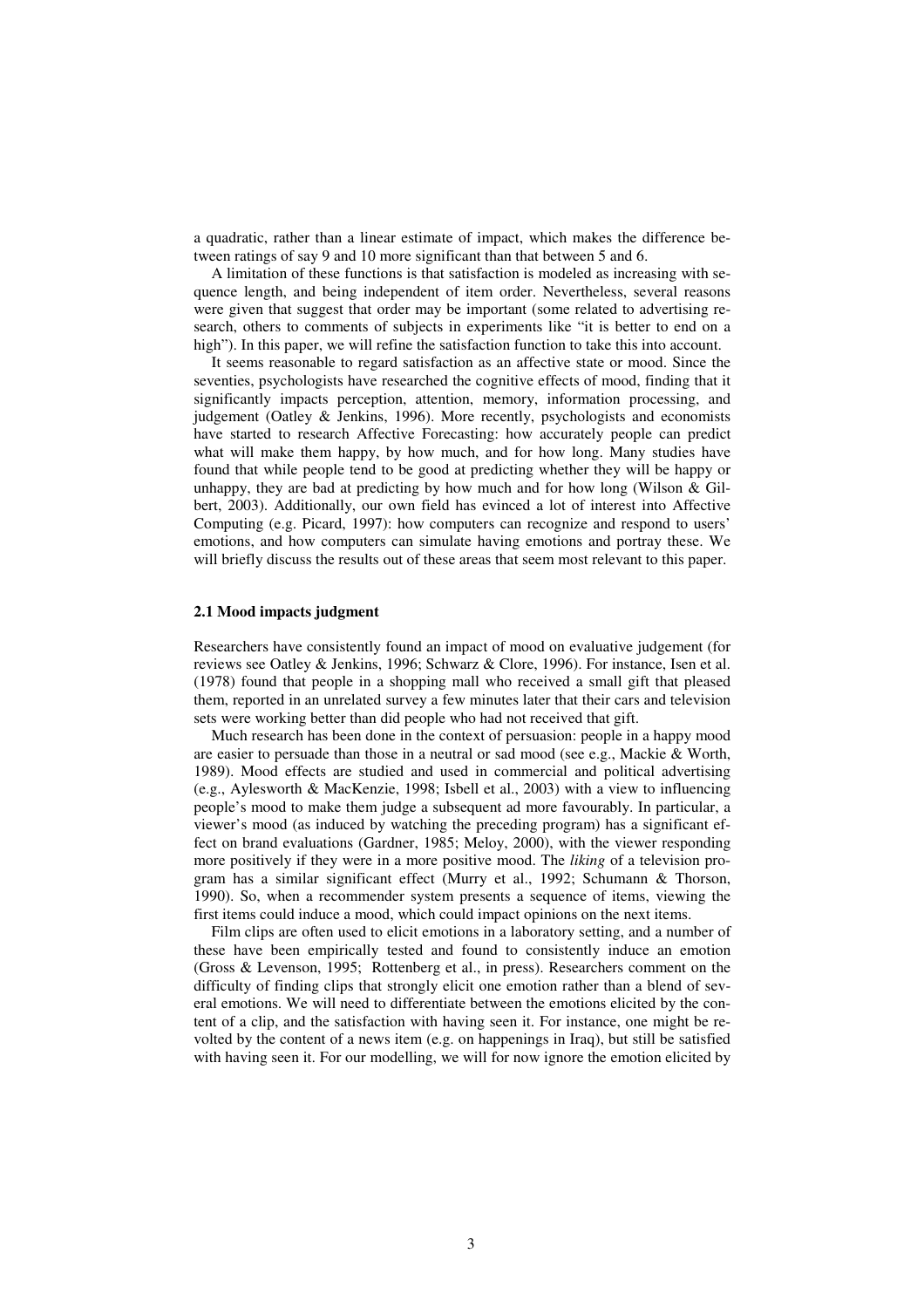a quadratic, rather than a linear estimate of impact, which makes the difference between ratings of say 9 and 10 more significant than that between 5 and 6.

A limitation of these functions is that satisfaction is modeled as increasing with sequence length, and being independent of item order. Nevertheless, several reasons were given that suggest that order may be important (some related to advertising research, others to comments of subjects in experiments like "it is better to end on a high"). In this paper, we will refine the satisfaction function to take this into account.

It seems reasonable to regard satisfaction as an affective state or mood. Since the seventies, psychologists have researched the cognitive effects of mood, finding that it significantly impacts perception, attention, memory, information processing, and judgement (Oatley & Jenkins, 1996). More recently, psychologists and economists have started to research Affective Forecasting: how accurately people can predict what will make them happy, by how much, and for how long. Many studies have found that while people tend to be good at predicting whether they will be happy or unhappy, they are bad at predicting by how much and for how long (Wilson & Gilbert, 2003). Additionally, our own field has evinced a lot of interest into Affective Computing (e.g. Picard, 1997): how computers can recognize and respond to users' emotions, and how computers can simulate having emotions and portray these. We will briefly discuss the results out of these areas that seem most relevant to this paper.

### 2.1 Mood impacts judgment

Researchers have consistently found an impact of mood on evaluative judgement (for reviews see Oatley & Jenkins, 1996; Schwarz & Clore, 1996). For instance, Isen et al. (1978) found that people in a shopping mall who received a small gift that pleased them, reported in an unrelated survey a few minutes later that their cars and television sets were working better than did people who had not received that gift.

Much research has been done in the context of persuasion: people in a happy mood are easier to persuade than those in a neutral or sad mood (see e.g., Mackie & Worth, 1989). Mood effects are studied and used in commercial and political advertising (e.g., Aylesworth & MacKenzie, 1998; Isbell et al., 2003) with a view to influencing people's mood to make them judge a subsequent ad more favourably. In particular, a viewer's mood (as induced by watching the preceding program) has a significant effect on brand evaluations (Gardner, 1985; Meloy, 2000), with the viewer responding more positively if they were in a more positive mood. The *liking* of a television program has a similar significant effect (Murry et al., 1992; Schumann & Thorson, 1990). So, when a recommender system presents a sequence of items, viewing the first items could induce a mood, which could impact opinions on the next items.

Film clips are often used to elicit emotions in a laboratory setting, and a number of these have been empirically tested and found to consistently induce an emotion (Gross & Levenson, 1995; Rottenberg et al., in press). Researchers comment on the difficulty of finding clips that strongly elicit one emotion rather than a blend of several emotions. We will need to differentiate between the emotions elicited by the content of a clip, and the satisfaction with having seen it. For instance, one might be revolted by the content of a news item (e.g. on happenings in Iraq), but still be satisfied with having seen it. For our modelling, we will for now ignore the emotion elicited by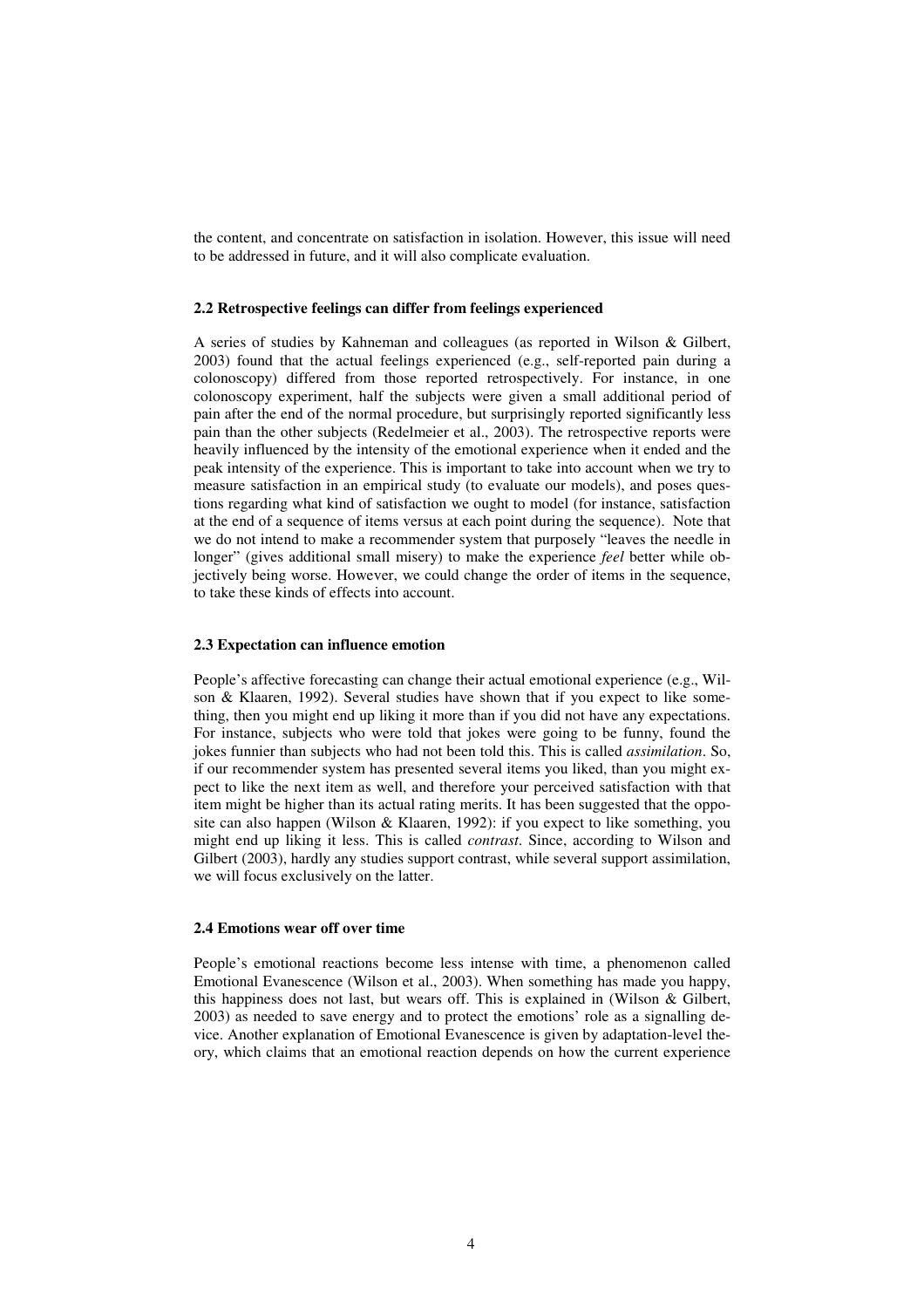the content, and concentrate on satisfaction in isolation. However, this issue will need to be addressed in future, and it will also complicate evaluation.

### 2.2 Retrospective feelings can differ from feelings experienced

A series of studies by Kahneman and colleagues (as reported in Wilson & Gilbert, 2003) found that the actual feelings experienced (e.g., self-reported pain during a colonoscopy) differed from those reported retrospectively. For instance, in one colonoscopy experiment, half the subjects were given a small additional period of pain after the end of the normal procedure, but surprisingly reported significantly less pain than the other subjects (Redelmeier et al., 2003). The retrospective reports were heavily influenced by the intensity of the emotional experience when it ended and the peak intensity of the experience. This is important to take into account when we try to measure satisfaction in an empirical study (to evaluate our models), and poses questions regarding what kind of satisfaction we ought to model (for instance, satisfaction at the end of a sequence of items versus at each point during the sequence). Note that we do not intend to make a recommender system that purposely "leaves the needle in longer" (gives additional small misery) to make the experience *feel* better while objectively being worse. However, we could change the order of items in the sequence, to take these kinds of effects into account.

### 2.3 Expectation can influence emotion

People's affective forecasting can change their actual emotional experience (e.g., Wilson & Klaaren, 1992). Several studies have shown that if you expect to like something, then you might end up liking it more than if you did not have any expectations. For instance, subjects who were told that jokes were going to be funny, found the jokes funnier than subjects who had not been told this. This is called *assimilation*. So, if our recommender system has presented several items you liked, than you might expect to like the next item as well, and therefore your perceived satisfaction with that item might be higher than its actual rating merits. It has been suggested that the opposite can also happen (Wilson & Klaaren, 1992): if you expect to like something, you might end up liking it less. This is called *contrast*. Since, according to Wilson and Gilbert (2003), hardly any studies support contrast, while several support assimilation, we will focus exclusively on the latter.

### 2.4 Emotions wear off over time

People's emotional reactions become less intense with time, a phenomenon called Emotional Evanescence (Wilson et al., 2003). When something has made you happy, this happiness does not last, but wears off. This is explained in (Wilson & Gilbert, 2003) as needed to save energy and to protect the emotions' role as a signalling device. Another explanation of Emotional Evanescence is given by adaptation-level theory, which claims that an emotional reaction depends on how the current experience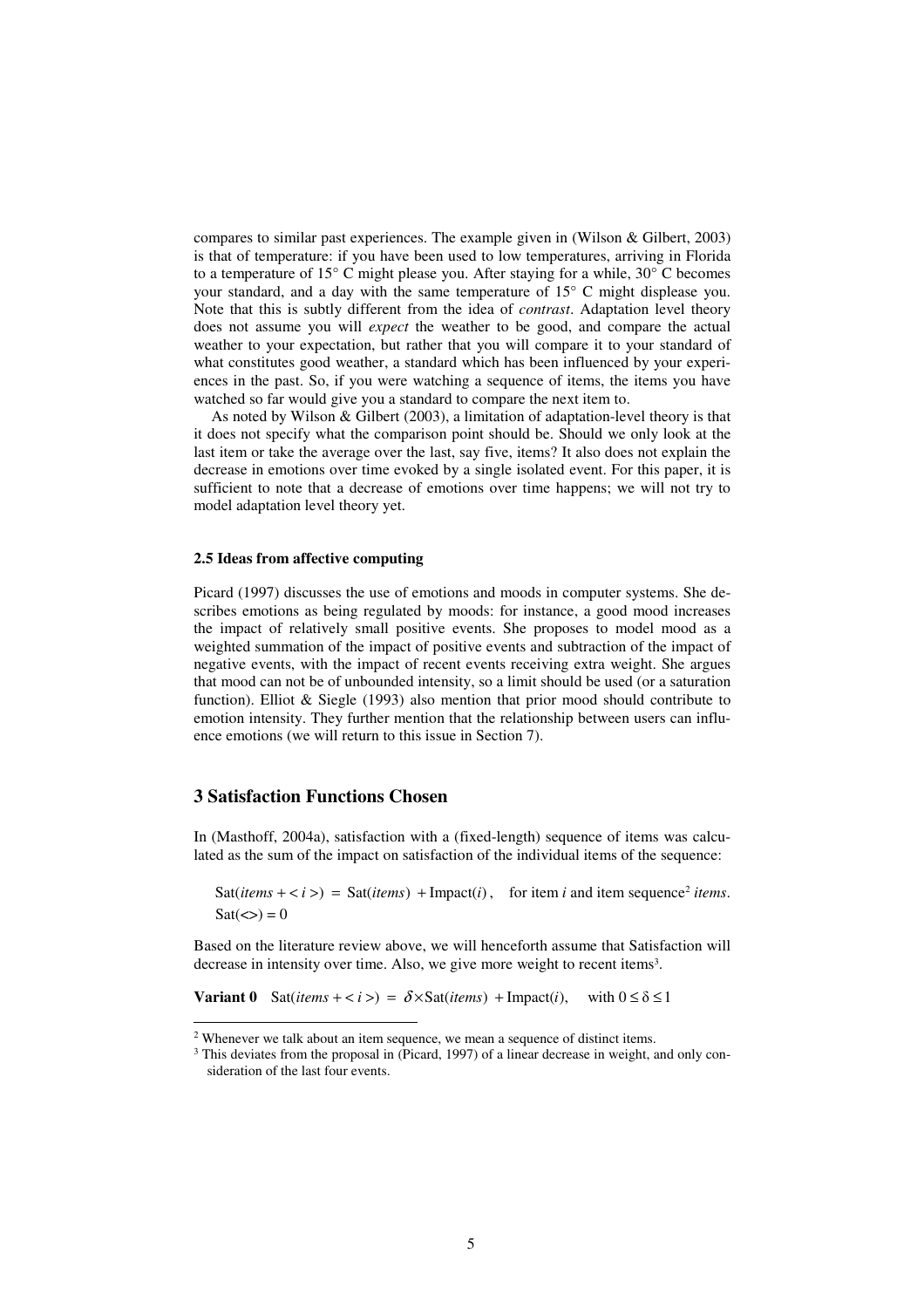compares to similar past experiences. The example given in (Wilson & Gilbert, 2003) is that of temperature: if you have been used to low temperatures, arriving in Florida to a temperature of 15° C might please you. After staying for a while, 30° C becomes your standard, and a day with the same temperature of 15° C might displease you. Note that this is subtly different from the idea of *contrast*. Adaptation level theory does not assume you will *expect* the weather to be good, and compare the actual weather to your expectation, but rather that you will compare it to your standard of what constitutes good weather, a standard which has been influenced by your experiences in the past. So, if you were watching a sequence of items, the items you have watched so far would give you a standard to compare the next item to.

As noted by Wilson & Gilbert (2003), a limitation of adaptation-level theory is that it does not specify what the comparison point should be. Should we only look at the last item or take the average over the last, say five, items? It also does not explain the decrease in emotions over time evoked by a single isolated event. For this paper, it is sufficient to note that a decrease of emotions over time happens; we will not try to model adaptation level theory yet.

#### 2.5 Ideas from affective computing

Picard (1997) discusses the use of emotions and moods in computer systems. She describes emotions as being regulated by moods: for instance, a good mood increases the impact of relatively small positive events. She proposes to model mood as a weighted summation of the impact of positive events and subtraction of the impact of negative events, with the impact of recent events receiving extra weight. She argues that mood can not be of unbounded intensity, so a limit should be used (or a saturation function). Elliot & Siegle (1993) also mention that prior mood should contribute to emotion intensity. They further mention that the relationship between users can influence emotions (we will return to this issue in Section 7).

## 3 Satisfaction Functions Chosen

In (Masthoff, 2004a), satisfaction with a (fixed-length) sequence of items was calculated as the sum of the impact on satisfaction of the individual items of the sequence:

$\mathrm{Sat}(items + <i>) = \mathrm{Sat}(items) + \mathrm{Impact}(i)$, for item $i$ and item sequence[2] *items*.
$\mathrm{Sat}(<>) = 0$

Based on the literature review above, we will henceforth assume that Satisfaction will decrease in intensity over time. Also, we give more weight to recent items[3].

**Variant 0** $\mathrm{Sat}(items + <i>) = \delta \times \mathrm{Sat}(items) + \mathrm{Impact}(i)$, with $0 \le \delta \le 1$

[2] Whenever we talk about an item sequence, we mean a sequence of distinct items.
[3] This deviates from the proposal in (Picard, 1997) of a linear decrease in weight, and only consideration of the last four events.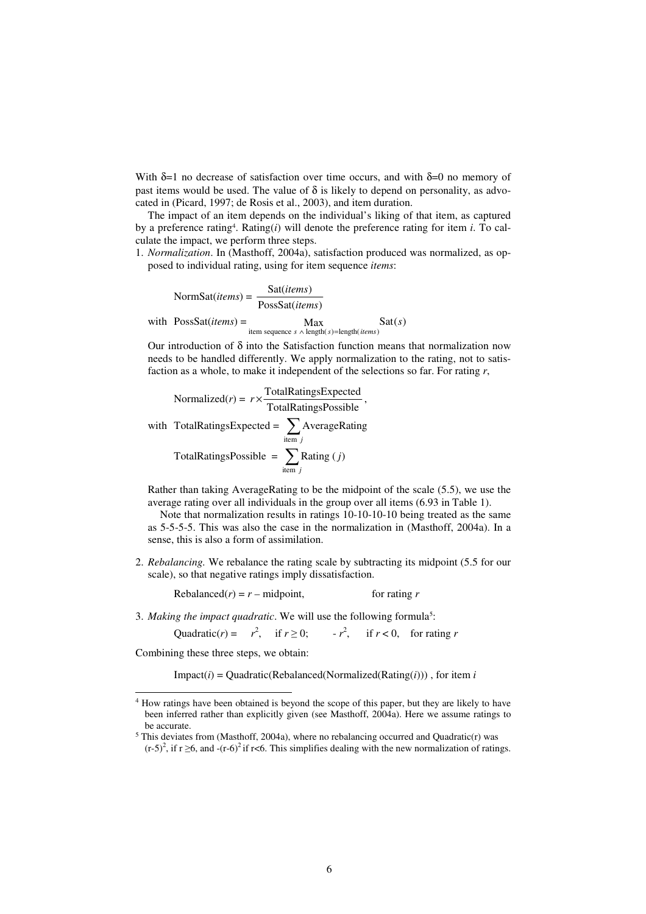With $\delta$=1 no decrease of satisfaction over time occurs, and with $\delta$=0 no memory of past items would be used. The value of $\delta$ is likely to depend on personality, as advocated in (Picard, 1997; de Rosis et al., 2003), and item duration.

The impact of an item depends on the individual's liking of that item, as captured by a preference rating[4]. Rating(*i*) will denote the preference rating for item *i*. To calculate the impact, we perform three steps.

1. *Normalization*. In (Masthoff, 2004a), satisfaction produced was normalized, as opposed to individual rating, using for item sequence *items*:

$$\text{NormSat}(items) = \frac{\text{Sat}(items)}{\text{PossSat}(items)}$$

$$\text{with } \text{PossSat}(items) = \max_{\text{item sequence } s \,\wedge\, \text{length}(s)=\text{length}(items)} \text{Sat}(s)$$

   Our introduction of $\delta$ into the Satisfaction function means that normalization now needs to be handled differently. We apply normalization to the rating, not to satisfaction as a whole, to make it independent of the selections so far. For rating *r*,

$$\text{Normalized}(r) = r \times \frac{\text{TotalRatingsExpected}}{\text{TotalRatingsPossible}},$$

$$\text{with } \text{TotalRatingsExpected} = \sum_{\text{item } j} \text{AverageRating}$$

$$\text{TotalRatingsPossible} = \sum_{\text{item } j} \text{Rating}(j)$$

   Rather than taking AverageRating to be the midpoint of the scale (5.5), we use the average rating over all individuals in the group over all items (6.93 in Table 1).

   Note that normalization results in ratings 10-10-10-10 being treated as the same as 5-5-5-5. This was also the case in the normalization in (Masthoff, 2004a). In a sense, this is also a form of assimilation.

2. *Rebalancing.* We rebalance the rating scale by subtracting its midpoint (5.5 for our scale), so that negative ratings imply dissatisfaction.

$$\text{Rebalanced}(r) = r - \text{midpoint}, \qquad \text{for rating } r$$

3. *Making the impact quadratic*. We will use the following formula[5]:

$$\text{Quadratic}(r) = \; r^2, \quad \text{if } r \geq 0; \qquad -r^2, \quad \text{if } r < 0, \quad \text{for rating } r$$

Combining these three steps, we obtain:

$$\text{Impact}(i) = \text{Quadratic}(\text{Rebalanced}(\text{Normalized}(\text{Rating}(i)))) \text{ , for item } i$$

---

[4] How ratings have been obtained is beyond the scope of this paper, but they are likely to have been inferred rather than explicitly given (see Masthoff, 2004a). Here we assume ratings to be accurate.

[5] This deviates from (Masthoff, 2004a), where no rebalancing occurred and Quadratic(r) was $(r-5)^2$, if $r \geq 6$, and $-(r-6)^2$ if $r<6$. This simplifies dealing with the new normalization of ratings.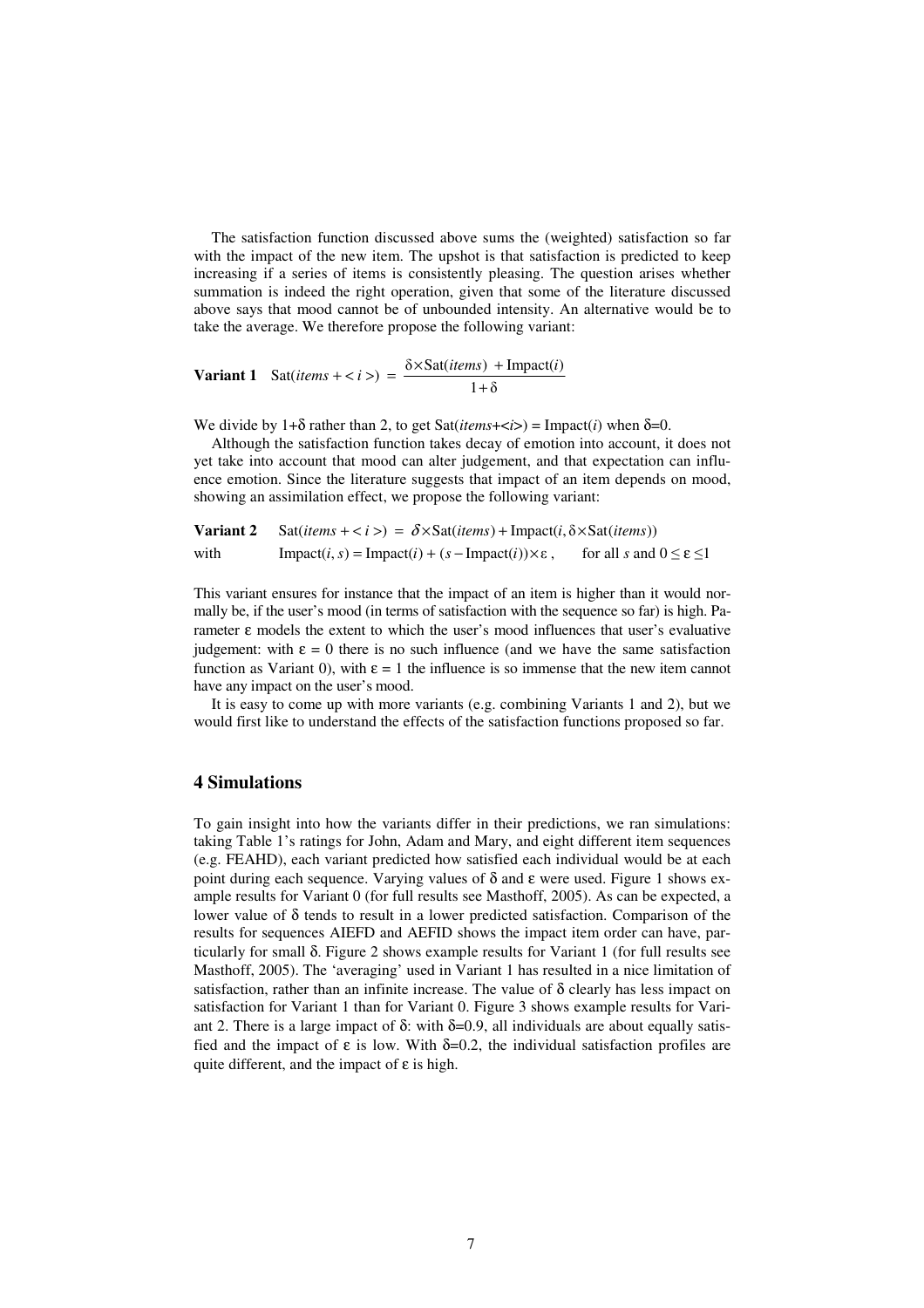The satisfaction function discussed above sums the (weighted) satisfaction so far with the impact of the new item. The upshot is that satisfaction is predicted to keep increasing if a series of items is consistently pleasing. The question arises whether summation is indeed the right operation, given that some of the literature discussed above says that mood cannot be of unbounded intensity. An alternative would be to take the average. We therefore propose the following variant:

**Variant 1** $$\text{Sat}(items + \langle i \rangle) = \frac{\delta \times \text{Sat}(items) + \text{Impact}(i)}{1 + \delta}$$

We divide by $1+\delta$ rather than 2, to get Sat(*items*+<*i*>) = Impact(*i*) when $\delta$=0.

Although the satisfaction function takes decay of emotion into account, it does not yet take into account that mood can alter judgement, and that expectation can influence emotion. Since the literature suggests that impact of an item depends on mood, showing an assimilation effect, we propose the following variant:

**Variant 2** $$\text{Sat}(items + \langle i \rangle) = \delta \times \text{Sat}(items) + \text{Impact}(i, \delta \times \text{Sat}(items))$$

with $$\text{Impact}(i, s) = \text{Impact}(i) + (s - \text{Impact}(i)) \times \varepsilon, \quad \text{for all } s \text{ and } 0 \leq \varepsilon \leq 1$$

This variant ensures for instance that the impact of an item is higher than it would normally be, if the user's mood (in terms of satisfaction with the sequence so far) is high. Parameter $\varepsilon$ models the extent to which the user's mood influences that user's evaluative judgement: with $\varepsilon = 0$ there is no such influence (and we have the same satisfaction function as Variant 0), with $\varepsilon = 1$ the influence is so immense that the new item cannot have any impact on the user's mood.

It is easy to come up with more variants (e.g. combining Variants 1 and 2), but we would first like to understand the effects of the satisfaction functions proposed so far.

## 4 Simulations

To gain insight into how the variants differ in their predictions, we ran simulations: taking Table 1's ratings for John, Adam and Mary, and eight different item sequences (e.g. FEAHD), each variant predicted how satisfied each individual would be at each point during each sequence. Varying values of $\delta$ and $\varepsilon$ were used. Figure 1 shows example results for Variant 0 (for full results see Masthoff, 2005). As can be expected, a lower value of $\delta$ tends to result in a lower predicted satisfaction. Comparison of the results for sequences AIEFD and AEFID shows the impact item order can have, particularly for small $\delta$. Figure 2 shows example results for Variant 1 (for full results see Masthoff, 2005). The 'averaging' used in Variant 1 has resulted in a nice limitation of satisfaction, rather than an infinite increase. The value of $\delta$ clearly has less impact on satisfaction for Variant 1 than for Variant 0. Figure 3 shows example results for Variant 2. There is a large impact of $\delta$: with $\delta$=0.9, all individuals are about equally satisfied and the impact of $\varepsilon$ is low. With $\delta$=0.2, the individual satisfaction profiles are quite different, and the impact of $\varepsilon$ is high.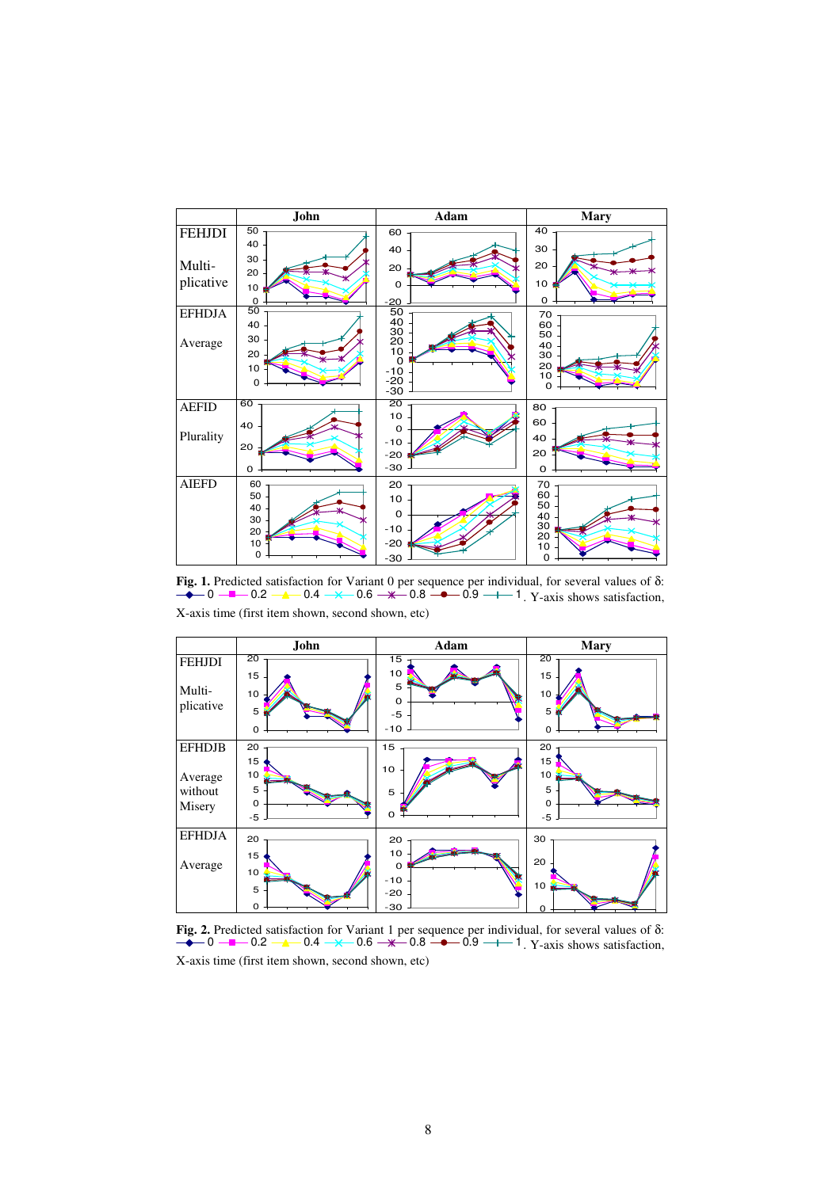| | John | Adam | Mary |
|---|---|---|---|
| FEHJDI<br><br>Multi-plicative | | | |
| EFHDJA<br><br>Average | | | |
| AEFID<br><br>Plurality | | | |
| AIEFD | | | |

**Fig. 1.** Predicted satisfaction for Variant 0 per sequence per individual, for several values of δ: 0, 0.2, 0.4, 0.6, 0.8, 0.9, 1. Y-axis shows satisfaction, X-axis time (first item shown, second shown, etc)

| | John | Adam | Mary |
|---|---|---|---|
| FEHJDI<br><br>Multi-plicative | | | |
| EFHDJB<br><br>Average without Misery | | | |
| EFHDJA<br><br>Average | | | |

**Fig. 2.** Predicted satisfaction for Variant 1 per sequence per individual, for several values of δ: 0, 0.2, 0.4, 0.6, 0.8, 0.9, 1. Y-axis shows satisfaction, X-axis time (first item shown, second shown, etc)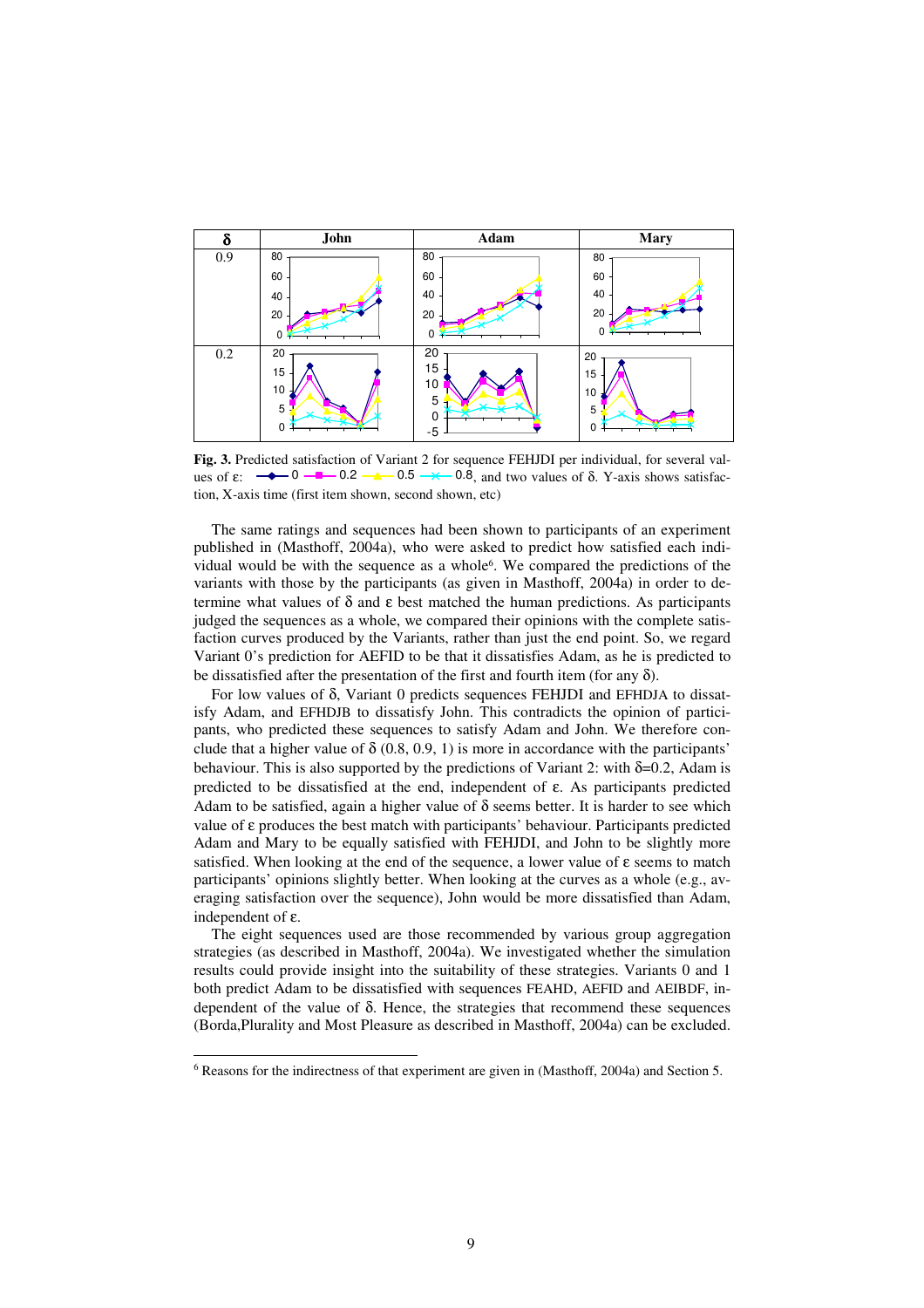| δ | John | Adam | Mary |
|---|---|---|---|
| 0.9 | | | |
| 0.2 | | | |

**Fig. 3.** Predicted satisfaction of Variant 2 for sequence FEHJDI per individual, for several values of ε: 0, 0.2, 0.5, 0.8, and two values of δ. Y-axis shows satisfaction, X-axis time (first item shown, second shown, etc)

The same ratings and sequences had been shown to participants of an experiment published in (Masthoff, 2004a), who were asked to predict how satisfied each individual would be with the sequence as a whole[6]. We compared the predictions of the variants with those by the participants (as given in Masthoff, 2004a) in order to determine what values of δ and ε best matched the human predictions. As participants judged the sequences as a whole, we compared their opinions with the complete satisfaction curves produced by the Variants, rather than just the end point. So, we regard Variant 0's prediction for AEFID to be that it dissatisfies Adam, as he is predicted to be dissatisfied after the presentation of the first and fourth item (for any δ).

For low values of δ, Variant 0 predicts sequences FEHJDI and EFHDJA to dissatisfy Adam, and EFHDJB to dissatisfy John. This contradicts the opinion of participants, who predicted these sequences to satisfy Adam and John. We therefore conclude that a higher value of δ (0.8, 0.9, 1) is more in accordance with the participants' behaviour. This is also supported by the predictions of Variant 2: with δ=0.2, Adam is predicted to be dissatisfied at the end, independent of ε. As participants predicted Adam to be satisfied, again a higher value of δ seems better. It is harder to see which value of ε produces the best match with participants' behaviour. Participants predicted Adam and Mary to be equally satisfied with FEHJDI, and John to be slightly more satisfied. When looking at the end of the sequence, a lower value of ε seems to match participants' opinions slightly better. When looking at the curves as a whole (e.g., averaging satisfaction over the sequence), John would be more dissatisfied than Adam, independent of ε.

The eight sequences used are those recommended by various group aggregation strategies (as described in Masthoff, 2004a). We investigated whether the simulation results could provide insight into the suitability of these strategies. Variants 0 and 1 both predict Adam to be dissatisfied with sequences FEAHD, AEFID and AEIBDF, independent of the value of δ. Hence, the strategies that recommend these sequences (Borda,Plurality and Most Pleasure as described in Masthoff, 2004a) can be excluded.

[6] Reasons for the indirectness of that experiment are given in (Masthoff, 2004a) and Section 5.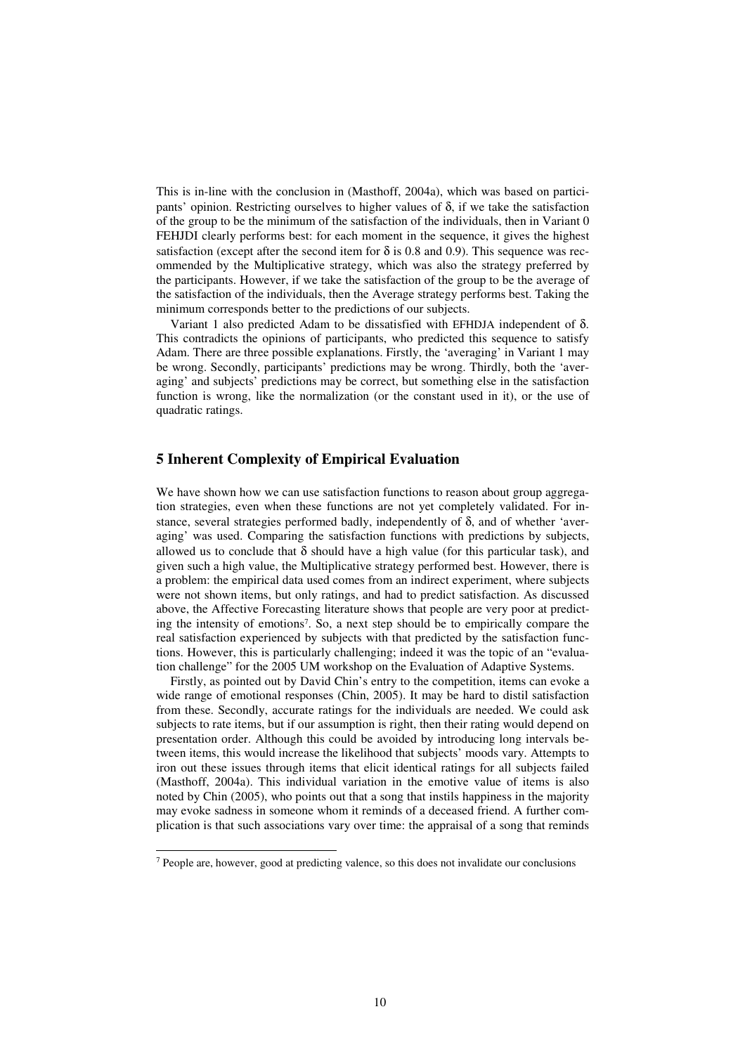This is in-line with the conclusion in (Masthoff, 2004a), which was based on participants' opinion. Restricting ourselves to higher values of $\delta$, if we take the satisfaction of the group to be the minimum of the satisfaction of the individuals, then in Variant 0 FEHJDI clearly performs best: for each moment in the sequence, it gives the highest satisfaction (except after the second item for $\delta$ is 0.8 and 0.9). This sequence was recommended by the Multiplicative strategy, which was also the strategy preferred by the participants. However, if we take the satisfaction of the group to be the average of the satisfaction of the individuals, then the Average strategy performs best. Taking the minimum corresponds better to the predictions of our subjects.

Variant 1 also predicted Adam to be dissatisfied with EFHDJA independent of $\delta$. This contradicts the opinions of participants, who predicted this sequence to satisfy Adam. There are three possible explanations. Firstly, the 'averaging' in Variant 1 may be wrong. Secondly, participants' predictions may be wrong. Thirdly, both the 'averaging' and subjects' predictions may be correct, but something else in the satisfaction function is wrong, like the normalization (or the constant used in it), or the use of quadratic ratings.

## 5 Inherent Complexity of Empirical Evaluation

We have shown how we can use satisfaction functions to reason about group aggregation strategies, even when these functions are not yet completely validated. For instance, several strategies performed badly, independently of $\delta$, and of whether 'averaging' was used. Comparing the satisfaction functions with predictions by subjects, allowed us to conclude that $\delta$ should have a high value (for this particular task), and given such a high value, the Multiplicative strategy performed best. However, there is a problem: the empirical data used comes from an indirect experiment, where subjects were not shown items, but only ratings, and had to predict satisfaction. As discussed above, the Affective Forecasting literature shows that people are very poor at predicting the intensity of emotions[7]. So, a next step should be to empirically compare the real satisfaction experienced by subjects with that predicted by the satisfaction functions. However, this is particularly challenging; indeed it was the topic of an "evaluation challenge" for the 2005 UM workshop on the Evaluation of Adaptive Systems.

Firstly, as pointed out by David Chin's entry to the competition, items can evoke a wide range of emotional responses (Chin, 2005). It may be hard to distil satisfaction from these. Secondly, accurate ratings for the individuals are needed. We could ask subjects to rate items, but if our assumption is right, then their rating would depend on presentation order. Although this could be avoided by introducing long intervals between items, this would increase the likelihood that subjects' moods vary. Attempts to iron out these issues through items that elicit identical ratings for all subjects failed (Masthoff, 2004a). This individual variation in the emotive value of items is also noted by Chin (2005), who points out that a song that instils happiness in the majority may evoke sadness in someone whom it reminds of a deceased friend. A further complication is that such associations vary over time: the appraisal of a song that reminds

[7] People are, however, good at predicting valence, so this does not invalidate our conclusions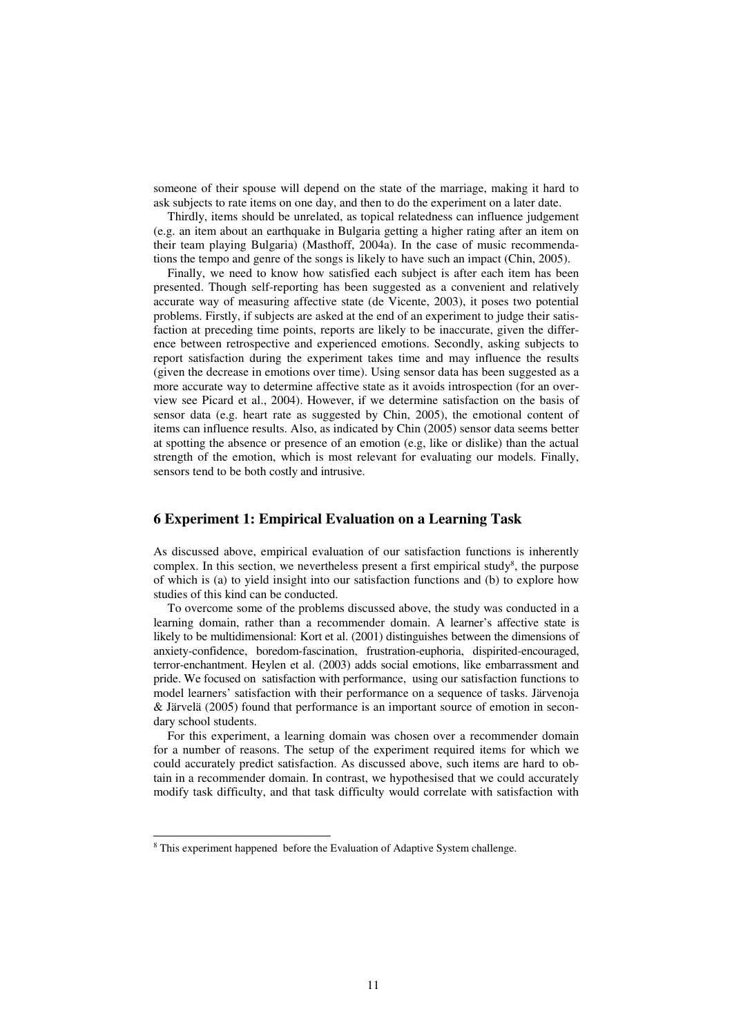someone of their spouse will depend on the state of the marriage, making it hard to ask subjects to rate items on one day, and then to do the experiment on a later date.

Thirdly, items should be unrelated, as topical relatedness can influence judgement (e.g. an item about an earthquake in Bulgaria getting a higher rating after an item on their team playing Bulgaria) (Masthoff, 2004a). In the case of music recommendations the tempo and genre of the songs is likely to have such an impact (Chin, 2005).

Finally, we need to know how satisfied each subject is after each item has been presented. Though self-reporting has been suggested as a convenient and relatively accurate way of measuring affective state (de Vicente, 2003), it poses two potential problems. Firstly, if subjects are asked at the end of an experiment to judge their satisfaction at preceding time points, reports are likely to be inaccurate, given the difference between retrospective and experienced emotions. Secondly, asking subjects to report satisfaction during the experiment takes time and may influence the results (given the decrease in emotions over time). Using sensor data has been suggested as a more accurate way to determine affective state as it avoids introspection (for an overview see Picard et al., 2004). However, if we determine satisfaction on the basis of sensor data (e.g. heart rate as suggested by Chin, 2005), the emotional content of items can influence results. Also, as indicated by Chin (2005) sensor data seems better at spotting the absence or presence of an emotion (e.g, like or dislike) than the actual strength of the emotion, which is most relevant for evaluating our models. Finally, sensors tend to be both costly and intrusive.

## 6 Experiment 1: Empirical Evaluation on a Learning Task

As discussed above, empirical evaluation of our satisfaction functions is inherently complex. In this section, we nevertheless present a first empirical study[8], the purpose of which is (a) to yield insight into our satisfaction functions and (b) to explore how studies of this kind can be conducted.

To overcome some of the problems discussed above, the study was conducted in a learning domain, rather than a recommender domain. A learner's affective state is likely to be multidimensional: Kort et al. (2001) distinguishes between the dimensions of anxiety-confidence, boredom-fascination, frustration-euphoria, dispirited-encouraged, terror-enchantment. Heylen et al. (2003) adds social emotions, like embarrassment and pride. We focused on satisfaction with performance, using our satisfaction functions to model learners' satisfaction with their performance on a sequence of tasks. Järvenoja & Järvelä (2005) found that performance is an important source of emotion in secondary school students.

For this experiment, a learning domain was chosen over a recommender domain for a number of reasons. The setup of the experiment required items for which we could accurately predict satisfaction. As discussed above, such items are hard to obtain in a recommender domain. In contrast, we hypothesised that we could accurately modify task difficulty, and that task difficulty would correlate with satisfaction with

[8] This experiment happened before the Evaluation of Adaptive System challenge.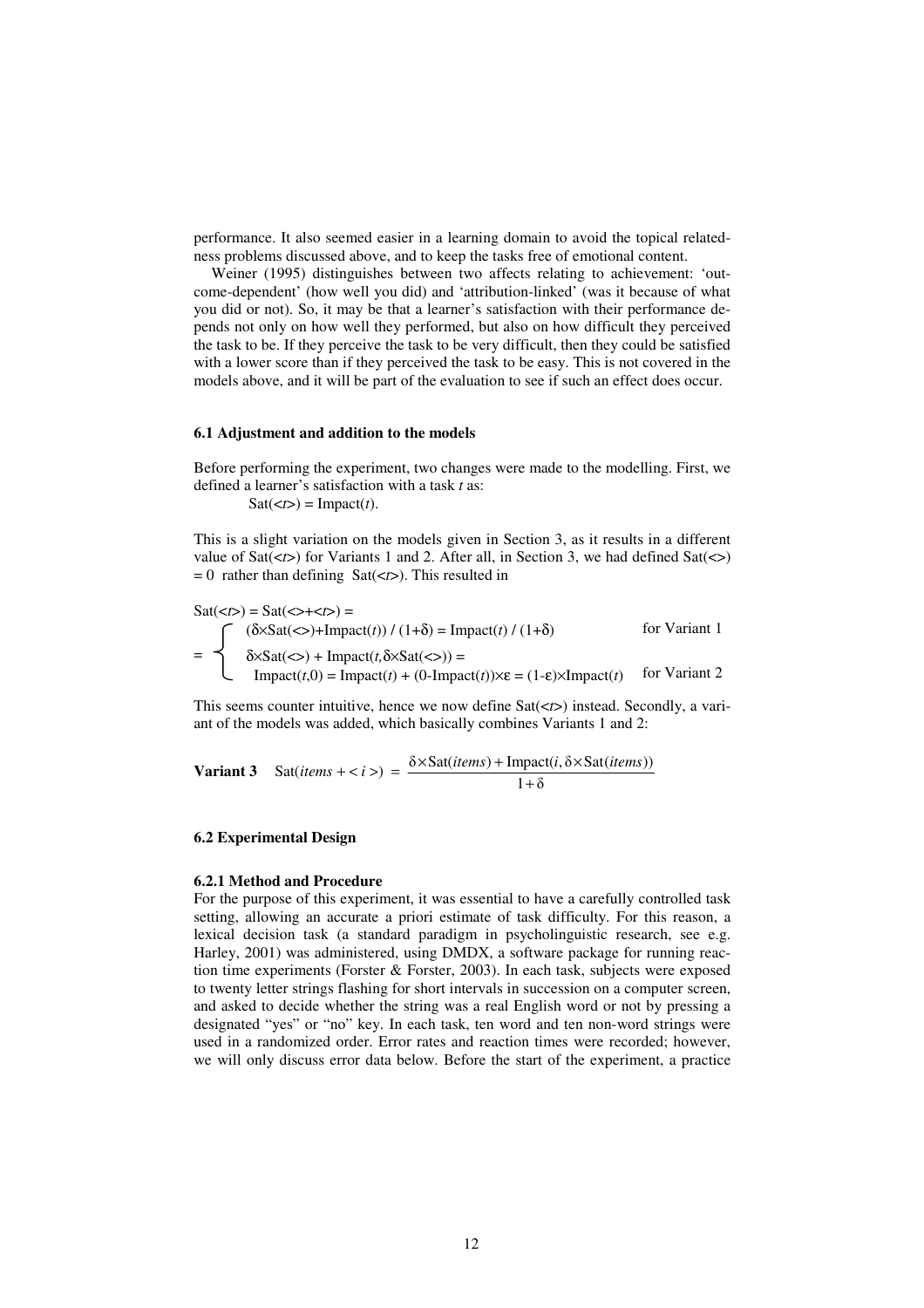performance. It also seemed easier in a learning domain to avoid the topical relatedness problems discussed above, and to keep the tasks free of emotional content.

Weiner (1995) distinguishes between two affects relating to achievement: 'outcome-dependent' (how well you did) and 'attribution-linked' (was it because of what you did or not). So, it may be that a learner's satisfaction with their performance depends not only on how well they performed, but also on how difficult they perceived the task to be. If they perceive the task to be very difficult, then they could be satisfied with a lower score than if they perceived the task to be easy. This is not covered in the models above, and it will be part of the evaluation to see if such an effect does occur.

### 6.1 Adjustment and addition to the models

Before performing the experiment, two changes were made to the modelling. First, we defined a learner's satisfaction with a task $t$ as:

$$\text{Sat}(<t>) = \text{Impact}(t).$$

This is a slight variation on the models given in Section 3, as it results in a different value of Sat(<*t*>) for Variants 1 and 2. After all, in Section 3, we had defined Sat(<>) = 0 rather than defining Sat(<*t*>). This resulted in

$$\text{Sat}(<t>) = \text{Sat}(<>+<t>) = \begin{cases} (\delta\times\text{Sat}(<>)+\text{Impact}(t)) / (1+\delta) = \text{Impact}(t) / (1+\delta) & \text{for Variant 1} \\ \delta\times\text{Sat}(<>) + \text{Impact}(t,\delta\times\text{Sat}(<>)) = \\ \quad \text{Impact}(t,0) = \text{Impact}(t) + (0-\text{Impact}(t))\times\varepsilon = (1-\varepsilon)\times\text{Impact}(t) & \text{for Variant 2} \end{cases}$$

This seems counter intuitive, hence we now define Sat(<*t*>) instead. Secondly, a variant of the models was added, which basically combines Variants 1 and 2:

**Variant 3** $$\text{Sat}(items + < i >) = \frac{\delta\times\text{Sat}(items) + \text{Impact}(i, \delta\times\text{Sat}(items))}{1+\delta}$$

### 6.2 Experimental Design

#### 6.2.1 Method and Procedure

For the purpose of this experiment, it was essential to have a carefully controlled task setting, allowing an accurate a priori estimate of task difficulty. For this reason, a lexical decision task (a standard paradigm in psycholinguistic research, see e.g. Harley, 2001) was administered, using DMDX, a software package for running reaction time experiments (Forster & Forster, 2003). In each task, subjects were exposed to twenty letter strings flashing for short intervals in succession on a computer screen, and asked to decide whether the string was a real English word or not by pressing a designated "yes" or "no" key. In each task, ten word and ten non-word strings were used in a randomized order. Error rates and reaction times were recorded; however, we will only discuss error data below. Before the start of the experiment, a practice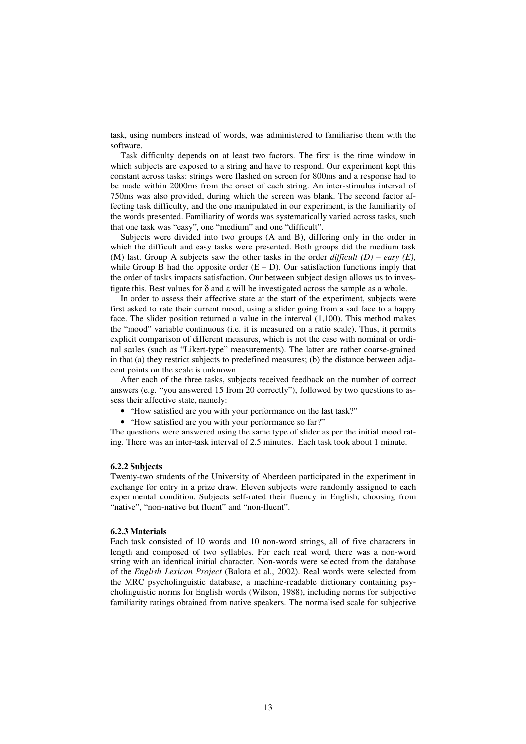task, using numbers instead of words, was administered to familiarise them with the software.

Task difficulty depends on at least two factors. The first is the time window in which subjects are exposed to a string and have to respond. Our experiment kept this constant across tasks: strings were flashed on screen for 800ms and a response had to be made within 2000ms from the onset of each string. An inter-stimulus interval of 750ms was also provided, during which the screen was blank. The second factor affecting task difficulty, and the one manipulated in our experiment, is the familiarity of the words presented. Familiarity of words was systematically varied across tasks, such that one task was "easy", one "medium" and one "difficult".

Subjects were divided into two groups (A and B), differing only in the order in which the difficult and easy tasks were presented. Both groups did the medium task (M) last. Group A subjects saw the other tasks in the order *difficult (D) – easy (E)*, while Group B had the opposite order (E – D). Our satisfaction functions imply that the order of tasks impacts satisfaction. Our between subject design allows us to investigate this. Best values for $\delta$ and $\varepsilon$ will be investigated across the sample as a whole.

In order to assess their affective state at the start of the experiment, subjects were first asked to rate their current mood, using a slider going from a sad face to a happy face. The slider position returned a value in the interval (1,100). This method makes the "mood" variable continuous (i.e. it is measured on a ratio scale). Thus, it permits explicit comparison of different measures, which is not the case with nominal or ordinal scales (such as "Likert-type" measurements). The latter are rather coarse-grained in that (a) they restrict subjects to predefined measures; (b) the distance between adjacent points on the scale is unknown.

After each of the three tasks, subjects received feedback on the number of correct answers (e.g. "you answered 15 from 20 correctly"), followed by two questions to assess their affective state, namely:

- "How satisfied are you with your performance on the last task?"
- "How satisfied are you with your performance so far?"

The questions were answered using the same type of slider as per the initial mood rating. There was an inter-task interval of 2.5 minutes. Each task took about 1 minute.

### 6.2.2 Subjects

Twenty-two students of the University of Aberdeen participated in the experiment in exchange for entry in a prize draw. Eleven subjects were randomly assigned to each experimental condition. Subjects self-rated their fluency in English, choosing from "native", "non-native but fluent" and "non-fluent".

### 6.2.3 Materials

Each task consisted of 10 words and 10 non-word strings, all of five characters in length and composed of two syllables. For each real word, there was a non-word string with an identical initial character. Non-words were selected from the database of the *English Lexicon Project* (Balota et al., 2002). Real words were selected from the MRC psycholinguistic database, a machine-readable dictionary containing psycholinguistic norms for English words (Wilson, 1988), including norms for subjective familiarity ratings obtained from native speakers. The normalised scale for subjective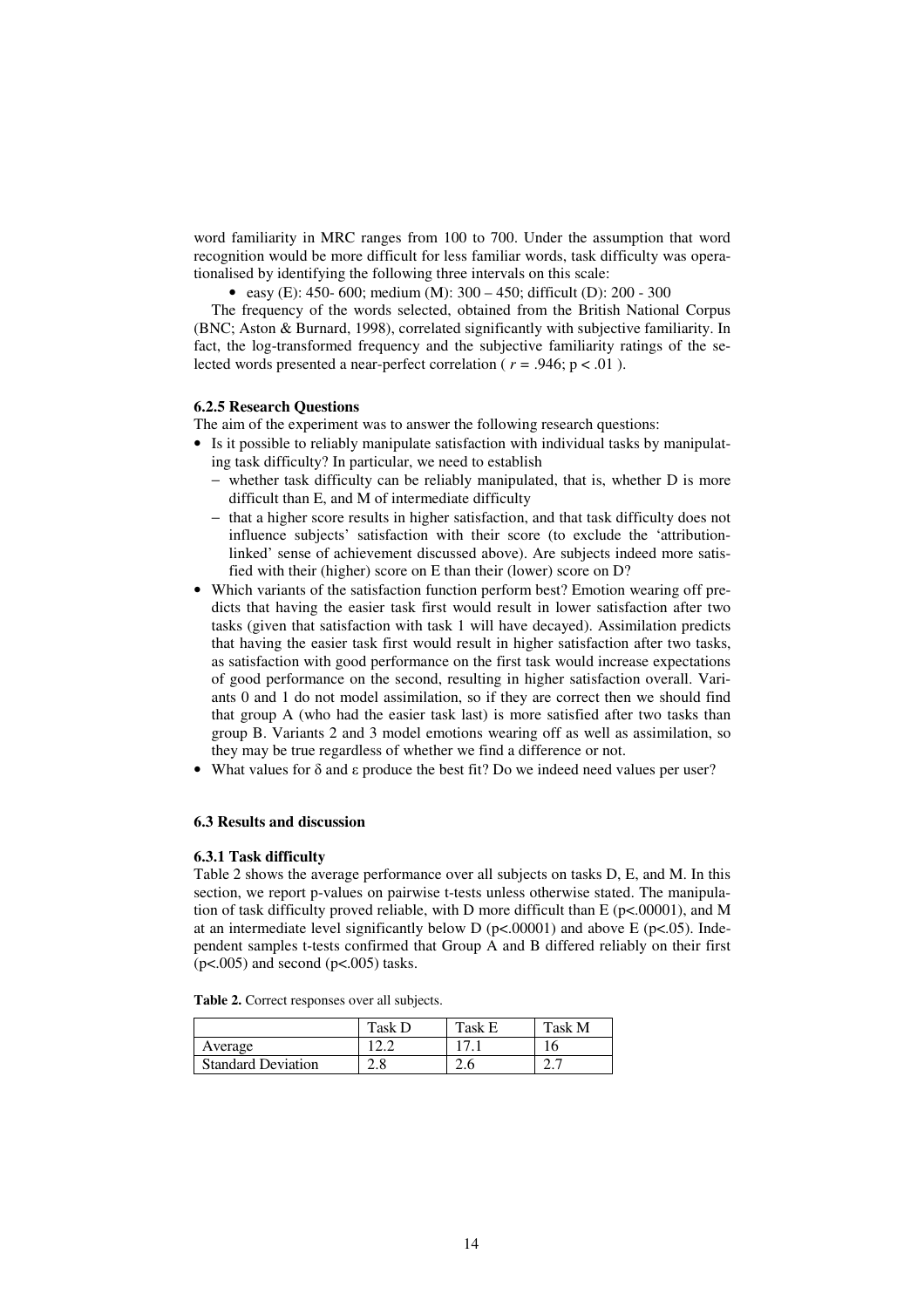word familiarity in MRC ranges from 100 to 700. Under the assumption that word recognition would be more difficult for less familiar words, task difficulty was operationalised by identifying the following three intervals on this scale:

- easy (E): 450- 600; medium (M): 300 – 450; difficult (D): 200 - 300

The frequency of the words selected, obtained from the British National Corpus (BNC; Aston & Burnard, 1998), correlated significantly with subjective familiarity. In fact, the log-transformed frequency and the subjective familiarity ratings of the selected words presented a near-perfect correlation ( $r = .946$; $p < .01$ ).

#### 6.2.5 Research Questions

The aim of the experiment was to answer the following research questions:

- Is it possible to reliably manipulate satisfaction with individual tasks by manipulating task difficulty? In particular, we need to establish
  - whether task difficulty can be reliably manipulated, that is, whether D is more difficult than E, and M of intermediate difficulty
  - that a higher score results in higher satisfaction, and that task difficulty does not influence subjects' satisfaction with their score (to exclude the 'attribution-linked' sense of achievement discussed above). Are subjects indeed more satisfied with their (higher) score on E than their (lower) score on D?
- Which variants of the satisfaction function perform best? Emotion wearing off predicts that having the easier task first would result in lower satisfaction after two tasks (given that satisfaction with task 1 will have decayed). Assimilation predicts that having the easier task first would result in higher satisfaction after two tasks, as satisfaction with good performance on the first task would increase expectations of good performance on the second, resulting in higher satisfaction overall. Variants 0 and 1 do not model assimilation, so if they are correct then we should find that group A (who had the easier task last) is more satisfied after two tasks than group B. Variants 2 and 3 model emotions wearing off as well as assimilation, so they may be true regardless of whether we find a difference or not.
- What values for $\delta$ and $\varepsilon$ produce the best fit? Do we indeed need values per user?

### 6.3 Results and discussion

#### 6.3.1 Task difficulty

Table 2 shows the average performance over all subjects on tasks D, E, and M. In this section, we report p-values on pairwise t-tests unless otherwise stated. The manipulation of task difficulty proved reliable, with D more difficult than E ($p<.00001$), and M at an intermediate level significantly below D ($p<.00001$) and above E ($p<.05$). Independent samples t-tests confirmed that Group A and B differed reliably on their first ($p<.005$) and second ($p<.005$) tasks.

**Table 2.** Correct responses over all subjects.

| | Task D | Task E | Task M |
|---|---|---|---|
| Average | 12.2 | 17.1 | 16 |
| Standard Deviation | 2.8 | 2.6 | 2.7 |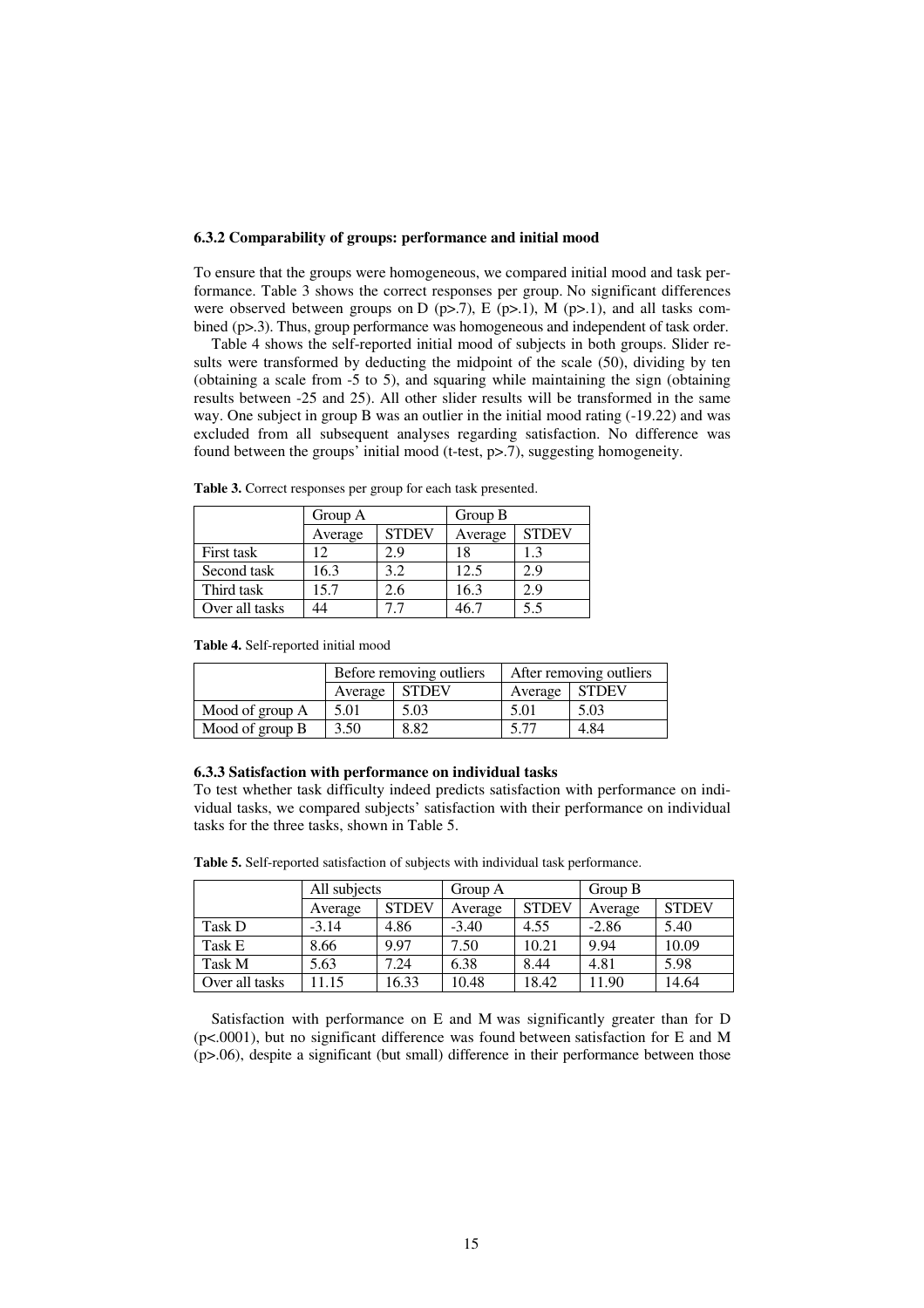#### 6.3.2 Comparability of groups: performance and initial mood

To ensure that the groups were homogeneous, we compared initial mood and task performance. Table 3 shows the correct responses per group. No significant differences were observed between groups on D ($p>.7$), E ($p>.1$), M ($p>.1$), and all tasks combined ($p>.3$). Thus, group performance was homogeneous and independent of task order.

Table 4 shows the self-reported initial mood of subjects in both groups. Slider results were transformed by deducting the midpoint of the scale (50), dividing by ten (obtaining a scale from -5 to 5), and squaring while maintaining the sign (obtaining results between -25 and 25). All other slider results will be transformed in the same way. One subject in group B was an outlier in the initial mood rating (-19.22) and was excluded from all subsequent analyses regarding satisfaction. No difference was found between the groups' initial mood (t-test, $p>.7$), suggesting homogeneity.

**Table 3.** Correct responses per group for each task presented.

| | Group A | | Group B | |
|---|---|---|---|---|
| | Average | STDEV | Average | STDEV |
| First task | 12 | 2.9 | 18 | 1.3 |
| Second task | 16.3 | 3.2 | 12.5 | 2.9 |
| Third task | 15.7 | 2.6 | 16.3 | 2.9 |
| Over all tasks | 44 | 7.7 | 46.7 | 5.5 |

**Table 4.** Self-reported initial mood

| | Before removing outliers | | After removing outliers | |
|---|---|---|---|---|
| | Average | STDEV | Average | STDEV |
| Mood of group A | 5.01 | 5.03 | 5.01 | 5.03 |
| Mood of group B | 3.50 | 8.82 | 5.77 | 4.84 |

#### 6.3.3 Satisfaction with performance on individual tasks

To test whether task difficulty indeed predicts satisfaction with performance on individual tasks, we compared subjects' satisfaction with their performance on individual tasks for the three tasks, shown in Table 5.

**Table 5.** Self-reported satisfaction of subjects with individual task performance.

| | All subjects | | Group A | | Group B | |
|---|---|---|---|---|---|---|
| | Average | STDEV | Average | STDEV | Average | STDEV |
| Task D | -3.14 | 4.86 | -3.40 | 4.55 | -2.86 | 5.40 |
| Task E | 8.66 | 9.97 | 7.50 | 10.21 | 9.94 | 10.09 |
| Task M | 5.63 | 7.24 | 6.38 | 8.44 | 4.81 | 5.98 |
| Over all tasks | 11.15 | 16.33 | 10.48 | 18.42 | 11.90 | 14.64 |

Satisfaction with performance on E and M was significantly greater than for D ($p<.0001$), but no significant difference was found between satisfaction for E and M ($p>.06$), despite a significant (but small) difference in their performance between those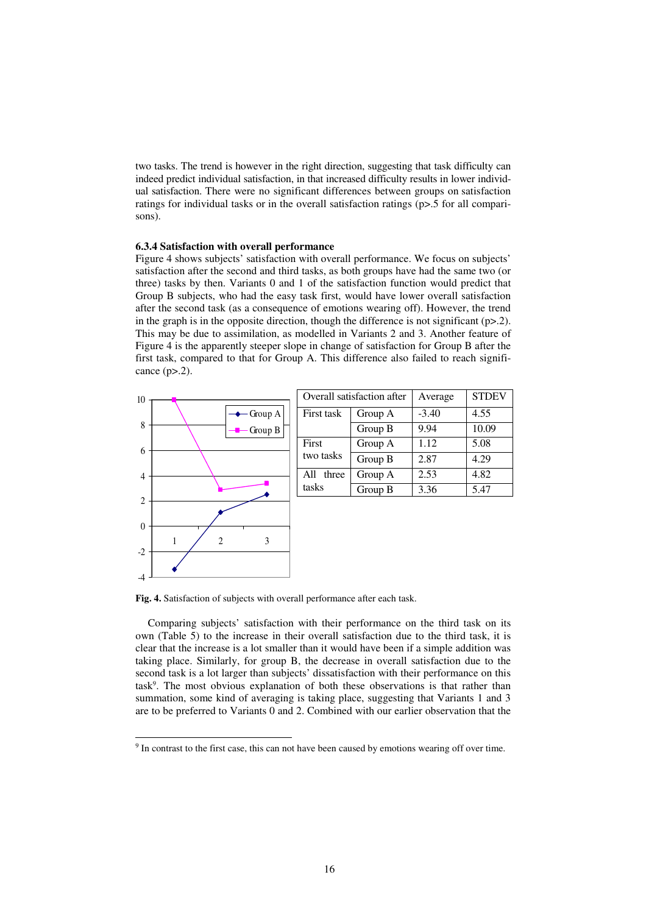two tasks. The trend is however in the right direction, suggesting that task difficulty can indeed predict individual satisfaction, in that increased difficulty results in lower individual satisfaction. There were no significant differences between groups on satisfaction ratings for individual tasks or in the overall satisfaction ratings ($p>.5$ for all comparisons).

### 6.3.4 Satisfaction with overall performance

Figure 4 shows subjects' satisfaction with overall performance. We focus on subjects' satisfaction after the second and third tasks, as both groups have had the same two (or three) tasks by then. Variants 0 and 1 of the satisfaction function would predict that Group B subjects, who had the easy task first, would have lower overall satisfaction after the second task (as a consequence of emotions wearing off). However, the trend in the graph is in the opposite direction, though the difference is not significant ($p>.2$). This may be due to assimilation, as modelled in Variants 2 and 3. Another feature of Figure 4 is the apparently steeper slope in change of satisfaction for Group B after the first task, compared to that for Group A. This difference also failed to reach significance ($p>.2$).

| Overall satisfaction after | | Average | STDEV |
|---|---|---|---|
| First task | Group A | -3.40 | 4.55 |
| | Group B | 9.94 | 10.09 |
| First two tasks | Group A | 1.12 | 5.08 |
| | Group B | 2.87 | 4.29 |
| All three tasks | Group A | 2.53 | 4.82 |
| | Group B | 3.36 | 5.47 |

**Fig. 4.** Satisfaction of subjects with overall performance after each task.

Comparing subjects' satisfaction with their performance on the third task on its own (Table 5) to the increase in their overall satisfaction due to the third task, it is clear that the increase is a lot smaller than it would have been if a simple addition was taking place. Similarly, for group B, the decrease in overall satisfaction due to the second task is a lot larger than subjects' dissatisfaction with their performance on this task[9]. The most obvious explanation of both these observations is that rather than summation, some kind of averaging is taking place, suggesting that Variants 1 and 3 are to be preferred to Variants 0 and 2. Combined with our earlier observation that the

---

[9] In contrast to the first case, this can not have been caused by emotions wearing off over time.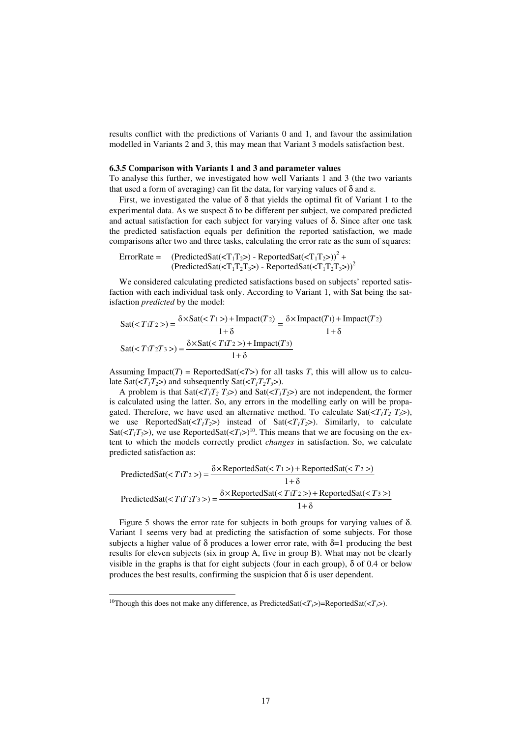results conflict with the predictions of Variants 0 and 1, and favour the assimilation modelled in Variants 2 and 3, this may mean that Variant 3 models satisfaction best.

### 6.3.5 Comparison with Variants 1 and 3 and parameter values

To analyse this further, we investigated how well Variants 1 and 3 (the two variants that used a form of averaging) can fit the data, for varying values of δ and ε.

First, we investigated the value of δ that yields the optimal fit of Variant 1 to the experimental data. As we suspect δ to be different per subject, we compared predicted and actual satisfaction for each subject for varying values of δ. Since after one task the predicted satisfaction equals per definition the reported satisfaction, we made comparisons after two and three tasks, calculating the error rate as the sum of squares:

$$\text{ErrorRate} = (\text{PredictedSat}(<T_1T_2>) - \text{ReportedSat}(<T_1T_2>))^2 + (\text{PredictedSat}(<T_1T_2T_3>) - \text{ReportedSat}(<T_1T_2T_3>))^2$$

We considered calculating predicted satisfactions based on subjects' reported satisfaction with each individual task only. According to Variant 1, with Sat being the satisfaction *predicted* by the model:

$$\text{Sat}(<T_1T_2>) = \frac{\delta \times \text{Sat}(<T_1>) + \text{Impact}(T_2)}{1+\delta} = \frac{\delta \times \text{Impact}(T_1) + \text{Impact}(T_2)}{1+\delta}$$

$$\text{Sat}(<T_1T_2T_3>) = \frac{\delta \times \text{Sat}(<T_1T_2>) + \text{Impact}(T_3)}{1+\delta}$$

Assuming Impact($T$) = ReportedSat($<T>$) for all tasks $T$, this will allow us to calculate Sat($<T_1T_2>$) and subsequently Sat($<T_1T_2T_3>$).

A problem is that Sat($<T_1T_2\ T_3>$) and Sat($<T_1T_2>$) are not independent, the former is calculated using the latter. So, any errors in the modelling early on will be propagated. Therefore, we have used an alternative method. To calculate Sat($<T_1T_2\ T_3>$), we use ReportedSat($<T_1T_2>$) instead of Sat($<T_1T_2>$). Similarly, to calculate Sat($<T_1T_2>$), we use ReportedSat($<T_1>$)[10]. This means that we are focusing on the extent to which the models correctly predict *changes* in satisfaction. So, we calculate predicted satisfaction as:

$$\text{PredictedSat}(<T_1T_2>) = \frac{\delta \times \text{ReportedSat}(<T_1>) + \text{ReportedSat}(<T_2>)}{1+\delta}$$

$$\text{PredictedSat}(<T_1T_2T_3>) = \frac{\delta \times \text{ReportedSat}(<T_1T_2>) + \text{ReportedSat}(<T_3>)}{1+\delta}$$

Figure 5 shows the error rate for subjects in both groups for varying values of δ. Variant 1 seems very bad at predicting the satisfaction of some subjects. For those subjects a higher value of δ produces a lower error rate, with δ=1 producing the best results for eleven subjects (six in group A, five in group B). What may not be clearly visible in the graphs is that for eight subjects (four in each group), δ of 0.4 or below produces the best results, confirming the suspicion that δ is user dependent.

[10] Though this does not make any difference, as PredictedSat($<T_1>$)=ReportedSat($<T_1>$).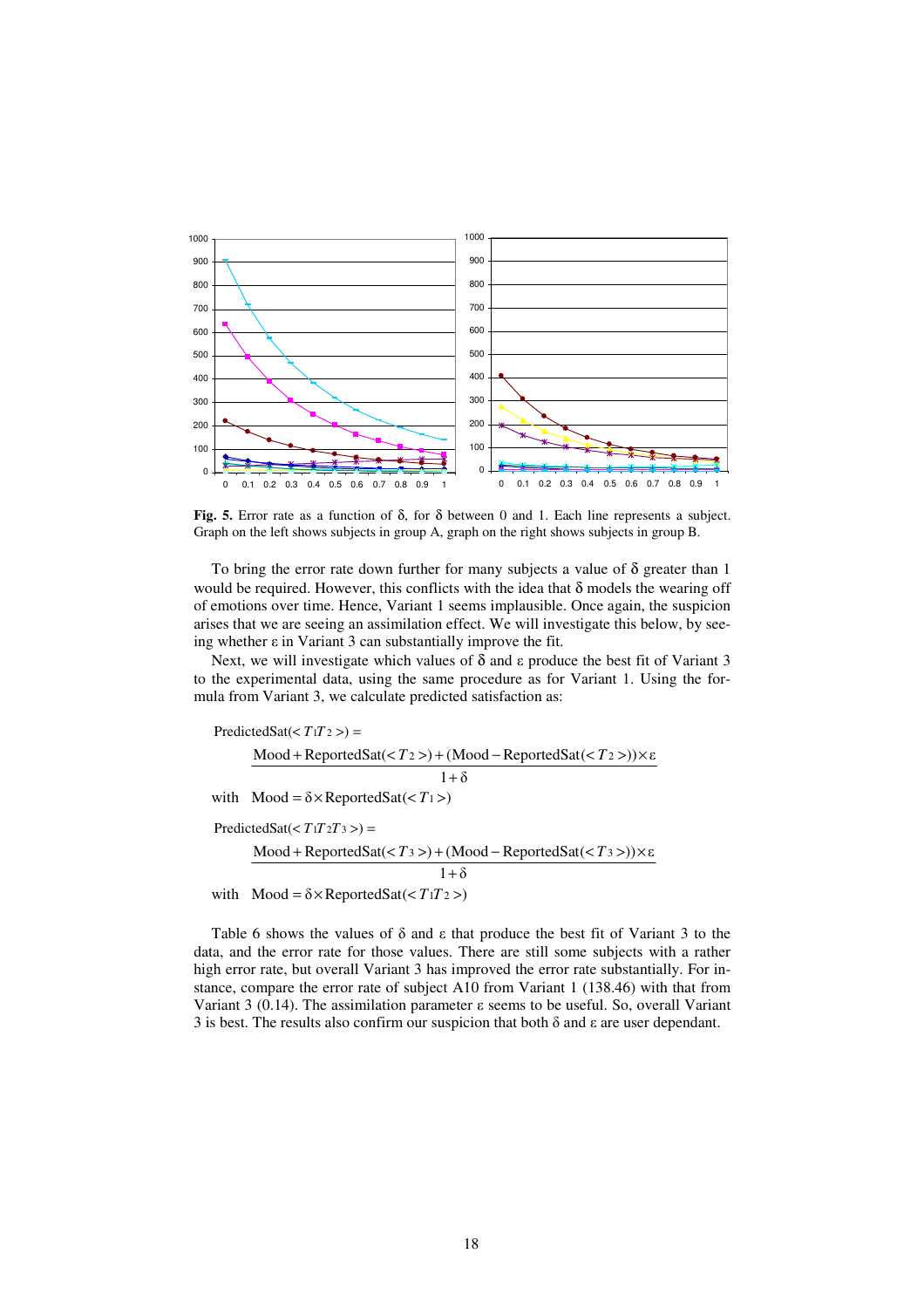**Fig. 5.** Error rate as a function of δ, for δ between 0 and 1. Each line represents a subject. Graph on the left shows subjects in group A, graph on the right shows subjects in group B.

To bring the error rate down further for many subjects a value of δ greater than 1 would be required. However, this conflicts with the idea that δ models the wearing off of emotions over time. Hence, Variant 1 seems implausible. Once again, the suspicion arises that we are seeing an assimilation effect. We will investigate this below, by seeing whether ε in Variant 3 can substantially improve the fit.

Next, we will investigate which values of δ and ε produce the best fit of Variant 3 to the experimental data, using the same procedure as for Variant 1. Using the formula from Variant 3, we calculate predicted satisfaction as:

$$\text{PredictedSat}(<T_1T_2>) = \frac{\text{Mood} + \text{ReportedSat}(<T_2>) + (\text{Mood} - \text{ReportedSat}(<T_2>)) \times \varepsilon}{1+\delta}$$

with $\text{Mood} = \delta \times \text{ReportedSat}(<T_1>)$

$$\text{PredictedSat}(<T_1T_2T_3>) = \frac{\text{Mood} + \text{ReportedSat}(<T_3>) + (\text{Mood} - \text{ReportedSat}(<T_3>)) \times \varepsilon}{1+\delta}$$

with $\text{Mood} = \delta \times \text{ReportedSat}(<T_1T_2>)$

Table 6 shows the values of δ and ε that produce the best fit of Variant 3 to the data, and the error rate for those values. There are still some subjects with a rather high error rate, but overall Variant 3 has improved the error rate substantially. For instance, compare the error rate of subject A10 from Variant 1 (138.46) with that from Variant 3 (0.14). The assimilation parameter ε seems to be useful. So, overall Variant 3 is best. The results also confirm our suspicion that both δ and ε are user dependant.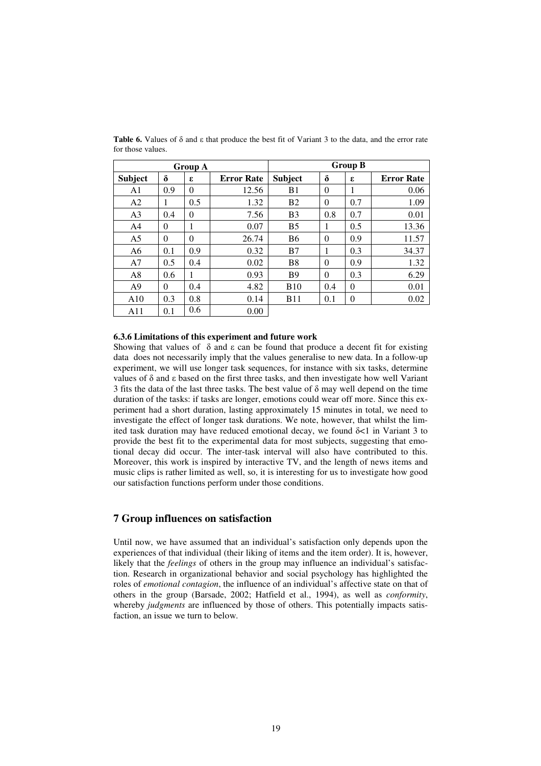**Table 6.** Values of $\delta$ and $\varepsilon$ that produce the best fit of Variant 3 to the data, and the error rate for those values.

| Group A | | | | Group B | | | |
|---|---|---|---|---|---|---|---|
| **Subject** | **$\delta$** | **$\varepsilon$** | **Error Rate** | **Subject** | **$\delta$** | **$\varepsilon$** | **Error Rate** |
| A1 | 0.9 | 0 | 12.56 | B1 | 0 | 1 | 0.06 |
| A2 | 1 | 0.5 | 1.32 | B2 | 0 | 0.7 | 1.09 |
| A3 | 0.4 | 0 | 7.56 | B3 | 0.8 | 0.7 | 0.01 |
| A4 | 0 | 1 | 0.07 | B5 | 1 | 0.5 | 13.36 |
| A5 | 0 | 0 | 26.74 | B6 | 0 | 0.9 | 11.57 |
| A6 | 0.1 | 0.9 | 0.32 | B7 | 1 | 0.3 | 34.37 |
| A7 | 0.5 | 0.4 | 0.02 | B8 | 0 | 0.9 | 1.32 |
| A8 | 0.6 | 1 | 0.93 | B9 | 0 | 0.3 | 6.29 |
| A9 | 0 | 0.4 | 4.82 | B10 | 0.4 | 0 | 0.01 |
| A10 | 0.3 | 0.8 | 0.14 | B11 | 0.1 | 0 | 0.02 |
| A11 | 0.1 | 0.6 | 0.00 | | | | |

#### 6.3.6 Limitations of this experiment and future work

Showing that values of $\delta$ and $\varepsilon$ can be found that produce a decent fit for existing data does not necessarily imply that the values generalise to new data. In a follow-up experiment, we will use longer task sequences, for instance with six tasks, determine values of $\delta$ and $\varepsilon$ based on the first three tasks, and then investigate how well Variant 3 fits the data of the last three tasks. The best value of $\delta$ may well depend on the time duration of the tasks: if tasks are longer, emotions could wear off more. Since this experiment had a short duration, lasting approximately 15 minutes in total, we need to investigate the effect of longer task durations. We note, however, that whilst the limited task duration may have reduced emotional decay, we found $\delta<1$ in Variant 3 to provide the best fit to the experimental data for most subjects, suggesting that emotional decay did occur. The inter-task interval will also have contributed to this. Moreover, this work is inspired by interactive TV, and the length of news items and music clips is rather limited as well, so, it is interesting for us to investigate how good our satisfaction functions perform under those conditions.

## 7 Group influences on satisfaction

Until now, we have assumed that an individual's satisfaction only depends upon the experiences of that individual (their liking of items and the item order). It is, however, likely that the *feelings* of others in the group may influence an individual's satisfaction. Research in organizational behavior and social psychology has highlighted the roles of *emotional contagion*, the influence of an individual's affective state on that of others in the group (Barsade, 2002; Hatfield et al., 1994), as well as *conformity*, whereby *judgments* are influenced by those of others. This potentially impacts satisfaction, an issue we turn to below.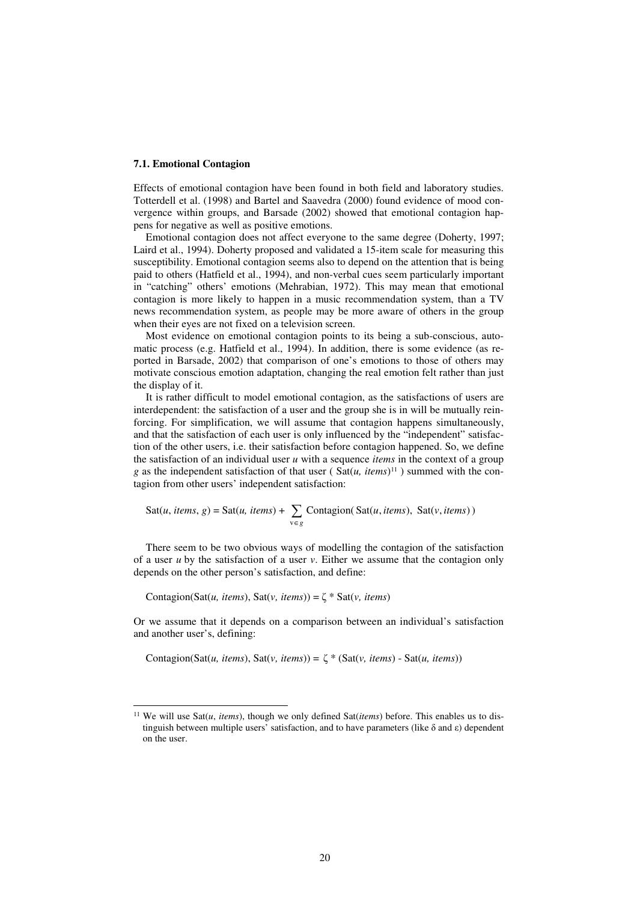### 7.1. Emotional Contagion

Effects of emotional contagion have been found in both field and laboratory studies. Totterdell et al. (1998) and Bartel and Saavedra (2000) found evidence of mood convergence within groups, and Barsade (2002) showed that emotional contagion happens for negative as well as positive emotions.

Emotional contagion does not affect everyone to the same degree (Doherty, 1997; Laird et al., 1994). Doherty proposed and validated a 15-item scale for measuring this susceptibility. Emotional contagion seems also to depend on the attention that is being paid to others (Hatfield et al., 1994), and non-verbal cues seem particularly important in "catching" others' emotions (Mehrabian, 1972). This may mean that emotional contagion is more likely to happen in a music recommendation system, than a TV news recommendation system, as people may be more aware of others in the group when their eyes are not fixed on a television screen.

Most evidence on emotional contagion points to its being a sub-conscious, automatic process (e.g. Hatfield et al., 1994). In addition, there is some evidence (as reported in Barsade, 2002) that comparison of one's emotions to those of others may motivate conscious emotion adaptation, changing the real emotion felt rather than just the display of it.

It is rather difficult to model emotional contagion, as the satisfactions of users are interdependent: the satisfaction of a user and the group she is in will be mutually reinforcing. For simplification, we will assume that contagion happens simultaneously, and that the satisfaction of each user is only influenced by the "independent" satisfaction of the other users, i.e. their satisfaction before contagion happened. So, we define the satisfaction of an individual user *u* with a sequence *items* in the context of a group *g* as the independent satisfaction of that user ( Sat(*u, items*)[11] ) summed with the contagion from other users' independent satisfaction:

$$\text{Sat}(u, items, g) = \text{Sat}(u, items) + \sum_{v \in g} \text{Contagion}(\text{Sat}(u, items),\ \text{Sat}(v, items))$$

There seem to be two obvious ways of modelling the contagion of the satisfaction of a user *u* by the satisfaction of a user *v*. Either we assume that the contagion only depends on the other person's satisfaction, and define:

$$\text{Contagion}(\text{Sat}(u, items), \text{Sat}(v, items)) = \zeta * \text{Sat}(v, items)$$

Or we assume that it depends on a comparison between an individual's satisfaction and another user's, defining:

$$\text{Contagion}(\text{Sat}(u, items), \text{Sat}(v, items)) = \zeta * (\text{Sat}(v, items) - \text{Sat}(u, items))$$

---

[11] We will use Sat(*u*, *items*), though we only defined Sat(*items*) before. This enables us to distinguish between multiple users' satisfaction, and to have parameters (like $\delta$ and $\varepsilon$) dependent on the user.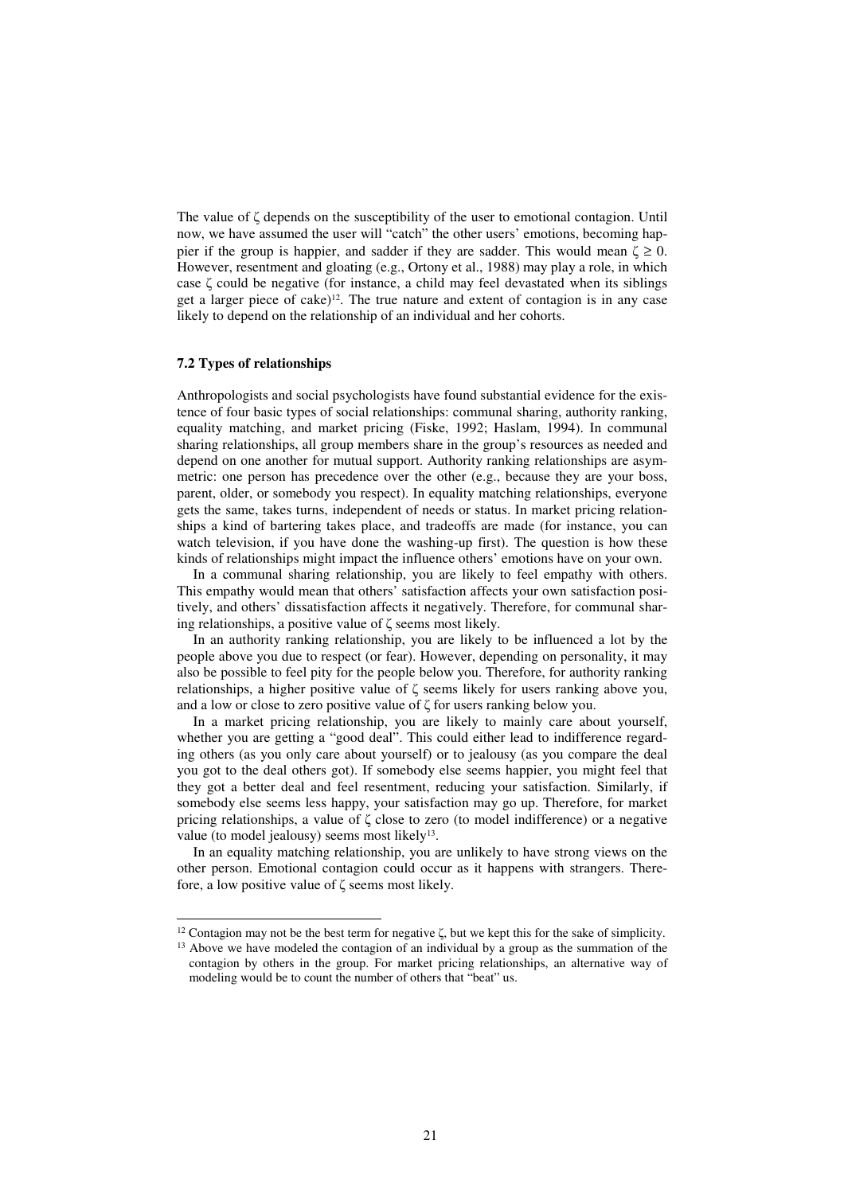The value of $\zeta$ depends on the susceptibility of the user to emotional contagion. Until now, we have assumed the user will "catch" the other users' emotions, becoming happier if the group is happier, and sadder if they are sadder. This would mean $\zeta \geq 0$. However, resentment and gloating (e.g., Ortony et al., 1988) may play a role, in which case $\zeta$ could be negative (for instance, a child may feel devastated when its siblings get a larger piece of cake)[12]. The true nature and extent of contagion is in any case likely to depend on the relationship of an individual and her cohorts.

### 7.2 Types of relationships

Anthropologists and social psychologists have found substantial evidence for the existence of four basic types of social relationships: communal sharing, authority ranking, equality matching, and market pricing (Fiske, 1992; Haslam, 1994). In communal sharing relationships, all group members share in the group's resources as needed and depend on one another for mutual support. Authority ranking relationships are asymmetric: one person has precedence over the other (e.g., because they are your boss, parent, older, or somebody you respect). In equality matching relationships, everyone gets the same, takes turns, independent of needs or status. In market pricing relationships a kind of bartering takes place, and tradeoffs are made (for instance, you can watch television, if you have done the washing-up first). The question is how these kinds of relationships might impact the influence others' emotions have on your own.

In a communal sharing relationship, you are likely to feel empathy with others. This empathy would mean that others' satisfaction affects your own satisfaction positively, and others' dissatisfaction affects it negatively. Therefore, for communal sharing relationships, a positive value of $\zeta$ seems most likely.

In an authority ranking relationship, you are likely to be influenced a lot by the people above you due to respect (or fear). However, depending on personality, it may also be possible to feel pity for the people below you. Therefore, for authority ranking relationships, a higher positive value of $\zeta$ seems likely for users ranking above you, and a low or close to zero positive value of $\zeta$ for users ranking below you.

In a market pricing relationship, you are likely to mainly care about yourself, whether you are getting a "good deal". This could either lead to indifference regarding others (as you only care about yourself) or to jealousy (as you compare the deal you got to the deal others got). If somebody else seems happier, you might feel that they got a better deal and feel resentment, reducing your satisfaction. Similarly, if somebody else seems less happy, your satisfaction may go up. Therefore, for market pricing relationships, a value of $\zeta$ close to zero (to model indifference) or a negative value (to model jealousy) seems most likely[13].

In an equality matching relationship, you are unlikely to have strong views on the other person. Emotional contagion could occur as it happens with strangers. Therefore, a low positive value of $\zeta$ seems most likely.

---

[12] Contagion may not be the best term for negative $\zeta$, but we kept this for the sake of simplicity.

[13] Above we have modeled the contagion of an individual by a group as the summation of the contagion by others in the group. For market pricing relationships, an alternative way of modeling would be to count the number of others that "beat" us.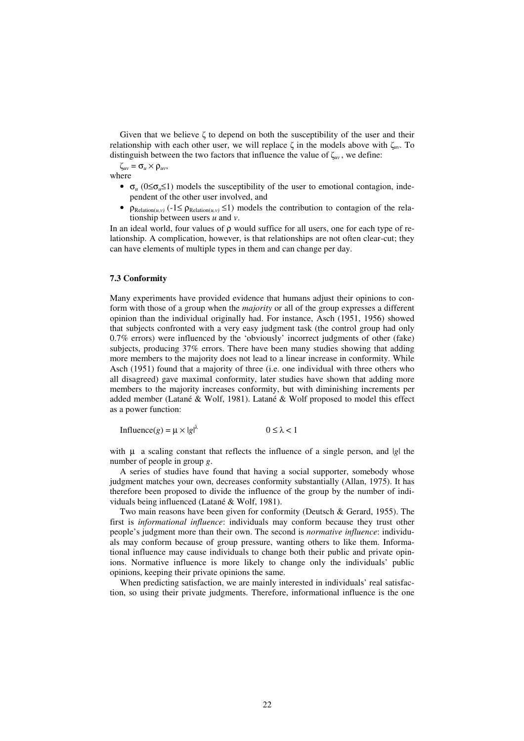Given that we believe $\zeta$ to depend on both the susceptibility of the user and their relationship with each other user, we will replace $\zeta$ in the models above with $\zeta_{uv}$. To distinguish between the two factors that influence the value of $\zeta_{uv}$, we define:

$\zeta_{uv} = \sigma_u \times \rho_{uv}$,

where

- $\sigma_u$ ($0 \leq \sigma_u \leq 1$) models the susceptibility of the user to emotional contagion, independent of the other user involved, and
- $\rho_{\text{Relation}(u,v)}$ ($-1 \leq \rho_{\text{Relation}(u,v)} \leq 1$) models the contribution to contagion of the relationship between users *u* and *v*.

In an ideal world, four values of $\rho$ would suffice for all users, one for each type of relationship. A complication, however, is that relationships are not often clear-cut; they can have elements of multiple types in them and can change per day.

### 7.3 Conformity

Many experiments have provided evidence that humans adjust their opinions to conform with those of a group when the *majority* or all of the group expresses a different opinion than the individual originally had. For instance, Asch (1951, 1956) showed that subjects confronted with a very easy judgment task (the control group had only 0.7% errors) were influenced by the 'obviously' incorrect judgments of other (fake) subjects, producing 37% errors. There have been many studies showing that adding more members to the majority does not lead to a linear increase in conformity. While Asch (1951) found that a majority of three (i.e. one individual with three others who all disagreed) gave maximal conformity, later studies have shown that adding more members to the majority increases conformity, but with diminishing increments per added member (Latané & Wolf, 1981). Latané & Wolf proposed to model this effect as a power function:

$$\text{Influence}(g) = \mu \times |g|^{\lambda} \qquad 0 \leq \lambda < 1$$

with $\mu$ a scaling constant that reflects the influence of a single person, and $|g|$ the number of people in group *g*.

A series of studies have found that having a social supporter, somebody whose judgment matches your own, decreases conformity substantially (Allan, 1975). It has therefore been proposed to divide the influence of the group by the number of individuals being influenced (Latané & Wolf, 1981).

Two main reasons have been given for conformity (Deutsch & Gerard, 1955). The first is *informational influence*: individuals may conform because they trust other people's judgment more than their own. The second is *normative influence*: individuals may conform because of group pressure, wanting others to like them. Informational influence may cause individuals to change both their public and private opinions. Normative influence is more likely to change only the individuals' public opinions, keeping their private opinions the same.

When predicting satisfaction, we are mainly interested in individuals' real satisfaction, so using their private judgments. Therefore, informational influence is the one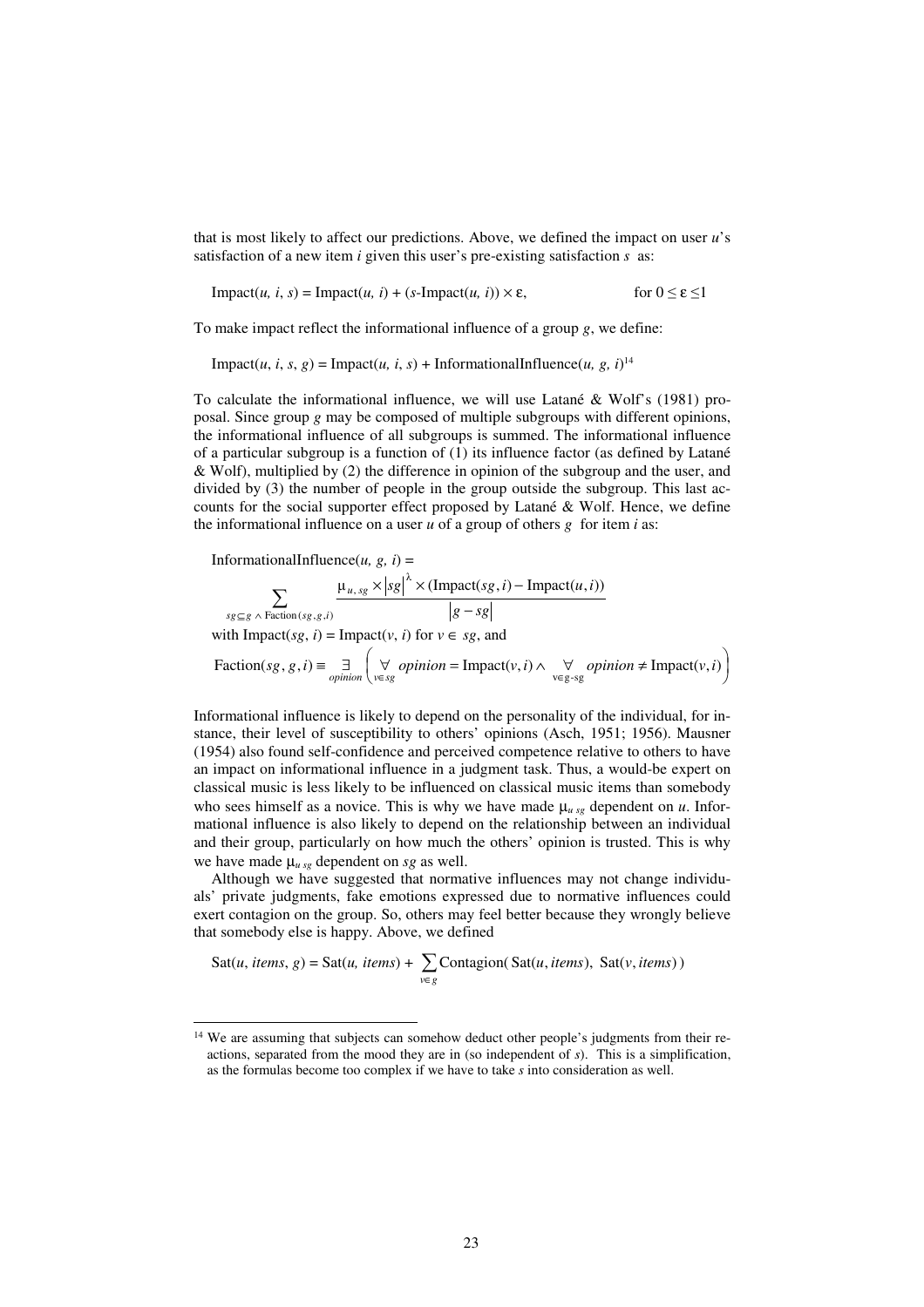that is most likely to affect our predictions. Above, we defined the impact on user *u*'s satisfaction of a new item *i* given this user's pre-existing satisfaction *s* as:

$$\text{Impact}(u, i, s) = \text{Impact}(u, i) + (s - \text{Impact}(u, i)) \times \varepsilon, \qquad \text{for } 0 \leq \varepsilon \leq 1$$

To make impact reflect the informational influence of a group *g*, we define:

$$\text{Impact}(u, i, s, g) = \text{Impact}(u, i, s) + \text{InformationalInfluence}(u, g, i)$$[14]

To calculate the informational influence, we will use Latané & Wolf's (1981) proposal. Since group *g* may be composed of multiple subgroups with different opinions, the informational influence of all subgroups is summed. The informational influence of a particular subgroup is a function of (1) its influence factor (as defined by Latané & Wolf), multiplied by (2) the difference in opinion of the subgroup and the user, and divided by (3) the number of people in the group outside the subgroup. This last accounts for the social supporter effect proposed by Latané & Wolf. Hence, we define the informational influence on a user *u* of a group of others *g* for item *i* as:

$$\text{InformationalInfluence}(u, g, i) = \sum_{sg \subseteq g \,\wedge\, \text{Faction}(sg, g, i)} \frac{\mu_{u,sg} \times |sg|^{\lambda} \times (\text{Impact}(sg, i) - \text{Impact}(u, i))}{|g - sg|}$$

with $\text{Impact}(sg, i) = \text{Impact}(v, i)$ for $v \in sg$, and

$$\text{Faction}(sg, g, i) \equiv \underset{opinion}{\exists} \left( \underset{v \in sg}{\forall}\ opinion = \text{Impact}(v, i) \wedge \underset{v \in g - sg}{\forall}\ opinion \neq \text{Impact}(v, i) \right)$$

Informational influence is likely to depend on the personality of the individual, for instance, their level of susceptibility to others' opinions (Asch, 1951; 1956). Mausner (1954) also found self-confidence and perceived competence relative to others to have an impact on informational influence in a judgment task. Thus, a would-be expert on classical music is less likely to be influenced on classical music items than somebody who sees himself as a novice. This is why we have made $\mu_{u\,sg}$ dependent on *u*. Informational influence is also likely to depend on the relationship between an individual and their group, particularly on how much the others' opinion is trusted. This is why we have made $\mu_{u\,sg}$ dependent on *sg* as well.

Although we have suggested that normative influences may not change individuals' private judgments, fake emotions expressed due to normative influences could exert contagion on the group. So, others may feel better because they wrongly believe that somebody else is happy. Above, we defined

$$\text{Sat}(u, items, g) = \text{Sat}(u, items) + \sum_{v \in g} \text{Contagion}(\,\text{Sat}(u, items),\ \text{Sat}(v, items)\,)$$

---

[14] We are assuming that subjects can somehow deduct other people's judgments from their reactions, separated from the mood they are in (so independent of *s*). This is a simplification, as the formulas become too complex if we have to take *s* into consideration as well.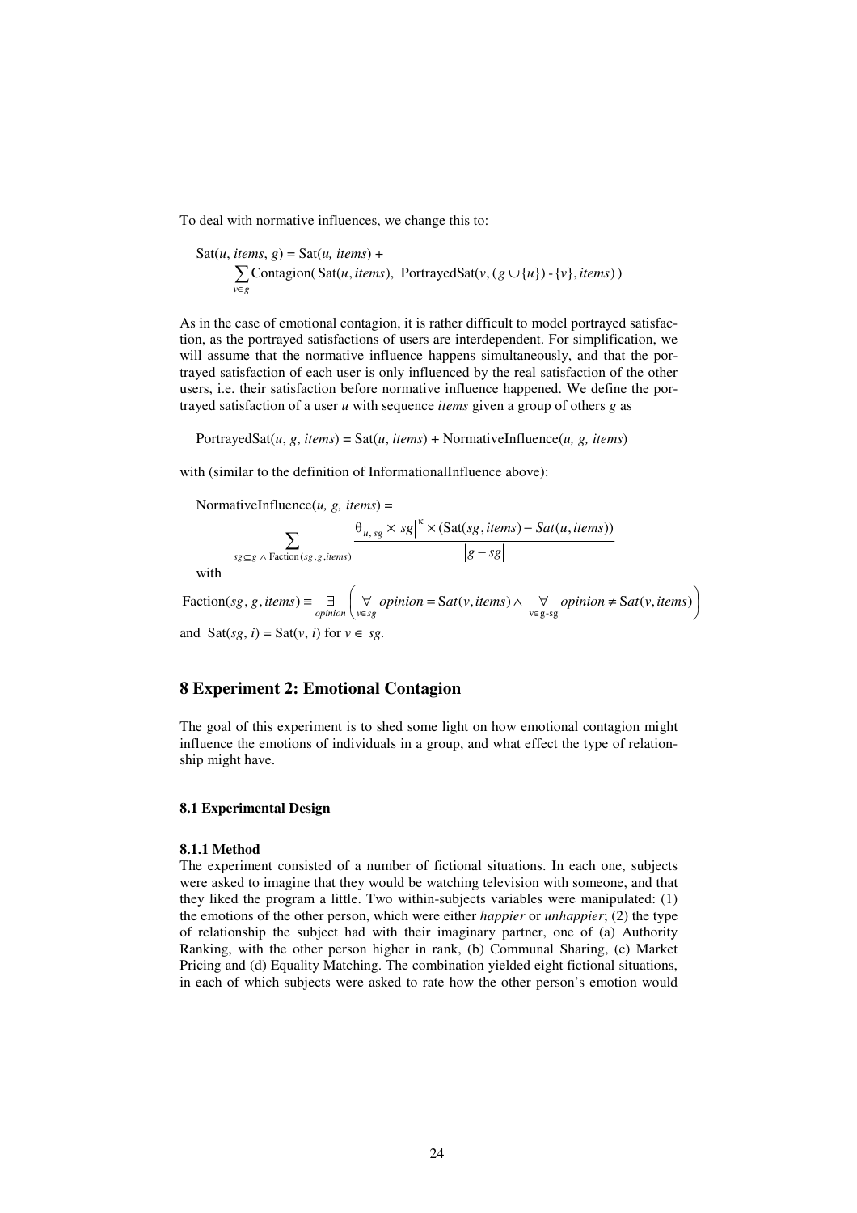To deal with normative influences, we change this to:

$$\text{Sat}(u, \mathit{items}, g) = \text{Sat}(u, \mathit{items}) + \sum_{v \in g} \text{Contagion}(\,\text{Sat}(u, \mathit{items}),\ \text{PortrayedSat}(v, (g \cup \{u\}) - \{v\}, \mathit{items})\,)$$

As in the case of emotional contagion, it is rather difficult to model portrayed satisfaction, as the portrayed satisfactions of users are interdependent. For simplification, we will assume that the normative influence happens simultaneously, and that the portrayed satisfaction of each user is only influenced by the real satisfaction of the other users, i.e. their satisfaction before normative influence happened. We define the portrayed satisfaction of a user $u$ with sequence *items* given a group of others $g$ as

$$\text{PortrayedSat}(u, g, \mathit{items}) = \text{Sat}(u, \mathit{items}) + \text{NormativeInfluence}(u, g, \mathit{items})$$

with (similar to the definition of InformationalInfluence above):

$$\text{NormativeInfluence}(u, g, \mathit{items}) = \sum_{sg \subseteq g \,\wedge\, \text{Faction}(sg, g, \mathit{items})} \frac{\theta_{u,sg} \times |sg|^{\kappa} \times (\text{Sat}(sg, \mathit{items}) - Sat(u, \mathit{items}))}{|g - sg|}$$

with

$$\text{Faction}(sg, g, \mathit{items}) \equiv \underset{opinion}{\exists} \left( \underset{v \in sg}{\forall}\ opinion = \text{Sat}(v, \mathit{items}) \wedge \underset{v \in g\text{-}sg}{\forall}\ opinion \neq \text{Sat}(v, \mathit{items}) \right)$$

and $\text{Sat}(sg, i) = \text{Sat}(v, i)$ for $v \in sg$.

## 8 Experiment 2: Emotional Contagion

The goal of this experiment is to shed some light on how emotional contagion might influence the emotions of individuals in a group, and what effect the type of relationship might have.

### 8.1 Experimental Design

#### 8.1.1 Method

The experiment consisted of a number of fictional situations. In each one, subjects were asked to imagine that they would be watching television with someone, and that they liked the program a little. Two within-subjects variables were manipulated: (1) the emotions of the other person, which were either *happier* or *unhappier*; (2) the type of relationship the subject had with their imaginary partner, one of (a) Authority Ranking, with the other person higher in rank, (b) Communal Sharing, (c) Market Pricing and (d) Equality Matching. The combination yielded eight fictional situations, in each of which subjects were asked to rate how the other person's emotion would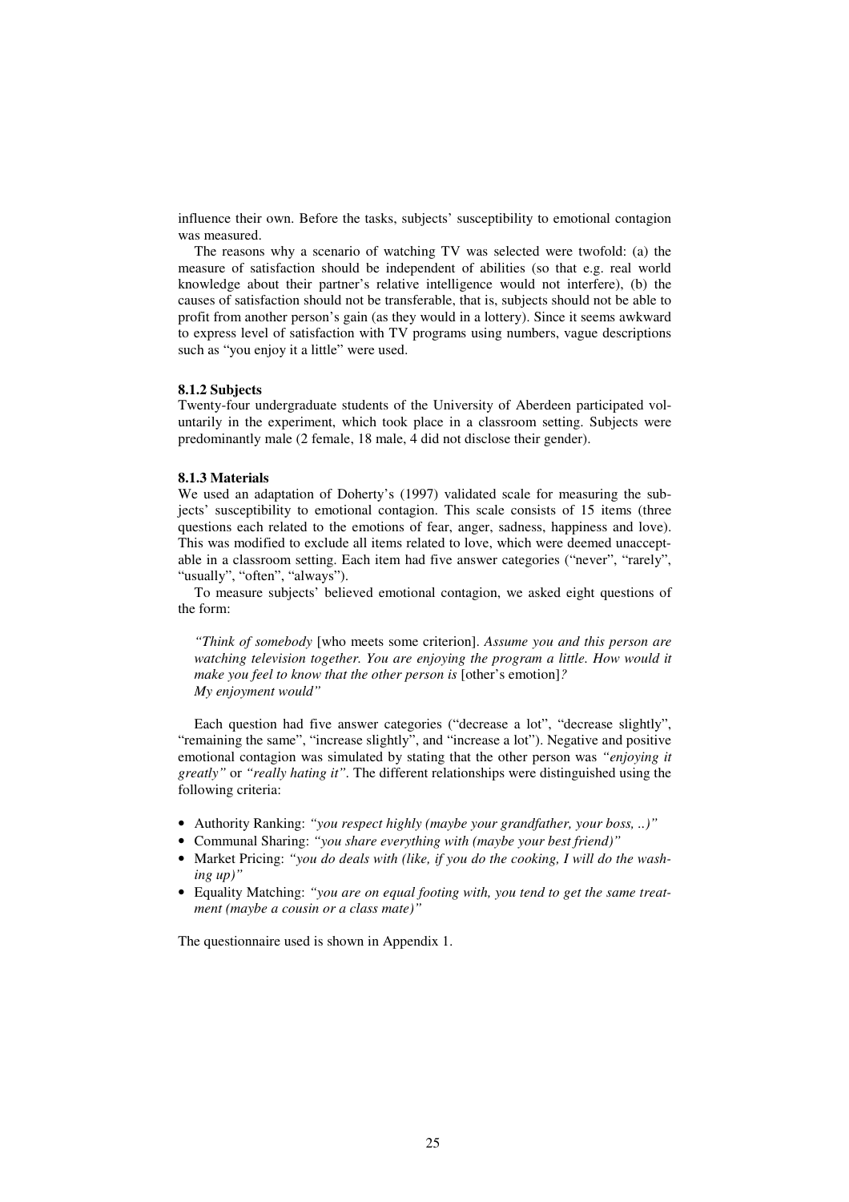influence their own. Before the tasks, subjects' susceptibility to emotional contagion was measured.

The reasons why a scenario of watching TV was selected were twofold: (a) the measure of satisfaction should be independent of abilities (so that e.g. real world knowledge about their partner's relative intelligence would not interfere), (b) the causes of satisfaction should not be transferable, that is, subjects should not be able to profit from another person's gain (as they would in a lottery). Since it seems awkward to express level of satisfaction with TV programs using numbers, vague descriptions such as "you enjoy it a little" were used.

#### 8.1.2 Subjects

Twenty-four undergraduate students of the University of Aberdeen participated voluntarily in the experiment, which took place in a classroom setting. Subjects were predominantly male (2 female, 18 male, 4 did not disclose their gender).

#### 8.1.3 Materials

We used an adaptation of Doherty's (1997) validated scale for measuring the subjects' susceptibility to emotional contagion. This scale consists of 15 items (three questions each related to the emotions of fear, anger, sadness, happiness and love). This was modified to exclude all items related to love, which were deemed unacceptable in a classroom setting. Each item had five answer categories ("never", "rarely", "usually", "often", "always").

To measure subjects' believed emotional contagion, we asked eight questions of the form:

> *"Think of somebody* [who meets some criterion]. *Assume you and this person are watching television together. You are enjoying the program a little. How would it make you feel to know that the other person is* [other's emotion]*?*
> *My enjoyment would"*

Each question had five answer categories ("decrease a lot", "decrease slightly", "remaining the same", "increase slightly", and "increase a lot"). Negative and positive emotional contagion was simulated by stating that the other person was *"enjoying it greatly"* or *"really hating it"*. The different relationships were distinguished using the following criteria:

- Authority Ranking: *"you respect highly (maybe your grandfather, your boss, ..)"*
- Communal Sharing: *"you share everything with (maybe your best friend)"*
- Market Pricing: *"you do deals with (like, if you do the cooking, I will do the washing up)"*
- Equality Matching: *"you are on equal footing with, you tend to get the same treatment (maybe a cousin or a class mate)"*

The questionnaire used is shown in Appendix 1.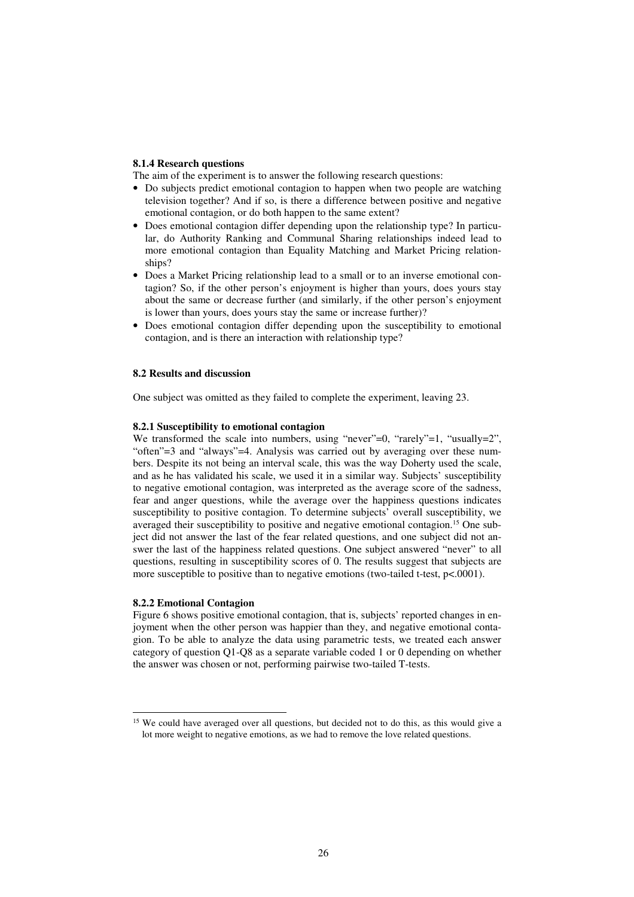### 8.1.4 Research questions

The aim of the experiment is to answer the following research questions:

- Do subjects predict emotional contagion to happen when two people are watching television together? And if so, is there a difference between positive and negative emotional contagion, or do both happen to the same extent?
- Does emotional contagion differ depending upon the relationship type? In particular, do Authority Ranking and Communal Sharing relationships indeed lead to more emotional contagion than Equality Matching and Market Pricing relationships?
- Does a Market Pricing relationship lead to a small or to an inverse emotional contagion? So, if the other person's enjoyment is higher than yours, does yours stay about the same or decrease further (and similarly, if the other person's enjoyment is lower than yours, does yours stay the same or increase further)?
- Does emotional contagion differ depending upon the susceptibility to emotional contagion, and is there an interaction with relationship type?

## 8.2 Results and discussion

One subject was omitted as they failed to complete the experiment, leaving 23.

### 8.2.1 Susceptibility to emotional contagion

We transformed the scale into numbers, using "never"=0, "rarely"=1, "usually=2", "often"=3 and "always"=4. Analysis was carried out by averaging over these numbers. Despite its not being an interval scale, this was the way Doherty used the scale, and as he has validated his scale, we used it in a similar way. Subjects' susceptibility to negative emotional contagion, was interpreted as the average score of the sadness, fear and anger questions, while the average over the happiness questions indicates susceptibility to positive contagion. To determine subjects' overall susceptibility, we averaged their susceptibility to positive and negative emotional contagion.[15] One subject did not answer the last of the fear related questions, and one subject did not answer the last of the happiness related questions. One subject answered "never" to all questions, resulting in susceptibility scores of 0. The results suggest that subjects are more susceptible to positive than to negative emotions (two-tailed t-test, $p<.0001$).

### 8.2.2 Emotional Contagion

Figure 6 shows positive emotional contagion, that is, subjects' reported changes in enjoyment when the other person was happier than they, and negative emotional contagion. To be able to analyze the data using parametric tests, we treated each answer category of question Q1-Q8 as a separate variable coded 1 or 0 depending on whether the answer was chosen or not, performing pairwise two-tailed T-tests.

[15] We could have averaged over all questions, but decided not to do this, as this would give a lot more weight to negative emotions, as we had to remove the love related questions.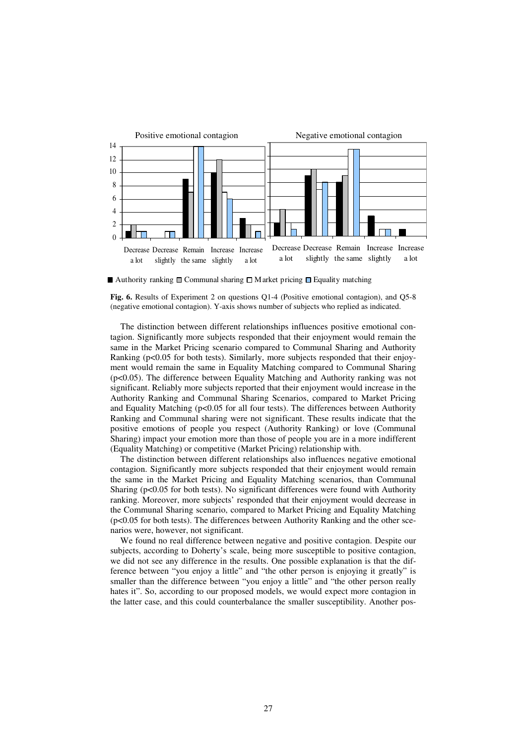**Fig. 6.** Results of Experiment 2 on questions Q1-4 (Positive emotional contagion), and Q5-8 (negative emotional contagion). Y-axis shows number of subjects who replied as indicated.

The distinction between different relationships influences positive emotional contagion. Significantly more subjects responded that their enjoyment would remain the same in the Market Pricing scenario compared to Communal Sharing and Authority Ranking ($p<0.05$ for both tests). Similarly, more subjects responded that their enjoyment would remain the same in Equality Matching compared to Communal Sharing ($p<0.05$). The difference between Equality Matching and Authority ranking was not significant. Reliably more subjects reported that their enjoyment would increase in the Authority Ranking and Communal Sharing Scenarios, compared to Market Pricing and Equality Matching ($p<0.05$ for all four tests). The differences between Authority Ranking and Communal sharing were not significant. These results indicate that the positive emotions of people you respect (Authority Ranking) or love (Communal Sharing) impact your emotion more than those of people you are in a more indifferent (Equality Matching) or competitive (Market Pricing) relationship with.

The distinction between different relationships also influences negative emotional contagion. Significantly more subjects responded that their enjoyment would remain the same in the Market Pricing and Equality Matching scenarios, than Communal Sharing ($p<0.05$ for both tests). No significant differences were found with Authority ranking. Moreover, more subjects' responded that their enjoyment would decrease in the Communal Sharing scenario, compared to Market Pricing and Equality Matching ($p<0.05$ for both tests). The differences between Authority Ranking and the other scenarios were, however, not significant.

We found no real difference between negative and positive contagion. Despite our subjects, according to Doherty's scale, being more susceptible to positive contagion, we did not see any difference in the results. One possible explanation is that the difference between "you enjoy a little" and "the other person is enjoying it greatly" is smaller than the difference between "you enjoy a little" and "the other person really hates it". So, according to our proposed models, we would expect more contagion in the latter case, and this could counterbalance the smaller susceptibility. Another pos-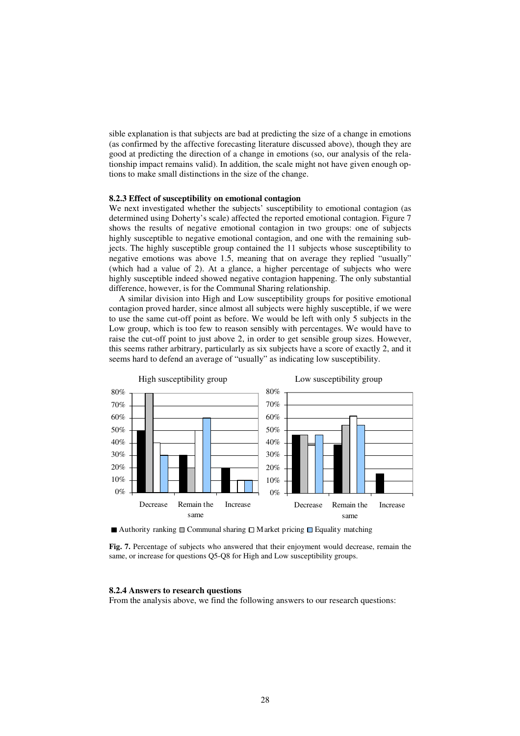sible explanation is that subjects are bad at predicting the size of a change in emotions (as confirmed by the affective forecasting literature discussed above), though they are good at predicting the direction of a change in emotions (so, our analysis of the relationship impact remains valid). In addition, the scale might not have given enough options to make small distinctions in the size of the change.

### 8.2.3 Effect of susceptibility on emotional contagion

We next investigated whether the subjects' susceptibility to emotional contagion (as determined using Doherty's scale) affected the reported emotional contagion. Figure 7 shows the results of negative emotional contagion in two groups: one of subjects highly susceptible to negative emotional contagion, and one with the remaining subjects. The highly susceptible group contained the 11 subjects whose susceptibility to negative emotions was above 1.5, meaning that on average they replied "usually" (which had a value of 2). At a glance, a higher percentage of subjects who were highly susceptible indeed showed negative contagion happening. The only substantial difference, however, is for the Communal Sharing relationship.

A similar division into High and Low susceptibility groups for positive emotional contagion proved harder, since almost all subjects were highly susceptible, if we were to use the same cut-off point as before. We would be left with only 5 subjects in the Low group, which is too few to reason sensibly with percentages. We would have to raise the cut-off point to just above 2, in order to get sensible group sizes. However, this seems rather arbitrary, particularly as six subjects have a score of exactly 2, and it seems hard to defend an average of "usually" as indicating low susceptibility.

High susceptibility group

| | Authority ranking | Communal sharing | Market pricing | Equality matching |
|---|---|---|---|---|
| Decrease | 50% | 80% | 40% | 30% |
| Remain the same | 30% | 20% | 50% | 60% |
| Increase | 20% | 0% | 10% | 10% |

Low susceptibility group

| | Authority ranking | Communal sharing | Market pricing | Equality matching |
|---|---|---|---|---|
| Decrease | 46% | 46% | 38% | 46% |
| Remain the same | 38% | 54% | 62% | 54% |
| Increase | 15% | 0% | 0% | 0% |

■ Authority ranking ■ Communal sharing □ Market pricing ■ Equality matching

**Fig. 7.** Percentage of subjects who answered that their enjoyment would decrease, remain the same, or increase for questions Q5-Q8 for High and Low susceptibility groups.

### 8.2.4 Answers to research questions

From the analysis above, we find the following answers to our research questions: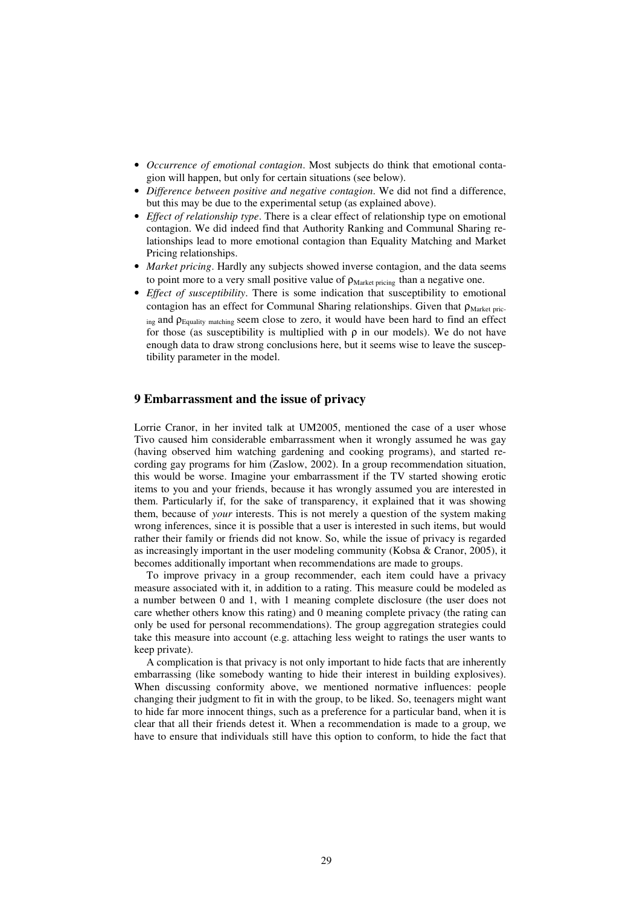- *Occurrence of emotional contagion*. Most subjects do think that emotional contagion will happen, but only for certain situations (see below).
- *Difference between positive and negative contagion*. We did not find a difference, but this may be due to the experimental setup (as explained above).
- *Effect of relationship type*. There is a clear effect of relationship type on emotional contagion. We did indeed find that Authority Ranking and Communal Sharing relationships lead to more emotional contagion than Equality Matching and Market Pricing relationships.
- *Market pricing*. Hardly any subjects showed inverse contagion, and the data seems to point more to a very small positive value of $\rho_{\text{Market pricing}}$ than a negative one.
- *Effect of susceptibility*. There is some indication that susceptibility to emotional contagion has an effect for Communal Sharing relationships. Given that $\rho_{\text{Market pricing}}$ and $\rho_{\text{Equality matching}}$ seem close to zero, it would have been hard to find an effect for those (as susceptibility is multiplied with $\rho$ in our models). We do not have enough data to draw strong conclusions here, but it seems wise to leave the susceptibility parameter in the model.

## 9 Embarrassment and the issue of privacy

Lorrie Cranor, in her invited talk at UM2005, mentioned the case of a user whose Tivo caused him considerable embarrassment when it wrongly assumed he was gay (having observed him watching gardening and cooking programs), and started recording gay programs for him (Zaslow, 2002). In a group recommendation situation, this would be worse. Imagine your embarrassment if the TV started showing erotic items to you and your friends, because it has wrongly assumed you are interested in them. Particularly if, for the sake of transparency, it explained that it was showing them, because of *your* interests. This is not merely a question of the system making wrong inferences, since it is possible that a user is interested in such items, but would rather their family or friends did not know. So, while the issue of privacy is regarded as increasingly important in the user modeling community (Kobsa & Cranor, 2005), it becomes additionally important when recommendations are made to groups.

To improve privacy in a group recommender, each item could have a privacy measure associated with it, in addition to a rating. This measure could be modeled as a number between 0 and 1, with 1 meaning complete disclosure (the user does not care whether others know this rating) and 0 meaning complete privacy (the rating can only be used for personal recommendations). The group aggregation strategies could take this measure into account (e.g. attaching less weight to ratings the user wants to keep private).

A complication is that privacy is not only important to hide facts that are inherently embarrassing (like somebody wanting to hide their interest in building explosives). When discussing conformity above, we mentioned normative influences: people changing their judgment to fit in with the group, to be liked. So, teenagers might want to hide far more innocent things, such as a preference for a particular band, when it is clear that all their friends detest it. When a recommendation is made to a group, we have to ensure that individuals still have this option to conform, to hide the fact that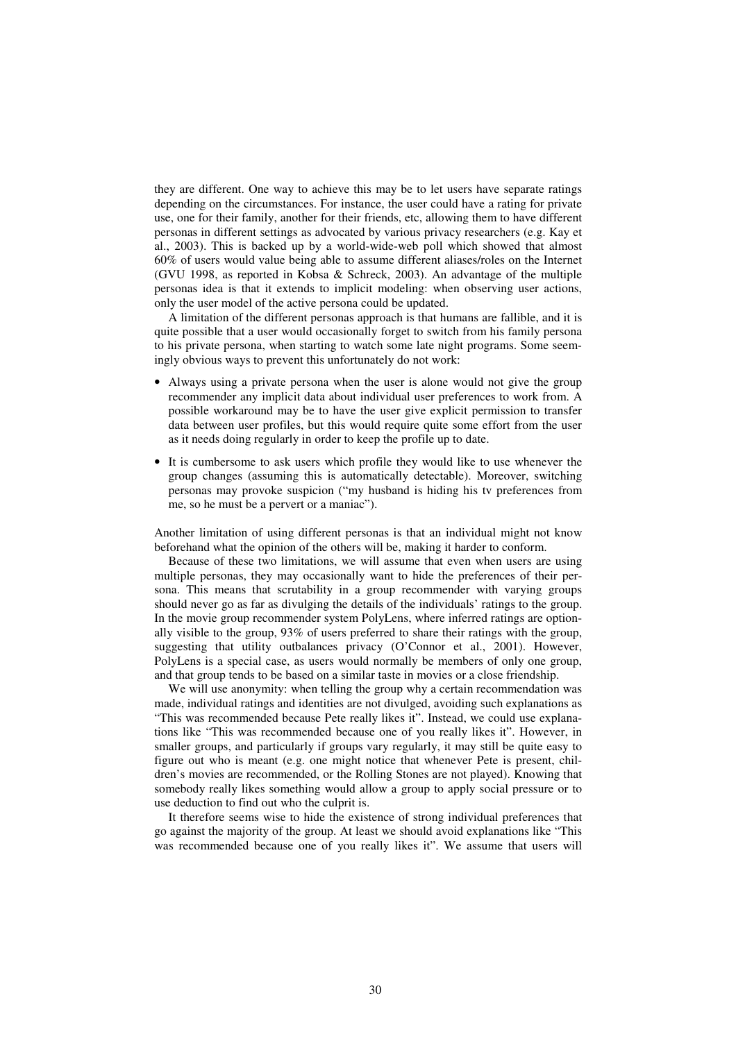they are different. One way to achieve this may be to let users have separate ratings depending on the circumstances. For instance, the user could have a rating for private use, one for their family, another for their friends, etc, allowing them to have different personas in different settings as advocated by various privacy researchers (e.g. Kay et al., 2003). This is backed up by a world-wide-web poll which showed that almost 60% of users would value being able to assume different aliases/roles on the Internet (GVU 1998, as reported in Kobsa & Schreck, 2003). An advantage of the multiple personas idea is that it extends to implicit modeling: when observing user actions, only the user model of the active persona could be updated.

A limitation of the different personas approach is that humans are fallible, and it is quite possible that a user would occasionally forget to switch from his family persona to his private persona, when starting to watch some late night programs. Some seemingly obvious ways to prevent this unfortunately do not work:

- Always using a private persona when the user is alone would not give the group recommender any implicit data about individual user preferences to work from. A possible workaround may be to have the user give explicit permission to transfer data between user profiles, but this would require quite some effort from the user as it needs doing regularly in order to keep the profile up to date.
- It is cumbersome to ask users which profile they would like to use whenever the group changes (assuming this is automatically detectable). Moreover, switching personas may provoke suspicion ("my husband is hiding his tv preferences from me, so he must be a pervert or a maniac").

Another limitation of using different personas is that an individual might not know beforehand what the opinion of the others will be, making it harder to conform.

Because of these two limitations, we will assume that even when users are using multiple personas, they may occasionally want to hide the preferences of their persona. This means that scrutability in a group recommender with varying groups should never go as far as divulging the details of the individuals' ratings to the group. In the movie group recommender system PolyLens, where inferred ratings are optionally visible to the group, 93% of users preferred to share their ratings with the group, suggesting that utility outbalances privacy (O'Connor et al., 2001). However, PolyLens is a special case, as users would normally be members of only one group, and that group tends to be based on a similar taste in movies or a close friendship.

We will use anonymity: when telling the group why a certain recommendation was made, individual ratings and identities are not divulged, avoiding such explanations as "This was recommended because Pete really likes it". Instead, we could use explanations like "This was recommended because one of you really likes it". However, in smaller groups, and particularly if groups vary regularly, it may still be quite easy to figure out who is meant (e.g. one might notice that whenever Pete is present, children's movies are recommended, or the Rolling Stones are not played). Knowing that somebody really likes something would allow a group to apply social pressure or to use deduction to find out who the culprit is.

It therefore seems wise to hide the existence of strong individual preferences that go against the majority of the group. At least we should avoid explanations like "This was recommended because one of you really likes it". We assume that users will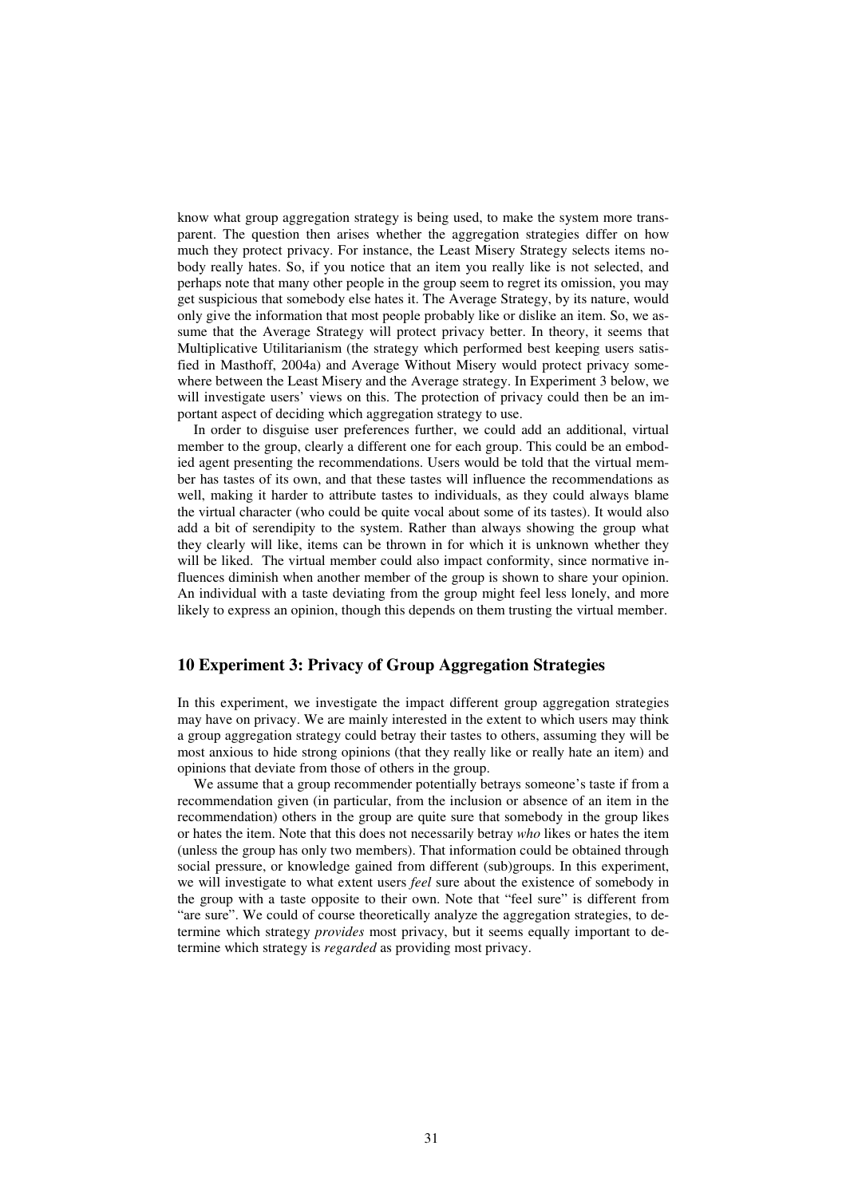know what group aggregation strategy is being used, to make the system more transparent. The question then arises whether the aggregation strategies differ on how much they protect privacy. For instance, the Least Misery Strategy selects items nobody really hates. So, if you notice that an item you really like is not selected, and perhaps note that many other people in the group seem to regret its omission, you may get suspicious that somebody else hates it. The Average Strategy, by its nature, would only give the information that most people probably like or dislike an item. So, we assume that the Average Strategy will protect privacy better. In theory, it seems that Multiplicative Utilitarianism (the strategy which performed best keeping users satisfied in Masthoff, 2004a) and Average Without Misery would protect privacy somewhere between the Least Misery and the Average strategy. In Experiment 3 below, we will investigate users' views on this. The protection of privacy could then be an important aspect of deciding which aggregation strategy to use.

In order to disguise user preferences further, we could add an additional, virtual member to the group, clearly a different one for each group. This could be an embodied agent presenting the recommendations. Users would be told that the virtual member has tastes of its own, and that these tastes will influence the recommendations as well, making it harder to attribute tastes to individuals, as they could always blame the virtual character (who could be quite vocal about some of its tastes). It would also add a bit of serendipity to the system. Rather than always showing the group what they clearly will like, items can be thrown in for which it is unknown whether they will be liked. The virtual member could also impact conformity, since normative influences diminish when another member of the group is shown to share your opinion. An individual with a taste deviating from the group might feel less lonely, and more likely to express an opinion, though this depends on them trusting the virtual member.

## 10 Experiment 3: Privacy of Group Aggregation Strategies

In this experiment, we investigate the impact different group aggregation strategies may have on privacy. We are mainly interested in the extent to which users may think a group aggregation strategy could betray their tastes to others, assuming they will be most anxious to hide strong opinions (that they really like or really hate an item) and opinions that deviate from those of others in the group.

We assume that a group recommender potentially betrays someone's taste if from a recommendation given (in particular, from the inclusion or absence of an item in the recommendation) others in the group are quite sure that somebody in the group likes or hates the item. Note that this does not necessarily betray *who* likes or hates the item (unless the group has only two members). That information could be obtained through social pressure, or knowledge gained from different (sub)groups. In this experiment, we will investigate to what extent users *feel* sure about the existence of somebody in the group with a taste opposite to their own. Note that "feel sure" is different from "are sure". We could of course theoretically analyze the aggregation strategies, to determine which strategy *provides* most privacy, but it seems equally important to determine which strategy is *regarded* as providing most privacy.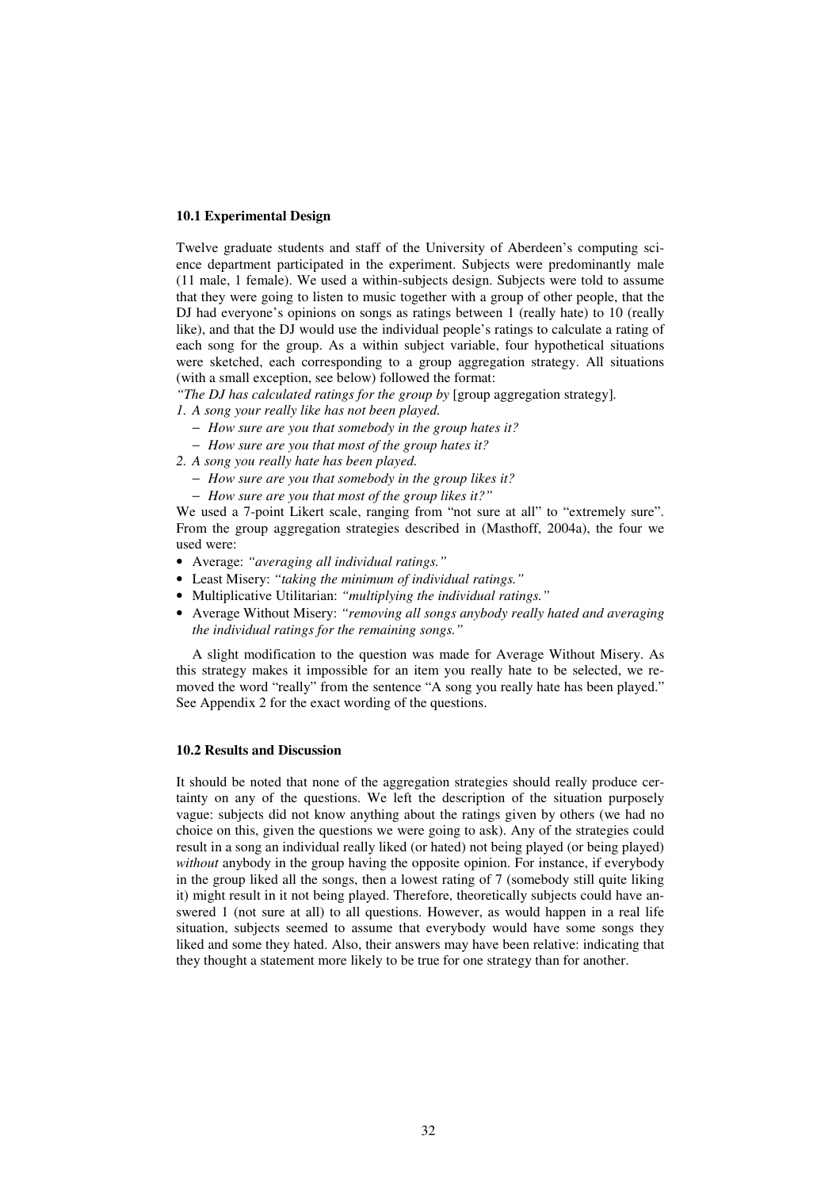### 10.1 Experimental Design

Twelve graduate students and staff of the University of Aberdeen's computing science department participated in the experiment. Subjects were predominantly male (11 male, 1 female). We used a within-subjects design. Subjects were told to assume that they were going to listen to music together with a group of other people, that the DJ had everyone's opinions on songs as ratings between 1 (really hate) to 10 (really like), and that the DJ would use the individual people's ratings to calculate a rating of each song for the group. As a within subject variable, four hypothetical situations were sketched, each corresponding to a group aggregation strategy. All situations (with a small exception, see below) followed the format:

*"The DJ has calculated ratings for the group by* [group aggregation strategy].

1. *A song your really like has not been played.*
   - *How sure are you that somebody in the group hates it?*
   - *How sure are you that most of the group hates it?*
2. *A song you really hate has been played.*
   - *How sure are you that somebody in the group likes it?*
   - *How sure are you that most of the group likes it?"*

We used a 7-point Likert scale, ranging from "not sure at all" to "extremely sure". From the group aggregation strategies described in (Masthoff, 2004a), the four we used were:

- Average: *"averaging all individual ratings."*
- Least Misery: *"taking the minimum of individual ratings."*
- Multiplicative Utilitarian: *"multiplying the individual ratings."*
- Average Without Misery: *"removing all songs anybody really hated and averaging the individual ratings for the remaining songs."*

A slight modification to the question was made for Average Without Misery. As this strategy makes it impossible for an item you really hate to be selected, we removed the word "really" from the sentence "A song you really hate has been played." See Appendix 2 for the exact wording of the questions.

### 10.2 Results and Discussion

It should be noted that none of the aggregation strategies should really produce certainty on any of the questions. We left the description of the situation purposely vague: subjects did not know anything about the ratings given by others (we had no choice on this, given the questions we were going to ask). Any of the strategies could result in a song an individual really liked (or hated) not being played (or being played) *without* anybody in the group having the opposite opinion. For instance, if everybody in the group liked all the songs, then a lowest rating of 7 (somebody still quite liking it) might result in it not being played. Therefore, theoretically subjects could have answered 1 (not sure at all) to all questions. However, as would happen in a real life situation, subjects seemed to assume that everybody would have some songs they liked and some they hated. Also, their answers may have been relative: indicating that they thought a statement more likely to be true for one strategy than for another.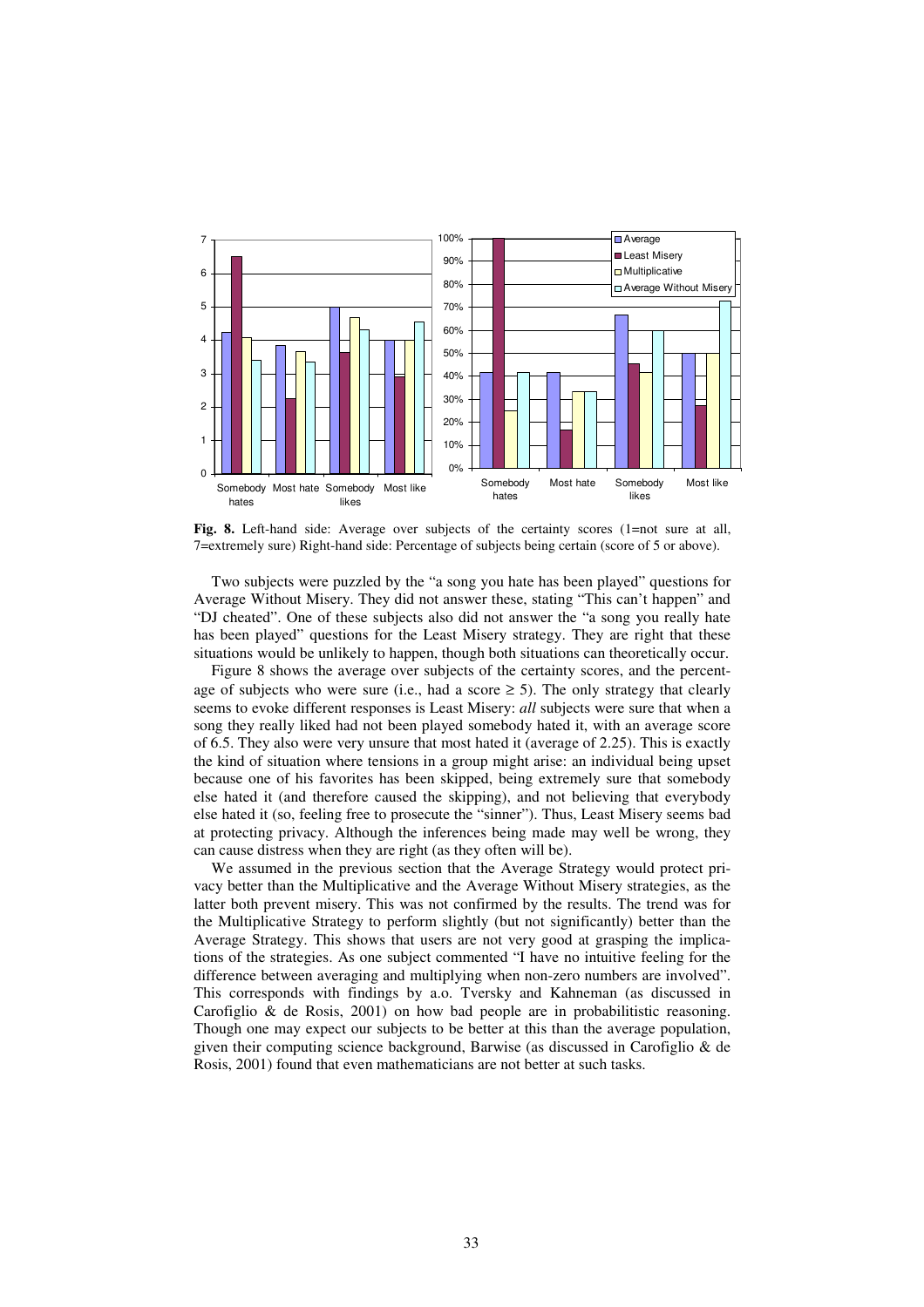**Fig. 8.** Left-hand side: Average over subjects of the certainty scores (1=not sure at all, 7=extremely sure) Right-hand side: Percentage of subjects being certain (score of 5 or above).

Two subjects were puzzled by the "a song you hate has been played" questions for Average Without Misery. They did not answer these, stating "This can't happen" and "DJ cheated". One of these subjects also did not answer the "a song you really hate has been played" questions for the Least Misery strategy. They are right that these situations would be unlikely to happen, though both situations can theoretically occur.

Figure 8 shows the average over subjects of the certainty scores, and the percentage of subjects who were sure (i.e., had a score ≥ 5). The only strategy that clearly seems to evoke different responses is Least Misery: *all* subjects were sure that when a song they really liked had not been played somebody hated it, with an average score of 6.5. They also were very unsure that most hated it (average of 2.25). This is exactly the kind of situation where tensions in a group might arise: an individual being upset because one of his favorites has been skipped, being extremely sure that somebody else hated it (and therefore caused the skipping), and not believing that everybody else hated it (so, feeling free to prosecute the "sinner"). Thus, Least Misery seems bad at protecting privacy. Although the inferences being made may well be wrong, they can cause distress when they are right (as they often will be).

We assumed in the previous section that the Average Strategy would protect privacy better than the Multiplicative and the Average Without Misery strategies, as the latter both prevent misery. This was not confirmed by the results. The trend was for the Multiplicative Strategy to perform slightly (but not significantly) better than the Average Strategy. This shows that users are not very good at grasping the implications of the strategies. As one subject commented "I have no intuitive feeling for the difference between averaging and multiplying when non-zero numbers are involved". This corresponds with findings by a.o. Tversky and Kahneman (as discussed in Carofiglio & de Rosis, 2001) on how bad people are in probabilitistic reasoning. Though one may expect our subjects to be better at this than the average population, given their computing science background, Barwise (as discussed in Carofiglio & de Rosis, 2001) found that even mathematicians are not better at such tasks.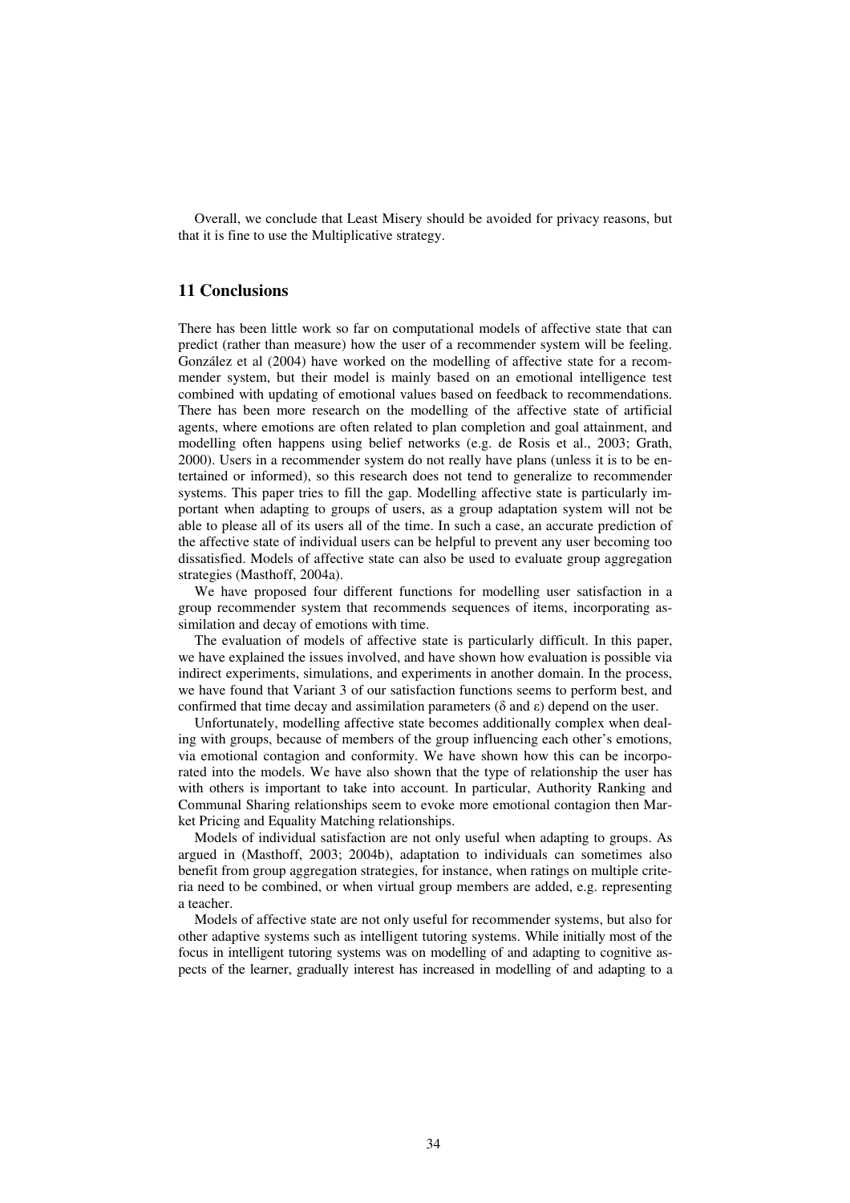Overall, we conclude that Least Misery should be avoided for privacy reasons, but that it is fine to use the Multiplicative strategy.

## 11 Conclusions

There has been little work so far on computational models of affective state that can predict (rather than measure) how the user of a recommender system will be feeling. González et al (2004) have worked on the modelling of affective state for a recommender system, but their model is mainly based on an emotional intelligence test combined with updating of emotional values based on feedback to recommendations. There has been more research on the modelling of the affective state of artificial agents, where emotions are often related to plan completion and goal attainment, and modelling often happens using belief networks (e.g. de Rosis et al., 2003; Grath, 2000). Users in a recommender system do not really have plans (unless it is to be entertained or informed), so this research does not tend to generalize to recommender systems. This paper tries to fill the gap. Modelling affective state is particularly important when adapting to groups of users, as a group adaptation system will not be able to please all of its users all of the time. In such a case, an accurate prediction of the affective state of individual users can be helpful to prevent any user becoming too dissatisfied. Models of affective state can also be used to evaluate group aggregation strategies (Masthoff, 2004a).

We have proposed four different functions for modelling user satisfaction in a group recommender system that recommends sequences of items, incorporating assimilation and decay of emotions with time.

The evaluation of models of affective state is particularly difficult. In this paper, we have explained the issues involved, and have shown how evaluation is possible via indirect experiments, simulations, and experiments in another domain. In the process, we have found that Variant 3 of our satisfaction functions seems to perform best, and confirmed that time decay and assimilation parameters ($\delta$ and $\varepsilon$) depend on the user.

Unfortunately, modelling affective state becomes additionally complex when dealing with groups, because of members of the group influencing each other's emotions, via emotional contagion and conformity. We have shown how this can be incorporated into the models. We have also shown that the type of relationship the user has with others is important to take into account. In particular, Authority Ranking and Communal Sharing relationships seem to evoke more emotional contagion then Market Pricing and Equality Matching relationships.

Models of individual satisfaction are not only useful when adapting to groups. As argued in (Masthoff, 2003; 2004b), adaptation to individuals can sometimes also benefit from group aggregation strategies, for instance, when ratings on multiple criteria need to be combined, or when virtual group members are added, e.g. representing a teacher.

Models of affective state are not only useful for recommender systems, but also for other adaptive systems such as intelligent tutoring systems. While initially most of the focus in intelligent tutoring systems was on modelling of and adapting to cognitive aspects of the learner, gradually interest has increased in modelling of and adapting to a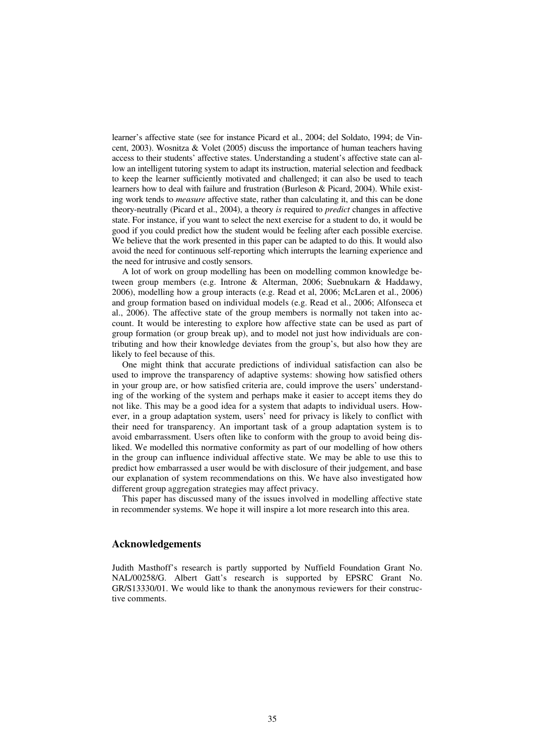learner's affective state (see for instance Picard et al., 2004; del Soldato, 1994; de Vincent, 2003). Wosnitza & Volet (2005) discuss the importance of human teachers having access to their students' affective states. Understanding a student's affective state can allow an intelligent tutoring system to adapt its instruction, material selection and feedback to keep the learner sufficiently motivated and challenged; it can also be used to teach learners how to deal with failure and frustration (Burleson & Picard, 2004). While existing work tends to *measure* affective state, rather than calculating it, and this can be done theory-neutrally (Picard et al., 2004), a theory *is* required to *predict* changes in affective state. For instance, if you want to select the next exercise for a student to do, it would be good if you could predict how the student would be feeling after each possible exercise. We believe that the work presented in this paper can be adapted to do this. It would also avoid the need for continuous self-reporting which interrupts the learning experience and the need for intrusive and costly sensors.

A lot of work on group modelling has been on modelling common knowledge between group members (e.g. Introne & Alterman, 2006; Suebnukarn & Haddawy, 2006), modelling how a group interacts (e.g. Read et al, 2006; McLaren et al., 2006) and group formation based on individual models (e.g. Read et al., 2006; Alfonseca et al., 2006). The affective state of the group members is normally not taken into account. It would be interesting to explore how affective state can be used as part of group formation (or group break up), and to model not just how individuals are contributing and how their knowledge deviates from the group's, but also how they are likely to feel because of this.

One might think that accurate predictions of individual satisfaction can also be used to improve the transparency of adaptive systems: showing how satisfied others in your group are, or how satisfied criteria are, could improve the users' understanding of the working of the system and perhaps make it easier to accept items they do not like. This may be a good idea for a system that adapts to individual users. However, in a group adaptation system, users' need for privacy is likely to conflict with their need for transparency. An important task of a group adaptation system is to avoid embarrassment. Users often like to conform with the group to avoid being disliked. We modelled this normative conformity as part of our modelling of how others in the group can influence individual affective state. We may be able to use this to predict how embarrassed a user would be with disclosure of their judgement, and base our explanation of system recommendations on this. We have also investigated how different group aggregation strategies may affect privacy.

This paper has discussed many of the issues involved in modelling affective state in recommender systems. We hope it will inspire a lot more research into this area.

## Acknowledgements

Judith Masthoff's research is partly supported by Nuffield Foundation Grant No. NAL/00258/G. Albert Gatt's research is supported by EPSRC Grant No. GR/S13330/01. We would like to thank the anonymous reviewers for their constructive comments.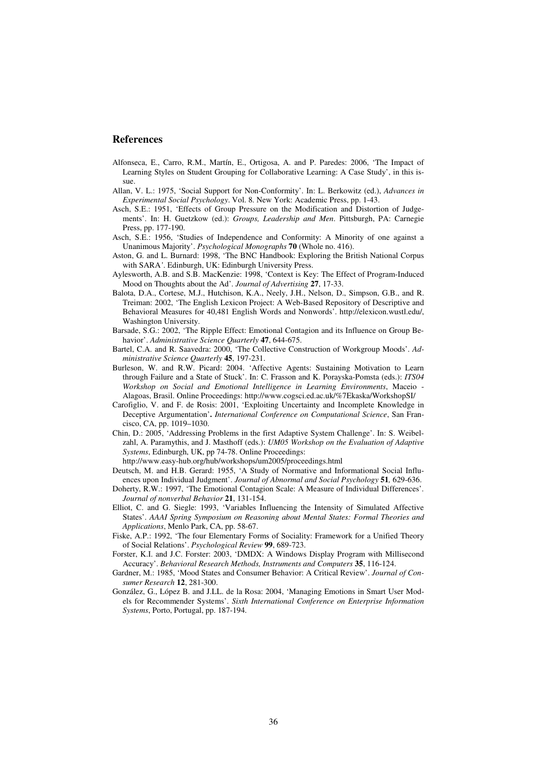## References

Alfonseca, E., Carro, R.M., Martín, E., Ortigosa, A. and P. Paredes: 2006, 'The Impact of Learning Styles on Student Grouping for Collaborative Learning: A Case Study', in this issue.

Allan, V. L.: 1975, 'Social Support for Non-Conformity'. In: L. Berkowitz (ed.), *Advances in Experimental Social Psychology*. Vol. 8. New York: Academic Press, pp. 1-43.

Asch, S.E.: 1951, 'Effects of Group Pressure on the Modification and Distortion of Judgements'. In: H. Guetzkow (ed.): *Groups, Leadership and Men*. Pittsburgh, PA: Carnegie Press, pp. 177-190.

Asch, S.E.: 1956, 'Studies of Independence and Conformity: A Minority of one against a Unanimous Majority'. *Psychological Monographs* **70** (Whole no. 416).

Aston, G. and L. Burnard: 1998, 'The BNC Handbook: Exploring the British National Corpus with SARA'. Edinburgh, UK: Edinburgh University Press.

Aylesworth, A.B. and S.B. MacKenzie: 1998, 'Context is Key: The Effect of Program-Induced Mood on Thoughts about the Ad'. *Journal of Advertising* **27**, 17-33.

Balota, D.A., Cortese, M.J., Hutchison, K.A., Neely, J.H., Nelson, D., Simpson, G.B., and R. Treiman: 2002, 'The English Lexicon Project: A Web-Based Repository of Descriptive and Behavioral Measures for 40,481 English Words and Nonwords'. http://elexicon.wustl.edu/, Washington University.

Barsade, S.G.: 2002, 'The Ripple Effect: Emotional Contagion and its Influence on Group Behavior'. *Administrative Science Quarterly* **47**, 644-675.

Bartel, C.A. and R. Saavedra: 2000, 'The Collective Construction of Workgroup Moods'. *Administrative Science Quarterly* **45**, 197-231.

Burleson, W. and R.W. Picard: 2004. 'Affective Agents: Sustaining Motivation to Learn through Failure and a State of Stuck'. In: C. Frasson and K. Porayska-Pomsta (eds.): *ITS04 Workshop on Social and Emotional Intelligence in Learning Environments*, Maceio - Alagoas, Brasil. Online Proceedings: http://www.cogsci.ed.ac.uk/%7Ekaska/WorkshopSI/

Carofiglio, V. and F. de Rosis: 2001, 'Exploiting Uncertainty and Incomplete Knowledge in Deceptive Argumentation'**.** *International Conference on Computational Science*, San Francisco, CA, pp. 1019–1030.

Chin, D.: 2005, 'Addressing Problems in the first Adaptive System Challenge'. In: S. Weibelzahl, A. Paramythis, and J. Masthoff (eds.): *UM05 Workshop on the Evaluation of Adaptive Systems*, Edinburgh, UK, pp 74-78. Online Proceedings: http://www.easy-hub.org/hub/workshops/um2005/proceedings.html

Deutsch, M. and H.B. Gerard: 1955, 'A Study of Normative and Informational Social Influences upon Individual Judgment'. *Journal of Abnormal and Social Psychology* **51***,* 629-636.

Doherty, R.W.: 1997, 'The Emotional Contagion Scale: A Measure of Individual Differences'. *Journal of nonverbal Behavior* **21**, 131-154.

Elliot, C. and G. Siegle: 1993, 'Variables Influencing the Intensity of Simulated Affective States'. *AAAI Spring Symposium on Reasoning about Mental States: Formal Theories and Applications*, Menlo Park, CA, pp. 58-67.

Fiske, A.P.: 1992, 'The four Elementary Forms of Sociality: Framework for a Unified Theory of Social Relations'. *Psychological Review* **99**, 689-723.

Forster, K.I. and J.C. Forster: 2003, 'DMDX: A Windows Display Program with Millisecond Accuracy'. *Behavioral Research Methods, Instruments and Computers* **35**, 116-124.

Gardner, M.: 1985, 'Mood States and Consumer Behavior: A Critical Review'. *Journal of Consumer Research* **12**, 281-300.

González, G., López B. and J.LL. de la Rosa: 2004, 'Managing Emotions in Smart User Models for Recommender Systems'. *Sixth International Conference on Enterprise Information Systems*, Porto, Portugal, pp. 187-194.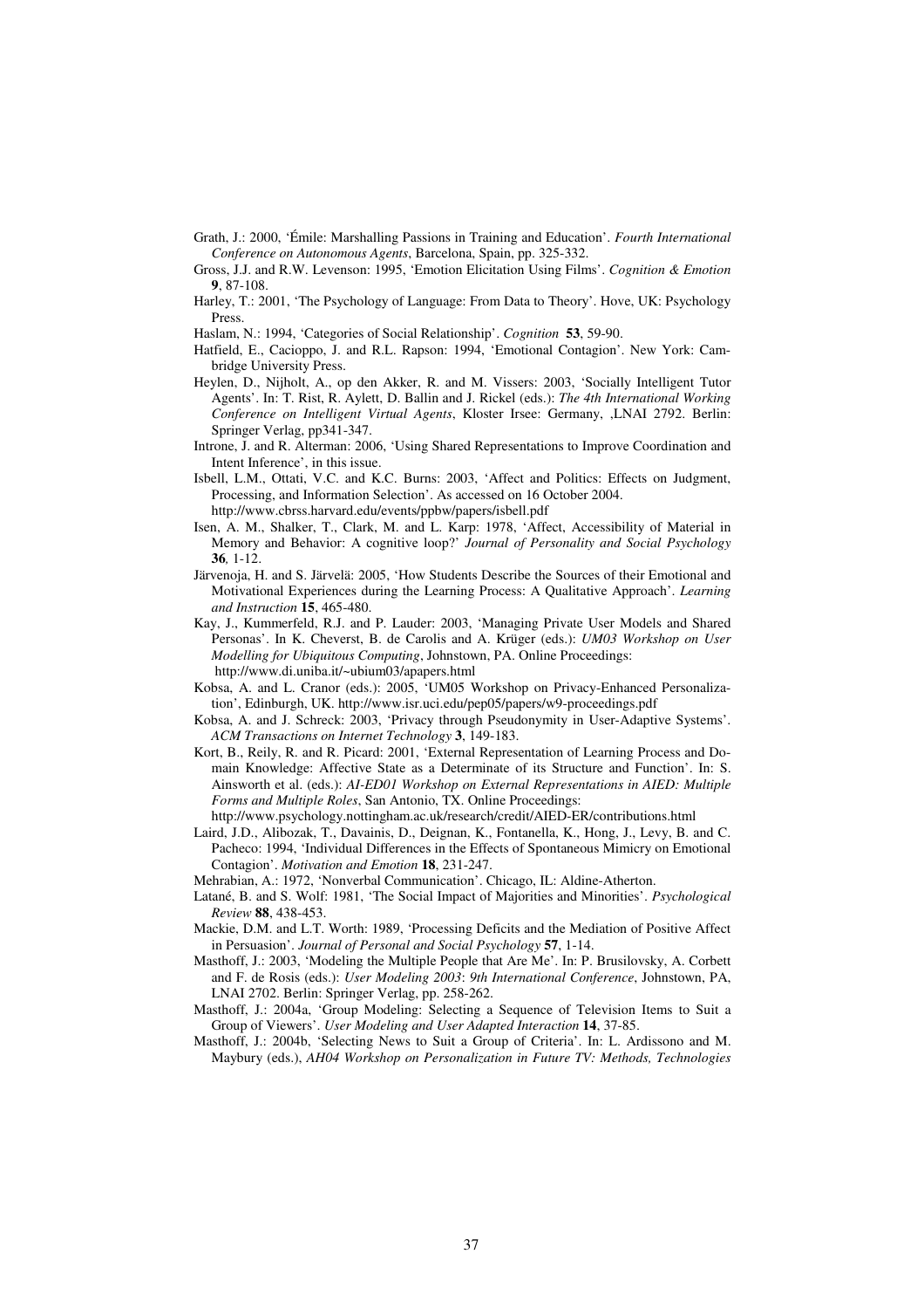Grath, J.: 2000, 'Émile: Marshalling Passions in Training and Education'. *Fourth International Conference on Autonomous Agents*, Barcelona, Spain, pp. 325-332.

Gross, J.J. and R.W. Levenson: 1995, 'Emotion Elicitation Using Films'. *Cognition & Emotion* **9**, 87-108.

Harley, T.: 2001, 'The Psychology of Language: From Data to Theory'. Hove, UK: Psychology Press.

Haslam, N.: 1994, 'Categories of Social Relationship'. *Cognition* **53**, 59-90.

Hatfield, E., Cacioppo, J. and R.L. Rapson: 1994, 'Emotional Contagion'. New York: Cambridge University Press.

Heylen, D., Nijholt, A., op den Akker, R. and M. Vissers: 2003, 'Socially Intelligent Tutor Agents'. In: T. Rist, R. Aylett, D. Ballin and J. Rickel (eds.): *The 4th International Working Conference on Intelligent Virtual Agents*, Kloster Irsee: Germany, ,LNAI 2792. Berlin: Springer Verlag, pp341-347.

Introne, J. and R. Alterman: 2006, 'Using Shared Representations to Improve Coordination and Intent Inference', in this issue.

Isbell, L.M., Ottati, V.C. and K.C. Burns: 2003, 'Affect and Politics: Effects on Judgment, Processing, and Information Selection'. As accessed on 16 October 2004. http://www.cbrss.harvard.edu/events/ppbw/papers/isbell.pdf

Isen, A. M., Shalker, T., Clark, M. and L. Karp: 1978, 'Affect, Accessibility of Material in Memory and Behavior: A cognitive loop?' *Journal of Personality and Social Psychology* **36***,* 1-12.

Järvenoja, H. and S. Järvelä: 2005, 'How Students Describe the Sources of their Emotional and Motivational Experiences during the Learning Process: A Qualitative Approach'. *Learning and Instruction* **15**, 465-480.

Kay, J., Kummerfeld, R.J. and P. Lauder: 2003, 'Managing Private User Models and Shared Personas'. In K. Cheverst, B. de Carolis and A. Krüger (eds.): *UM03 Workshop on User Modelling for Ubiquitous Computing*, Johnstown, PA. Online Proceedings: http://www.di.uniba.it/~ubium03/apapers.html

Kobsa, A. and L. Cranor (eds.): 2005, 'UM05 Workshop on Privacy-Enhanced Personalization', Edinburgh, UK. http://www.isr.uci.edu/pep05/papers/w9-proceedings.pdf

Kobsa, A. and J. Schreck: 2003, 'Privacy through Pseudonymity in User-Adaptive Systems'. *ACM Transactions on Internet Technology* **3**, 149-183.

Kort, B., Reily, R. and R. Picard: 2001, 'External Representation of Learning Process and Domain Knowledge: Affective State as a Determinate of its Structure and Function'. In: S. Ainsworth et al. (eds.): *AI-ED01 Workshop on External Representations in AIED: Multiple Forms and Multiple Roles*, San Antonio, TX. Online Proceedings: http://www.psychology.nottingham.ac.uk/research/credit/AIED-ER/contributions.html

Laird, J.D., Alibozak, T., Davainis, D., Deignan, K., Fontanella, K., Hong, J., Levy, B. and C. Pacheco: 1994, 'Individual Differences in the Effects of Spontaneous Mimicry on Emotional Contagion'. *Motivation and Emotion* **18**, 231-247.

Mehrabian, A.: 1972, 'Nonverbal Communication'. Chicago, IL: Aldine-Atherton.

Latané, B. and S. Wolf: 1981, 'The Social Impact of Majorities and Minorities'. *Psychological Review* **88**, 438-453.

Mackie, D.M. and L.T. Worth: 1989, 'Processing Deficits and the Mediation of Positive Affect in Persuasion'. *Journal of Personal and Social Psychology* **57**, 1-14.

Masthoff, J.: 2003, 'Modeling the Multiple People that Are Me'. In: P. Brusilovsky, A. Corbett and F. de Rosis (eds.): *User Modeling 2003*: *9th International Conference*, Johnstown, PA, LNAI 2702. Berlin: Springer Verlag, pp. 258-262.

Masthoff, J.: 2004a, 'Group Modeling: Selecting a Sequence of Television Items to Suit a Group of Viewers'. *User Modeling and User Adapted Interaction* **14**, 37-85.

Masthoff, J.: 2004b, 'Selecting News to Suit a Group of Criteria'. In: L. Ardissono and M. Maybury (eds.), *AH04 Workshop on Personalization in Future TV: Methods, Technologies*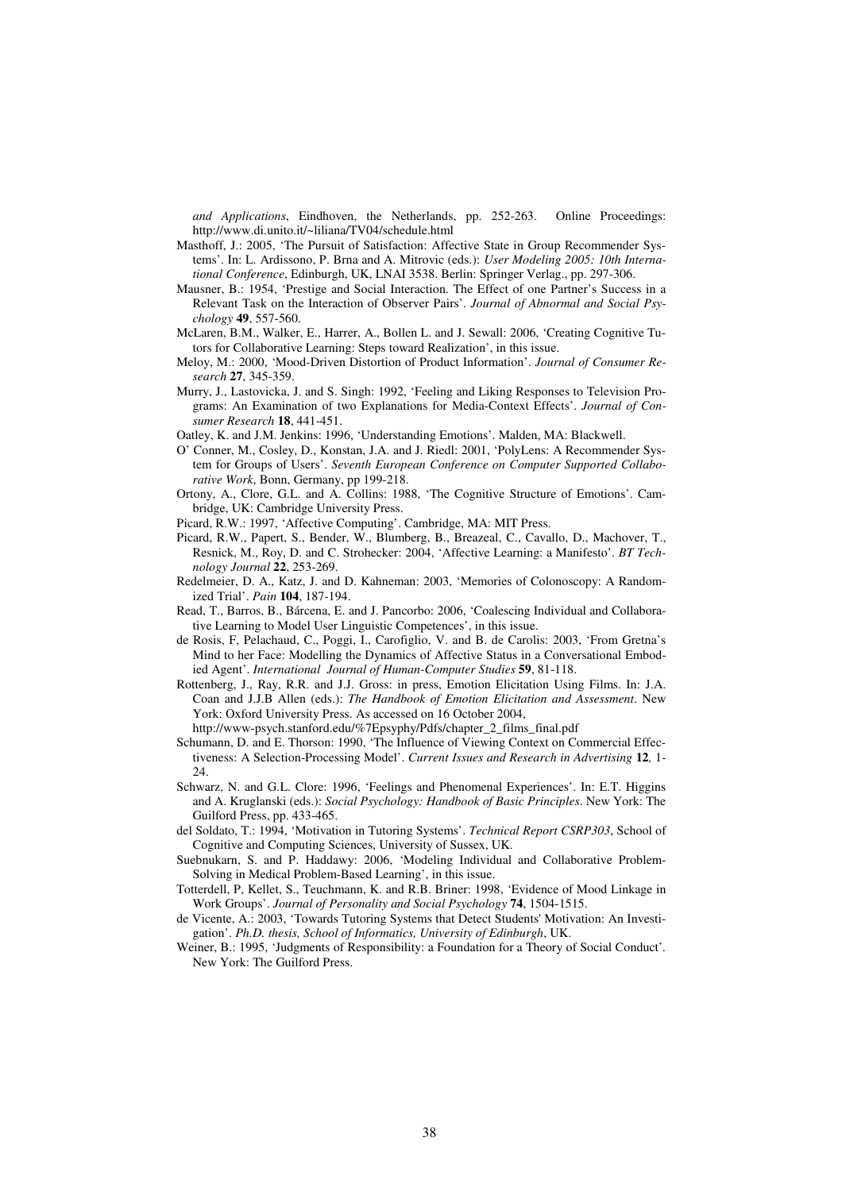*and Applications*, Eindhoven, the Netherlands, pp. 252-263. Online Proceedings: http://www.di.unito.it/~liliana/TV04/schedule.html

Masthoff, J.: 2005, 'The Pursuit of Satisfaction: Affective State in Group Recommender Systems'. In: L. Ardissono, P. Brna and A. Mitrovic (eds.): *User Modeling 2005: 10th International Conference*, Edinburgh, UK, LNAI 3538. Berlin: Springer Verlag., pp. 297-306.

Mausner, B.: 1954, 'Prestige and Social Interaction. The Effect of one Partner's Success in a Relevant Task on the Interaction of Observer Pairs'. *Journal of Abnormal and Social Psychology* **49**, 557-560.

McLaren, B.M., Walker, E., Harrer, A., Bollen L. and J. Sewall: 2006, 'Creating Cognitive Tutors for Collaborative Learning: Steps toward Realization', in this issue.

Meloy, M.: 2000, 'Mood-Driven Distortion of Product Information'. *Journal of Consumer Research* **27**, 345-359.

Murry, J., Lastovicka, J. and S. Singh: 1992, 'Feeling and Liking Responses to Television Programs: An Examination of two Explanations for Media-Context Effects'. *Journal of Consumer Research* **18**, 441-451.

Oatley, K. and J.M. Jenkins: 1996, 'Understanding Emotions'. Malden, MA: Blackwell.

O' Conner, M., Cosley, D., Konstan, J.A. and J. Riedl: 2001, 'PolyLens: A Recommender System for Groups of Users'. *Seventh European Conference on Computer Supported Collaborative Work*, Bonn, Germany, pp 199-218.

Ortony, A., Clore, G.L. and A. Collins: 1988, 'The Cognitive Structure of Emotions'. Cambridge, UK: Cambridge University Press.

Picard, R.W.: 1997, 'Affective Computing'. Cambridge, MA: MIT Press.

Picard, R.W., Papert, S., Bender, W., Blumberg, B., Breazeal, C., Cavallo, D., Machover, T., Resnick, M., Roy, D. and C. Strohecker: 2004, 'Affective Learning: a Manifesto'. *BT Technology Journal* **22**, 253-269.

Redelmeier, D. A., Katz, J. and D. Kahneman: 2003, 'Memories of Colonoscopy: A Randomized Trial'. *Pain* **104**, 187-194.

Read, T., Barros, B., Bárcena, E. and J. Pancorbo: 2006, 'Coalescing Individual and Collaborative Learning to Model User Linguistic Competences', in this issue.

de Rosis, F, Pelachaud, C., Poggi, I., Carofiglio, V. and B. de Carolis: 2003, 'From Gretna's Mind to her Face: Modelling the Dynamics of Affective Status in a Conversational Embodied Agent'. *International Journal of Human-Computer Studies* **59**, 81-118.

Rottenberg, J., Ray, R.R. and J.J. Gross: in press, Emotion Elicitation Using Films. In: J.A. Coan and J.J.B Allen (eds.): *The Handbook of Emotion Elicitation and Assessment*. New York: Oxford University Press. As accessed on 16 October 2004, http://www-psych.stanford.edu/%7Epsyphy/Pdfs/chapter_2_films_final.pdf

Schumann, D. and E. Thorson: 1990, 'The Influence of Viewing Context on Commercial Effectiveness: A Selection-Processing Model'. *Current Issues and Research in Advertising* **12**, 1-24.

Schwarz, N. and G.L. Clore: 1996, 'Feelings and Phenomenal Experiences'. In: E.T. Higgins and A. Kruglanski (eds.): *Social Psychology: Handbook of Basic Principles*. New York: The Guilford Press, pp. 433-465.

del Soldato, T.: 1994, 'Motivation in Tutoring Systems'. *Technical Report CSRP303*, School of Cognitive and Computing Sciences, University of Sussex, UK.

Suebnukarn, S. and P. Haddawy: 2006, 'Modeling Individual and Collaborative Problem-Solving in Medical Problem-Based Learning', in this issue.

Totterdell, P, Kellet, S., Teuchmann, K. and R.B. Briner: 1998, 'Evidence of Mood Linkage in Work Groups'. *Journal of Personality and Social Psychology* **74**, 1504-1515.

de Vicente, A.: 2003, 'Towards Tutoring Systems that Detect Students' Motivation: An Investigation'. *Ph.D. thesis, School of Informatics, University of Edinburgh*, UK.

Weiner, B.: 1995, 'Judgments of Responsibility: a Foundation for a Theory of Social Conduct'. New York: The Guilford Press.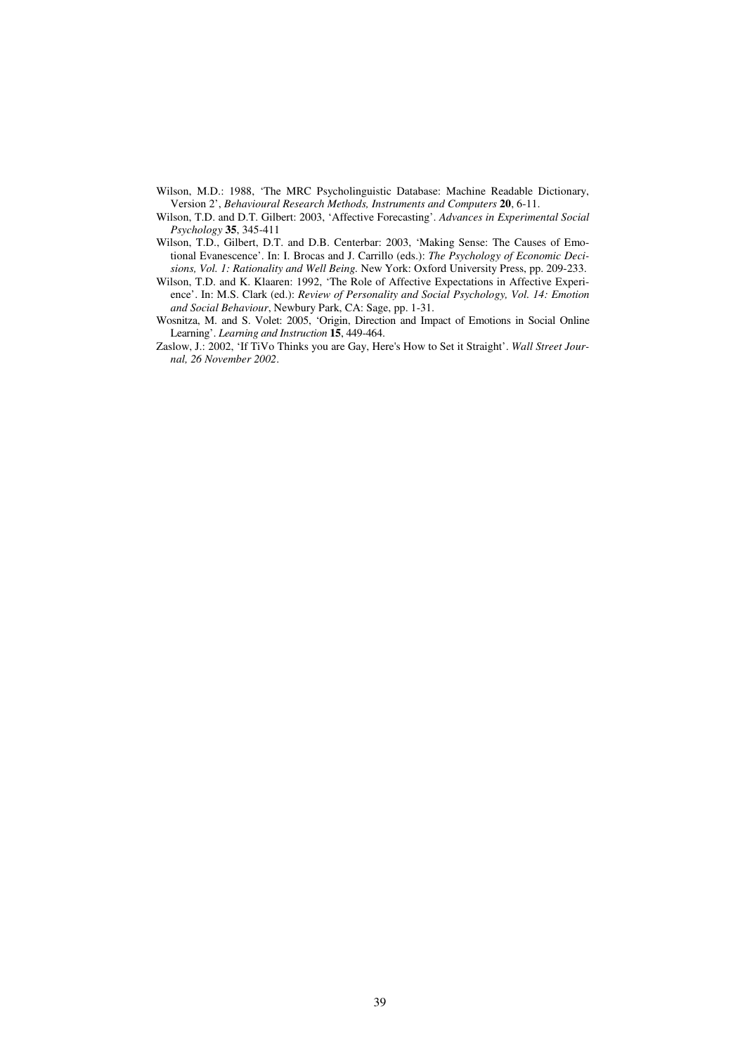Wilson, M.D.: 1988, 'The MRC Psycholinguistic Database: Machine Readable Dictionary, Version 2', *Behavioural Research Methods, Instruments and Computers* **20**, 6-11.

Wilson, T.D. and D.T. Gilbert: 2003, 'Affective Forecasting'. *Advances in Experimental Social Psychology* **35**, 345-411

Wilson, T.D., Gilbert, D.T. and D.B. Centerbar: 2003, 'Making Sense: The Causes of Emotional Evanescence'. In: I. Brocas and J. Carrillo (eds.): *The Psychology of Economic Decisions, Vol. 1: Rationality and Well Being.* New York: Oxford University Press, pp. 209-233.

Wilson, T.D. and K. Klaaren: 1992, 'The Role of Affective Expectations in Affective Experience'. In: M.S. Clark (ed.): *Review of Personality and Social Psychology, Vol. 14: Emotion and Social Behaviour*, Newbury Park, CA: Sage, pp. 1-31.

Wosnitza, M. and S. Volet: 2005, 'Origin, Direction and Impact of Emotions in Social Online Learning'. *Learning and Instruction* **15**, 449-464.

Zaslow, J.: 2002, 'If TiVo Thinks you are Gay, Here's How to Set it Straight'. *Wall Street Journal, 26 November 2002*.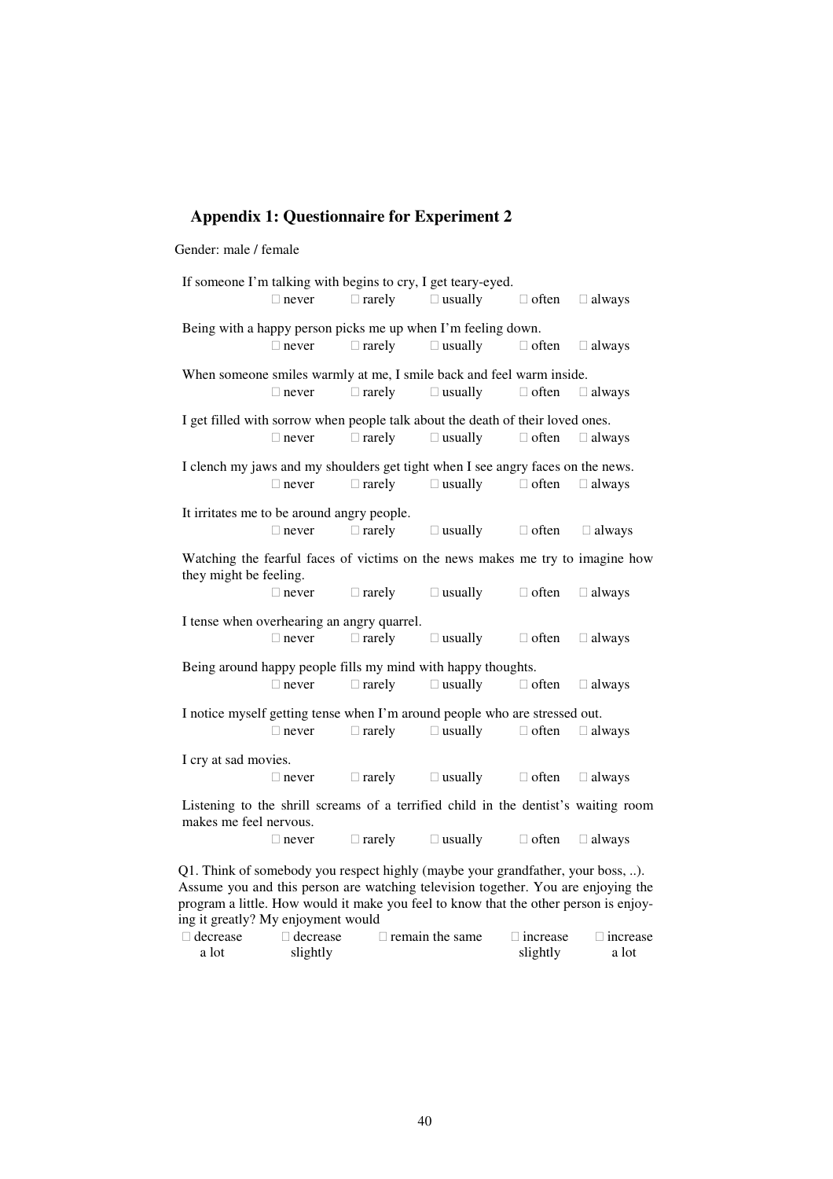## Appendix 1: Questionnaire for Experiment 2

Gender: male / female

If someone I'm talking with begins to cry, I get teary-eyed.
□ never □ rarely □ usually □ often □ always

Being with a happy person picks me up when I'm feeling down.
□ never □ rarely □ usually □ often □ always

When someone smiles warmly at me, I smile back and feel warm inside.
□ never □ rarely □ usually □ often □ always

I get filled with sorrow when people talk about the death of their loved ones.
□ never □ rarely □ usually □ often □ always

I clench my jaws and my shoulders get tight when I see angry faces on the news.
□ never □ rarely □ usually □ often □ always

It irritates me to be around angry people.
□ never □ rarely □ usually □ often □ always

Watching the fearful faces of victims on the news makes me try to imagine how they might be feeling.
□ never □ rarely □ usually □ often □ always

I tense when overhearing an angry quarrel.
□ never □ rarely □ usually □ often □ always

Being around happy people fills my mind with happy thoughts.
□ never □ rarely □ usually □ often □ always

I notice myself getting tense when I'm around people who are stressed out.
□ never □ rarely □ usually □ often □ always

I cry at sad movies.
□ never □ rarely □ usually □ often □ always

Listening to the shrill screams of a terrified child in the dentist's waiting room makes me feel nervous.
□ never □ rarely □ usually □ often □ always

Q1. Think of somebody you respect highly (maybe your grandfather, your boss, ..). Assume you and this person are watching television together. You are enjoying the program a little. How would it make you feel to know that the other person is enjoying it greatly? My enjoyment would

□ decrease a lot □ decrease slightly □ remain the same □ increase slightly □ increase a lot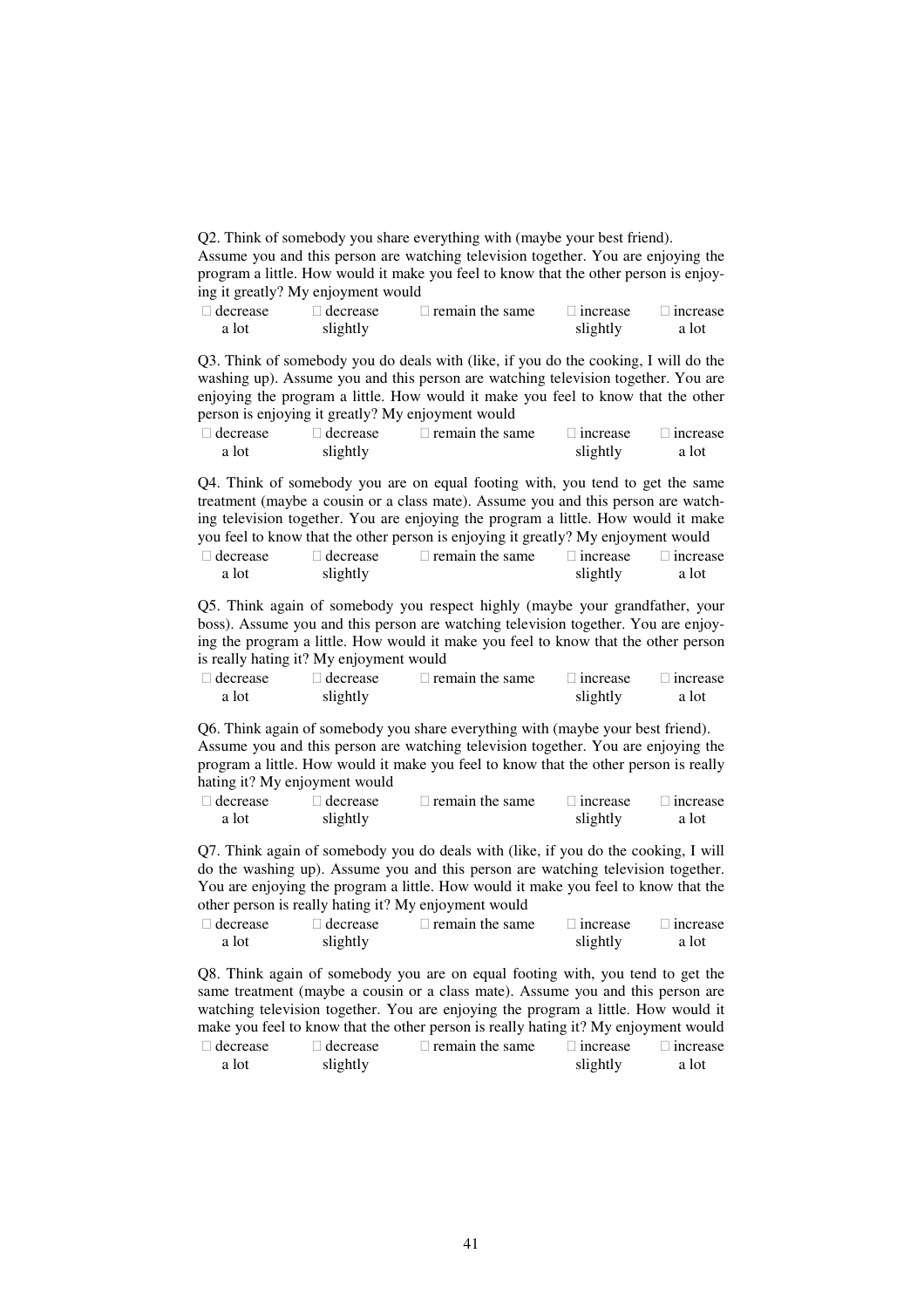Q2. Think of somebody you share everything with (maybe your best friend). Assume you and this person are watching television together. You are enjoying the program a little. How would it make you feel to know that the other person is enjoying it greatly? My enjoyment would

□ decrease a lot □ decrease slightly □ remain the same □ increase slightly □ increase a lot

Q3. Think of somebody you do deals with (like, if you do the cooking, I will do the washing up). Assume you and this person are watching television together. You are enjoying the program a little. How would it make you feel to know that the other person is enjoying it greatly? My enjoyment would

□ decrease a lot □ decrease slightly □ remain the same □ increase slightly □ increase a lot

Q4. Think of somebody you are on equal footing with, you tend to get the same treatment (maybe a cousin or a class mate). Assume you and this person are watching television together. You are enjoying the program a little. How would it make you feel to know that the other person is enjoying it greatly? My enjoyment would

□ decrease a lot □ decrease slightly □ remain the same □ increase slightly □ increase a lot

Q5. Think again of somebody you respect highly (maybe your grandfather, your boss). Assume you and this person are watching television together. You are enjoying the program a little. How would it make you feel to know that the other person is really hating it? My enjoyment would

□ decrease a lot □ decrease slightly □ remain the same □ increase slightly □ increase a lot

Q6. Think again of somebody you share everything with (maybe your best friend). Assume you and this person are watching television together. You are enjoying the program a little. How would it make you feel to know that the other person is really hating it? My enjoyment would

□ decrease a lot □ decrease slightly □ remain the same □ increase slightly □ increase a lot

Q7. Think again of somebody you do deals with (like, if you do the cooking, I will do the washing up). Assume you and this person are watching television together. You are enjoying the program a little. How would it make you feel to know that the other person is really hating it? My enjoyment would

□ decrease a lot □ decrease slightly □ remain the same □ increase slightly □ increase a lot

Q8. Think again of somebody you are on equal footing with, you tend to get the same treatment (maybe a cousin or a class mate). Assume you and this person are watching television together. You are enjoying the program a little. How would it make you feel to know that the other person is really hating it? My enjoyment would

□ decrease a lot □ decrease slightly □ remain the same □ increase slightly □ increase a lot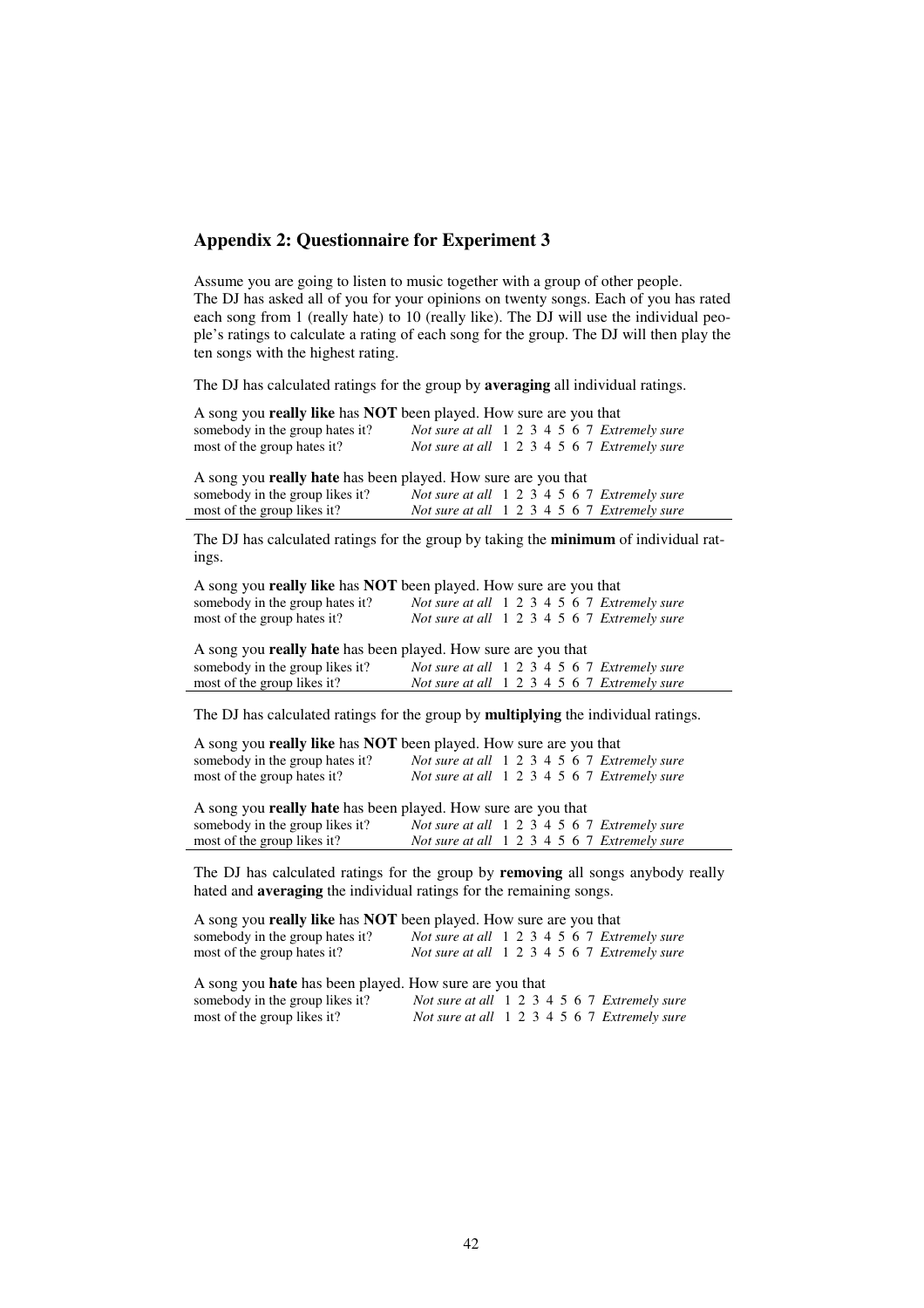## Appendix 2: Questionnaire for Experiment 3

Assume you are going to listen to music together with a group of other people. The DJ has asked all of you for your opinions on twenty songs. Each of you has rated each song from 1 (really hate) to 10 (really like). The DJ will use the individual people's ratings to calculate a rating of each song for the group. The DJ will then play the ten songs with the highest rating.

The DJ has calculated ratings for the group by **averaging** all individual ratings.

A song you **really like** has **NOT** been played. How sure are you that

| | |
|---|---|
| somebody in the group hates it? | *Not sure at all* 1 2 3 4 5 6 7 *Extremely sure* |
| most of the group hates it? | *Not sure at all* 1 2 3 4 5 6 7 *Extremely sure* |

A song you **really hate** has been played. How sure are you that

| | |
|---|---|
| somebody in the group likes it? | *Not sure at all* 1 2 3 4 5 6 7 *Extremely sure* |
| most of the group likes it? | *Not sure at all* 1 2 3 4 5 6 7 *Extremely sure* |

---

The DJ has calculated ratings for the group by taking the **minimum** of individual ratings.

A song you **really like** has **NOT** been played. How sure are you that

| | |
|---|---|
| somebody in the group hates it? | *Not sure at all* 1 2 3 4 5 6 7 *Extremely sure* |
| most of the group hates it? | *Not sure at all* 1 2 3 4 5 6 7 *Extremely sure* |

A song you **really hate** has been played. How sure are you that

| | |
|---|---|
| somebody in the group likes it? | *Not sure at all* 1 2 3 4 5 6 7 *Extremely sure* |
| most of the group likes it? | *Not sure at all* 1 2 3 4 5 6 7 *Extremely sure* |

---

The DJ has calculated ratings for the group by **multiplying** the individual ratings.

A song you **really like** has **NOT** been played. How sure are you that

| | |
|---|---|
| somebody in the group hates it? | *Not sure at all* 1 2 3 4 5 6 7 *Extremely sure* |
| most of the group hates it? | *Not sure at all* 1 2 3 4 5 6 7 *Extremely sure* |

A song you **really hate** has been played. How sure are you that

| | |
|---|---|
| somebody in the group likes it? | *Not sure at all* 1 2 3 4 5 6 7 *Extremely sure* |
| most of the group likes it? | *Not sure at all* 1 2 3 4 5 6 7 *Extremely sure* |

---

The DJ has calculated ratings for the group by **removing** all songs anybody really hated and **averaging** the individual ratings for the remaining songs.

A song you **really like** has **NOT** been played. How sure are you that

| | |
|---|---|
| somebody in the group hates it? | *Not sure at all* 1 2 3 4 5 6 7 *Extremely sure* |
| most of the group hates it? | *Not sure at all* 1 2 3 4 5 6 7 *Extremely sure* |

A song you **hate** has been played. How sure are you that

| | |
|---|---|
| somebody in the group likes it? | *Not sure at all* 1 2 3 4 5 6 7 *Extremely sure* |
| most of the group likes it? | *Not sure at all* 1 2 3 4 5 6 7 *Extremely sure* |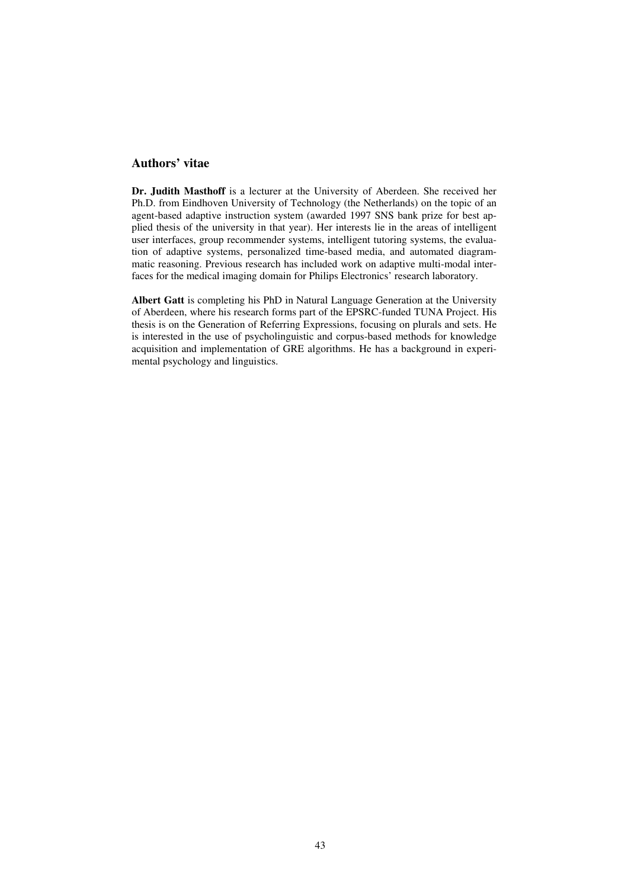## Authors' vitae

**Dr. Judith Masthoff** is a lecturer at the University of Aberdeen. She received her Ph.D. from Eindhoven University of Technology (the Netherlands) on the topic of an agent-based adaptive instruction system (awarded 1997 SNS bank prize for best applied thesis of the university in that year). Her interests lie in the areas of intelligent user interfaces, group recommender systems, intelligent tutoring systems, the evaluation of adaptive systems, personalized time-based media, and automated diagrammatic reasoning. Previous research has included work on adaptive multi-modal interfaces for the medical imaging domain for Philips Electronics' research laboratory.

**Albert Gatt** is completing his PhD in Natural Language Generation at the University of Aberdeen, where his research forms part of the EPSRC-funded TUNA Project. His thesis is on the Generation of Referring Expressions, focusing on plurals and sets. He is interested in the use of psycholinguistic and corpus-based methods for knowledge acquisition and implementation of GRE algorithms. He has a background in experimental psychology and linguistics.